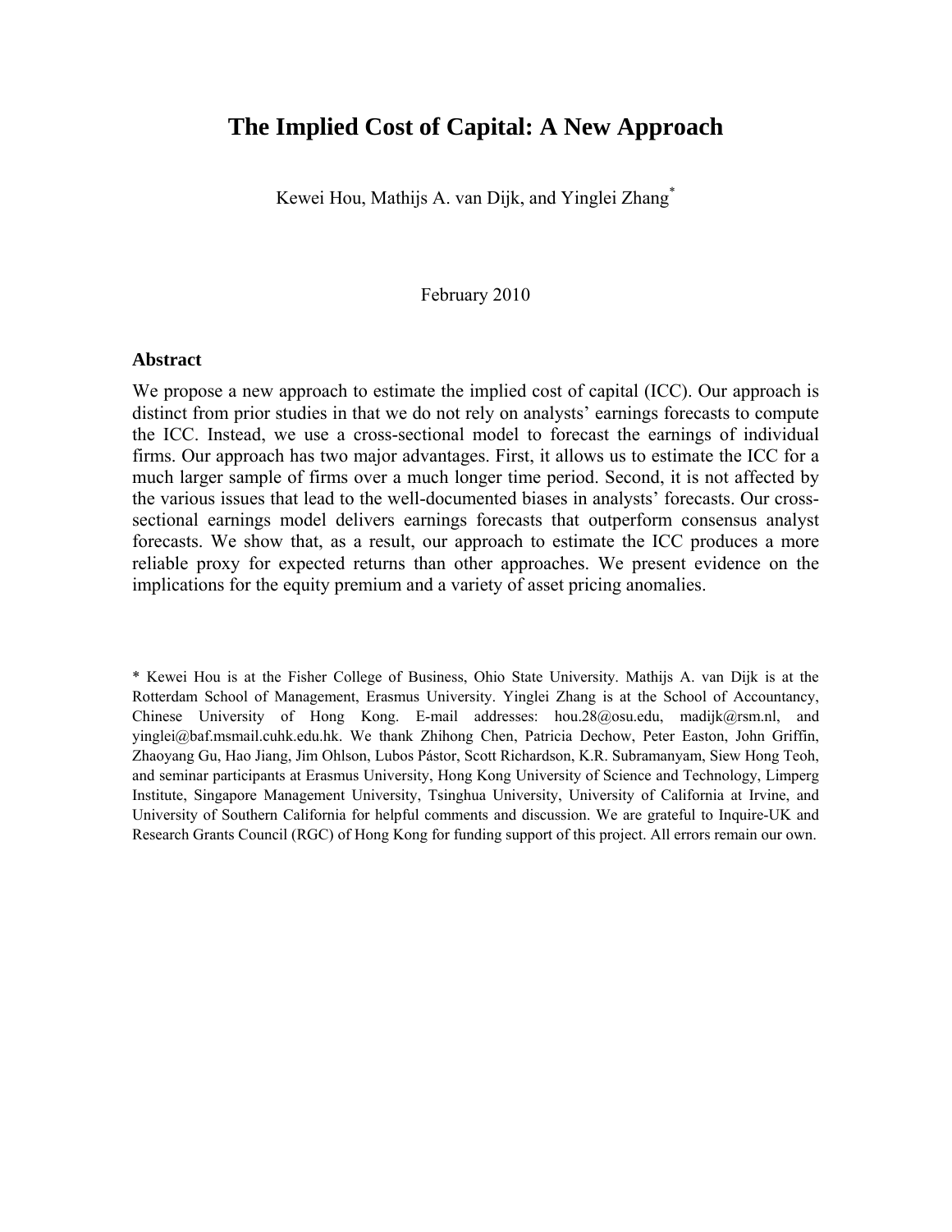# The Implied Cost of Capital: A New Approach

Kewei Hou, Mathijs A. van Dijk, and Yinglei Zhang[*]

February 2010

## Abstract

We propose a new approach to estimate the implied cost of capital (ICC). Our approach is distinct from prior studies in that we do not rely on analysts' earnings forecasts to compute the ICC. Instead, we use a cross-sectional model to forecast the earnings of individual firms. Our approach has two major advantages. First, it allows us to estimate the ICC for a much larger sample of firms over a much longer time period. Second, it is not affected by the various issues that lead to the well-documented biases in analysts' forecasts. Our cross-sectional earnings model delivers earnings forecasts that outperform consensus analyst forecasts. We show that, as a result, our approach to estimate the ICC produces a more reliable proxy for expected returns than other approaches. We present evidence on the implications for the equity premium and a variety of asset pricing anomalies.

[*] Kewei Hou is at the Fisher College of Business, Ohio State University. Mathijs A. van Dijk is at the Rotterdam School of Management, Erasmus University. Yinglei Zhang is at the School of Accountancy, Chinese University of Hong Kong. E-mail addresses: hou.28@osu.edu, madijk@rsm.nl, and yinglei@baf.msmail.cuhk.edu.hk. We thank Zhihong Chen, Patricia Dechow, Peter Easton, John Griffin, Zhaoyang Gu, Hao Jiang, Jim Ohlson, Lubos Pástor, Scott Richardson, K.R. Subramanyam, Siew Hong Teoh, and seminar participants at Erasmus University, Hong Kong University of Science and Technology, Limperg Institute, Singapore Management University, Tsinghua University, University of California at Irvine, and University of Southern California for helpful comments and discussion. We are grateful to Inquire-UK and Research Grants Council (RGC) of Hong Kong for funding support of this project. All errors remain our own.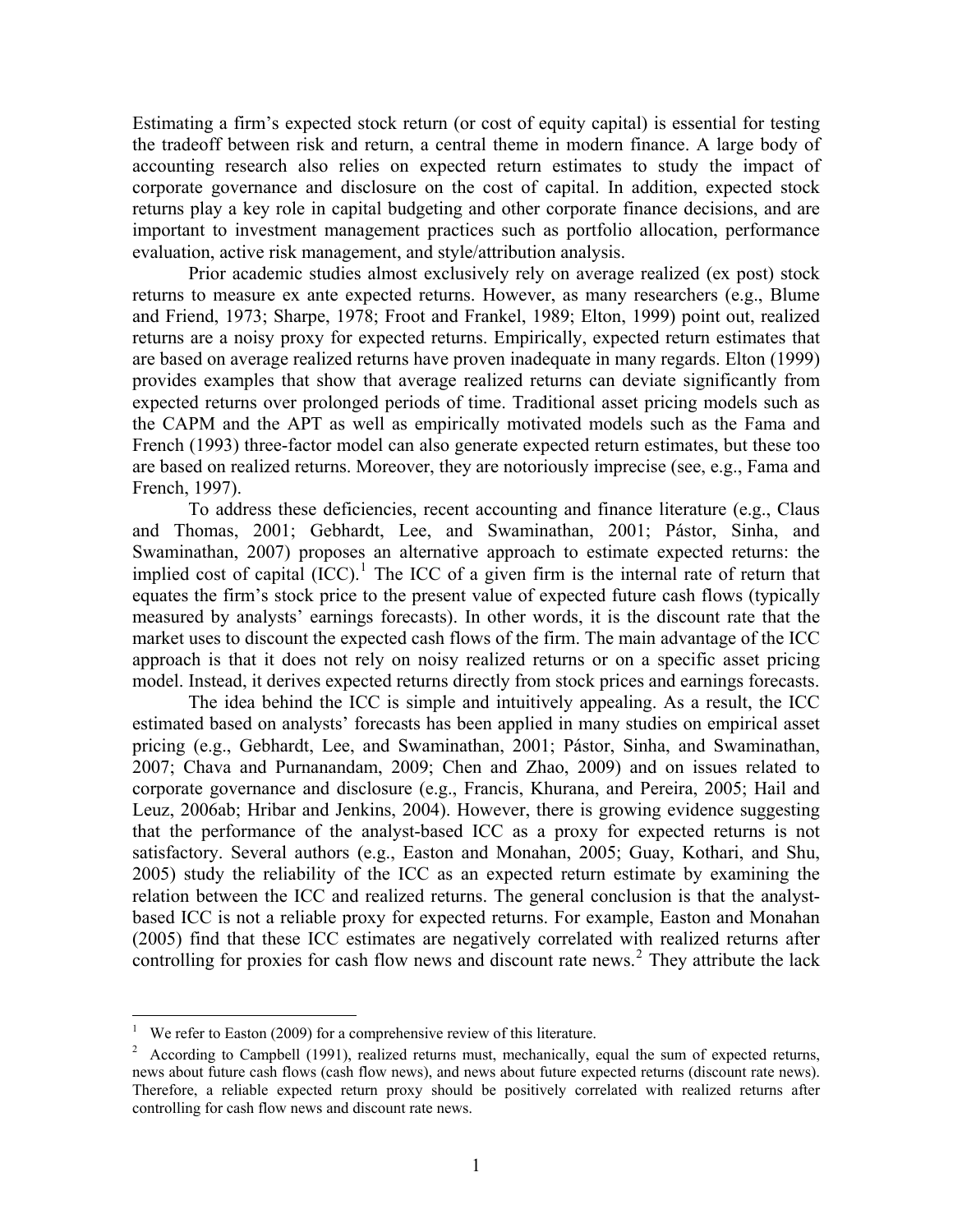Estimating a firm's expected stock return (or cost of equity capital) is essential for testing the tradeoff between risk and return, a central theme in modern finance. A large body of accounting research also relies on expected return estimates to study the impact of corporate governance and disclosure on the cost of capital. In addition, expected stock returns play a key role in capital budgeting and other corporate finance decisions, and are important to investment management practices such as portfolio allocation, performance evaluation, active risk management, and style/attribution analysis.

Prior academic studies almost exclusively rely on average realized (ex post) stock returns to measure ex ante expected returns. However, as many researchers (e.g., Blume and Friend, 1973; Sharpe, 1978; Froot and Frankel, 1989; Elton, 1999) point out, realized returns are a noisy proxy for expected returns. Empirically, expected return estimates that are based on average realized returns have proven inadequate in many regards. Elton (1999) provides examples that show that average realized returns can deviate significantly from expected returns over prolonged periods of time. Traditional asset pricing models such as the CAPM and the APT as well as empirically motivated models such as the Fama and French (1993) three-factor model can also generate expected return estimates, but these too are based on realized returns. Moreover, they are notoriously imprecise (see, e.g., Fama and French, 1997).

To address these deficiencies, recent accounting and finance literature (e.g., Claus and Thomas, 2001; Gebhardt, Lee, and Swaminathan, 2001; Pástor, Sinha, and Swaminathan, 2007) proposes an alternative approach to estimate expected returns: the implied cost of capital (ICC).[1] The ICC of a given firm is the internal rate of return that equates the firm's stock price to the present value of expected future cash flows (typically measured by analysts' earnings forecasts). In other words, it is the discount rate that the market uses to discount the expected cash flows of the firm. The main advantage of the ICC approach is that it does not rely on noisy realized returns or on a specific asset pricing model. Instead, it derives expected returns directly from stock prices and earnings forecasts.

The idea behind the ICC is simple and intuitively appealing. As a result, the ICC estimated based on analysts' forecasts has been applied in many studies on empirical asset pricing (e.g., Gebhardt, Lee, and Swaminathan, 2001; Pástor, Sinha, and Swaminathan, 2007; Chava and Purnanandam, 2009; Chen and Zhao, 2009) and on issues related to corporate governance and disclosure (e.g., Francis, Khurana, and Pereira, 2005; Hail and Leuz, 2006ab; Hribar and Jenkins, 2004). However, there is growing evidence suggesting that the performance of the analyst-based ICC as a proxy for expected returns is not satisfactory. Several authors (e.g., Easton and Monahan, 2005; Guay, Kothari, and Shu, 2005) study the reliability of the ICC as an expected return estimate by examining the relation between the ICC and realized returns. The general conclusion is that the analyst-based ICC is not a reliable proxy for expected returns. For example, Easton and Monahan (2005) find that these ICC estimates are negatively correlated with realized returns after controlling for proxies for cash flow news and discount rate news.[2] They attribute the lack

---

[1] We refer to Easton (2009) for a comprehensive review of this literature.

[2] According to Campbell (1991), realized returns must, mechanically, equal the sum of expected returns, news about future cash flows (cash flow news), and news about future expected returns (discount rate news). Therefore, a reliable expected return proxy should be positively correlated with realized returns after controlling for cash flow news and discount rate news.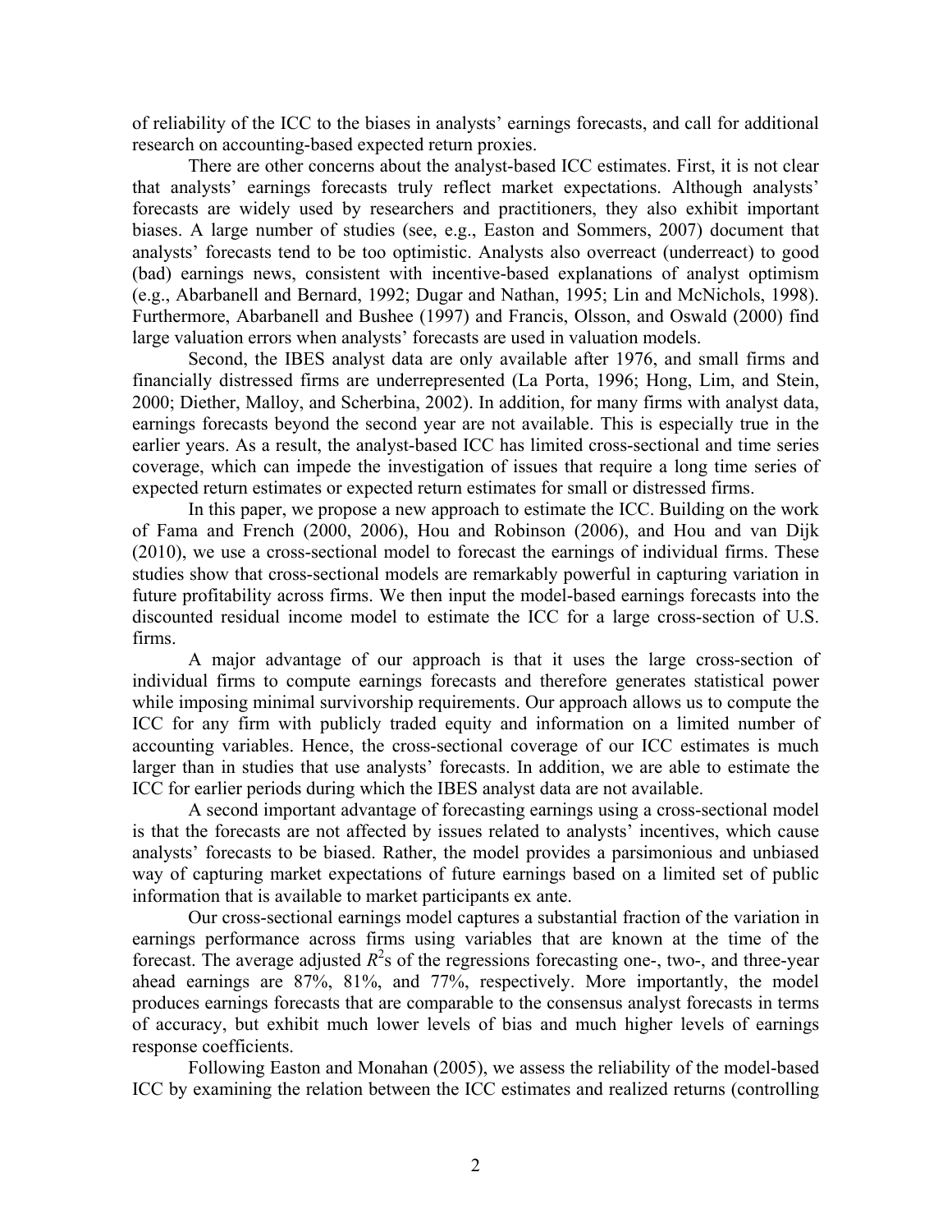of reliability of the ICC to the biases in analysts' earnings forecasts, and call for additional research on accounting-based expected return proxies.

There are other concerns about the analyst-based ICC estimates. First, it is not clear that analysts' earnings forecasts truly reflect market expectations. Although analysts' forecasts are widely used by researchers and practitioners, they also exhibit important biases. A large number of studies (see, e.g., Easton and Sommers, 2007) document that analysts' forecasts tend to be too optimistic. Analysts also overreact (underreact) to good (bad) earnings news, consistent with incentive-based explanations of analyst optimism (e.g., Abarbanell and Bernard, 1992; Dugar and Nathan, 1995; Lin and McNichols, 1998). Furthermore, Abarbanell and Bushee (1997) and Francis, Olsson, and Oswald (2000) find large valuation errors when analysts' forecasts are used in valuation models.

Second, the IBES analyst data are only available after 1976, and small firms and financially distressed firms are underrepresented (La Porta, 1996; Hong, Lim, and Stein, 2000; Diether, Malloy, and Scherbina, 2002). In addition, for many firms with analyst data, earnings forecasts beyond the second year are not available. This is especially true in the earlier years. As a result, the analyst-based ICC has limited cross-sectional and time series coverage, which can impede the investigation of issues that require a long time series of expected return estimates or expected return estimates for small or distressed firms.

In this paper, we propose a new approach to estimate the ICC. Building on the work of Fama and French (2000, 2006), Hou and Robinson (2006), and Hou and van Dijk (2010), we use a cross-sectional model to forecast the earnings of individual firms. These studies show that cross-sectional models are remarkably powerful in capturing variation in future profitability across firms. We then input the model-based earnings forecasts into the discounted residual income model to estimate the ICC for a large cross-section of U.S. firms.

A major advantage of our approach is that it uses the large cross-section of individual firms to compute earnings forecasts and therefore generates statistical power while imposing minimal survivorship requirements. Our approach allows us to compute the ICC for any firm with publicly traded equity and information on a limited number of accounting variables. Hence, the cross-sectional coverage of our ICC estimates is much larger than in studies that use analysts' forecasts. In addition, we are able to estimate the ICC for earlier periods during which the IBES analyst data are not available.

A second important advantage of forecasting earnings using a cross-sectional model is that the forecasts are not affected by issues related to analysts' incentives, which cause analysts' forecasts to be biased. Rather, the model provides a parsimonious and unbiased way of capturing market expectations of future earnings based on a limited set of public information that is available to market participants ex ante.

Our cross-sectional earnings model captures a substantial fraction of the variation in earnings performance across firms using variables that are known at the time of the forecast. The average adjusted $R^2$s of the regressions forecasting one-, two-, and three-year ahead earnings are 87%, 81%, and 77%, respectively. More importantly, the model produces earnings forecasts that are comparable to the consensus analyst forecasts in terms of accuracy, but exhibit much lower levels of bias and much higher levels of earnings response coefficients.

Following Easton and Monahan (2005), we assess the reliability of the model-based ICC by examining the relation between the ICC estimates and realized returns (controlling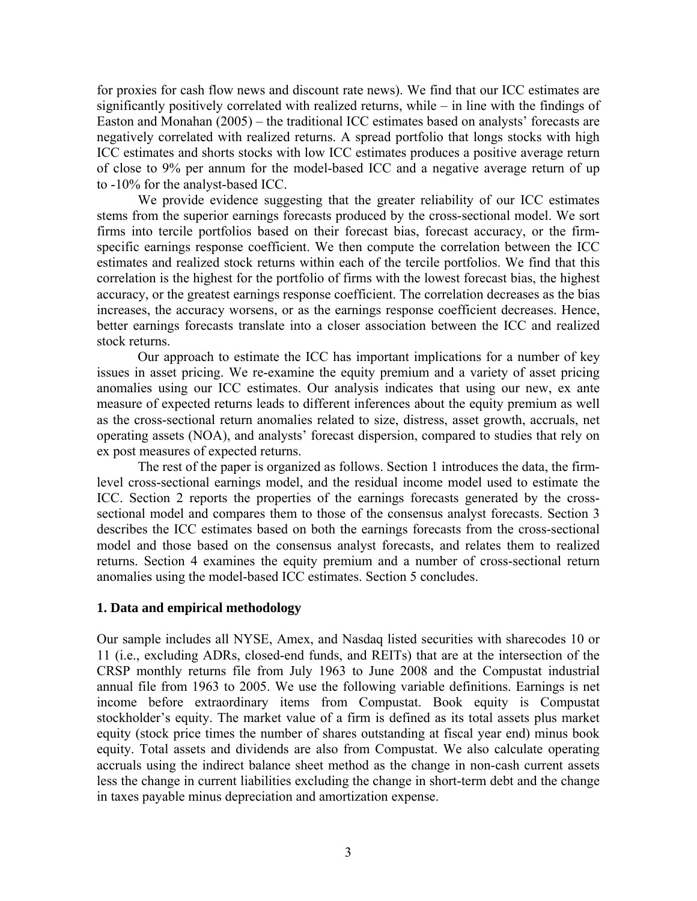for proxies for cash flow news and discount rate news). We find that our ICC estimates are significantly positively correlated with realized returns, while – in line with the findings of Easton and Monahan (2005) – the traditional ICC estimates based on analysts' forecasts are negatively correlated with realized returns. A spread portfolio that longs stocks with high ICC estimates and shorts stocks with low ICC estimates produces a positive average return of close to 9% per annum for the model-based ICC and a negative average return of up to -10% for the analyst-based ICC.

We provide evidence suggesting that the greater reliability of our ICC estimates stems from the superior earnings forecasts produced by the cross-sectional model. We sort firms into tercile portfolios based on their forecast bias, forecast accuracy, or the firm-specific earnings response coefficient. We then compute the correlation between the ICC estimates and realized stock returns within each of the tercile portfolios. We find that this correlation is the highest for the portfolio of firms with the lowest forecast bias, the highest accuracy, or the greatest earnings response coefficient. The correlation decreases as the bias increases, the accuracy worsens, or as the earnings response coefficient decreases. Hence, better earnings forecasts translate into a closer association between the ICC and realized stock returns.

Our approach to estimate the ICC has important implications for a number of key issues in asset pricing. We re-examine the equity premium and a variety of asset pricing anomalies using our ICC estimates. Our analysis indicates that using our new, ex ante measure of expected returns leads to different inferences about the equity premium as well as the cross-sectional return anomalies related to size, distress, asset growth, accruals, net operating assets (NOA), and analysts' forecast dispersion, compared to studies that rely on ex post measures of expected returns.

The rest of the paper is organized as follows. Section 1 introduces the data, the firm-level cross-sectional earnings model, and the residual income model used to estimate the ICC. Section 2 reports the properties of the earnings forecasts generated by the cross-sectional model and compares them to those of the consensus analyst forecasts. Section 3 describes the ICC estimates based on both the earnings forecasts from the cross-sectional model and those based on the consensus analyst forecasts, and relates them to realized returns. Section 4 examines the equity premium and a number of cross-sectional return anomalies using the model-based ICC estimates. Section 5 concludes.

## 1. Data and empirical methodology

Our sample includes all NYSE, Amex, and Nasdaq listed securities with sharecodes 10 or 11 (i.e., excluding ADRs, closed-end funds, and REITs) that are at the intersection of the CRSP monthly returns file from July 1963 to June 2008 and the Compustat industrial annual file from 1963 to 2005. We use the following variable definitions. Earnings is net income before extraordinary items from Compustat. Book equity is Compustat stockholder's equity. The market value of a firm is defined as its total assets plus market equity (stock price times the number of shares outstanding at fiscal year end) minus book equity. Total assets and dividends are also from Compustat. We also calculate operating accruals using the indirect balance sheet method as the change in non-cash current assets less the change in current liabilities excluding the change in short-term debt and the change in taxes payable minus depreciation and amortization expense.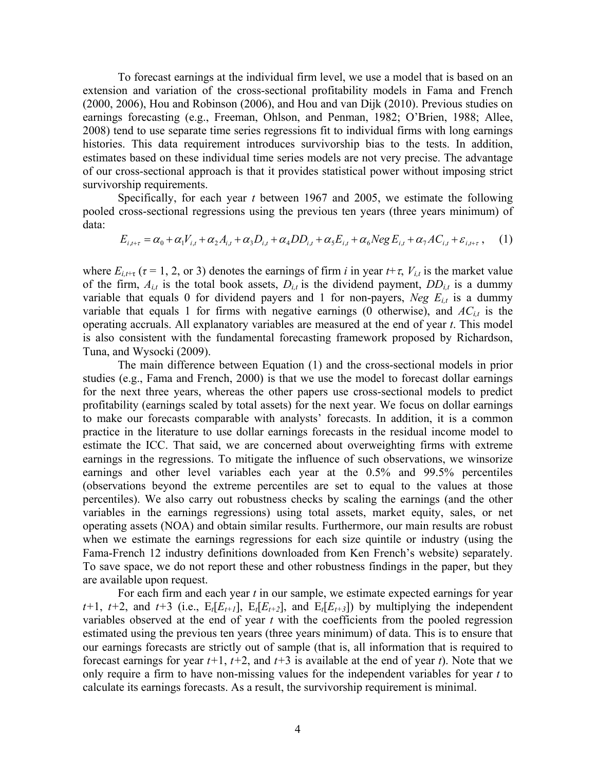To forecast earnings at the individual firm level, we use a model that is based on an extension and variation of the cross-sectional profitability models in Fama and French (2000, 2006), Hou and Robinson (2006), and Hou and van Dijk (2010). Previous studies on earnings forecasting (e.g., Freeman, Ohlson, and Penman, 1982; O'Brien, 1988; Allee, 2008) tend to use separate time series regressions fit to individual firms with long earnings histories. This data requirement introduces survivorship bias to the tests. In addition, estimates based on these individual time series models are not very precise. The advantage of our cross-sectional approach is that it provides statistical power without imposing strict survivorship requirements.

Specifically, for each year $t$ between 1967 and 2005, we estimate the following pooled cross-sectional regressions using the previous ten years (three years minimum) of data:

$$E_{i,t+\tau} = \alpha_0 + \alpha_1 V_{i,t} + \alpha_2 A_{i,t} + \alpha_3 D_{i,t} + \alpha_4 DD_{i,t} + \alpha_5 E_{i,t} + \alpha_6 Neg\,E_{i,t} + \alpha_7 AC_{i,t} + \varepsilon_{i,t+\tau}\,, \quad (1)$$

where $E_{i,t+\tau}$ ($\tau$ = 1, 2, or 3) denotes the earnings of firm $i$ in year $t+\tau$, $V_{i,t}$ is the market value of the firm, $A_{i,t}$ is the total book assets, $D_{i,t}$ is the dividend payment, $DD_{i,t}$ is a dummy variable that equals 0 for dividend payers and 1 for non-payers, $Neg\ E_{i,t}$ is a dummy variable that equals 1 for firms with negative earnings (0 otherwise), and $AC_{i,t}$ is the operating accruals. All explanatory variables are measured at the end of year $t$. This model is also consistent with the fundamental forecasting framework proposed by Richardson, Tuna, and Wysocki (2009).

The main difference between Equation (1) and the cross-sectional models in prior studies (e.g., Fama and French, 2000) is that we use the model to forecast dollar earnings for the next three years, whereas the other papers use cross-sectional models to predict profitability (earnings scaled by total assets) for the next year. We focus on dollar earnings to make our forecasts comparable with analysts' forecasts. In addition, it is a common practice in the literature to use dollar earnings forecasts in the residual income model to estimate the ICC. That said, we are concerned about overweighting firms with extreme earnings in the regressions. To mitigate the influence of such observations, we winsorize earnings and other level variables each year at the 0.5% and 99.5% percentiles (observations beyond the extreme percentiles are set to equal to the values at those percentiles). We also carry out robustness checks by scaling the earnings (and the other variables in the earnings regressions) using total assets, market equity, sales, or net operating assets (NOA) and obtain similar results. Furthermore, our main results are robust when we estimate the earnings regressions for each size quintile or industry (using the Fama-French 12 industry definitions downloaded from Ken French's website) separately. To save space, we do not report these and other robustness findings in the paper, but they are available upon request.

For each firm and each year $t$ in our sample, we estimate expected earnings for year $t$+1, $t$+2, and $t$+3 (i.e., $E_t[E_{t+1}]$, $E_t[E_{t+2}]$, and $E_t[E_{t+3}]$) by multiplying the independent variables observed at the end of year $t$ with the coefficients from the pooled regression estimated using the previous ten years (three years minimum) of data. This is to ensure that our earnings forecasts are strictly out of sample (that is, all information that is required to forecast earnings for year $t$+1, $t$+2, and $t$+3 is available at the end of year $t$). Note that we only require a firm to have non-missing values for the independent variables for year $t$ to calculate its earnings forecasts. As a result, the survivorship requirement is minimal.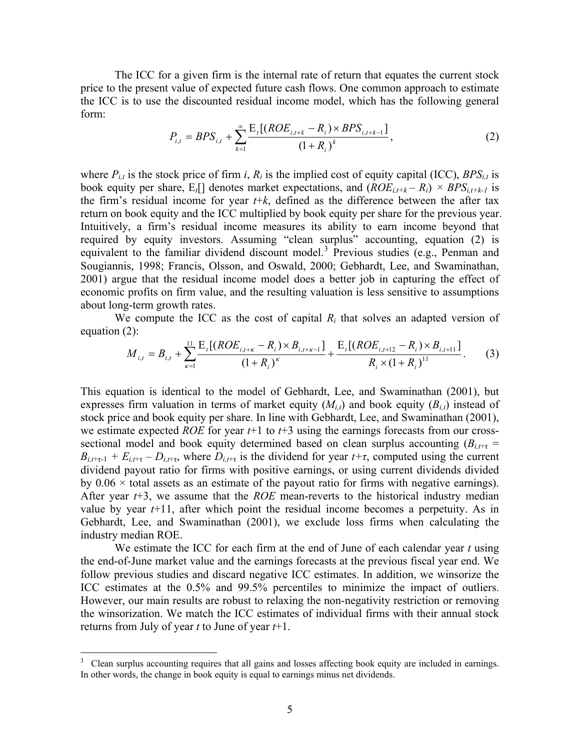The ICC for a given firm is the internal rate of return that equates the current stock price to the present value of expected future cash flows. One common approach to estimate the ICC is to use the discounted residual income model, which has the following general form:

$$P_{i,t} = BPS_{i,t} + \sum_{k=1}^{\infty} \frac{\mathrm{E}_t[(ROE_{i,t+k} - R_i) \times BPS_{i,t+k-1}]}{(1+R_i)^k}, \tag{2}$$

where $P_{i,t}$ is the stock price of firm $i$, $R_i$ is the implied cost of equity capital (ICC), $BPS_{i,t}$ is book equity per share, $\mathrm{E}_t[]$ denotes market expectations, and $(ROE_{i,t+k} - R_i) \times BPS_{i,t+k-1}$ is the firm's residual income for year $t+k$, defined as the difference between the after tax return on book equity and the ICC multiplied by book equity per share for the previous year. Intuitively, a firm's residual income measures its ability to earn income beyond that required by equity investors. Assuming "clean surplus" accounting, equation (2) is equivalent to the familiar dividend discount model.[3] Previous studies (e.g., Penman and Sougiannis, 1998; Francis, Olsson, and Oswald, 2000; Gebhardt, Lee, and Swaminathan, 2001) argue that the residual income model does a better job in capturing the effect of economic profits on firm value, and the resulting valuation is less sensitive to assumptions about long-term growth rates.

We compute the ICC as the cost of capital $R_i$ that solves an adapted version of equation (2):

$$M_{i,t} = B_{i,t} + \sum_{\kappa=1}^{11} \frac{\mathrm{E}_t[(ROE_{i,t+\kappa} - R_i) \times B_{i,t+\kappa-1}]}{(1+R_i)^{\kappa}} + \frac{\mathrm{E}_t[(ROE_{i,t+12} - R_i) \times B_{i,t+11}]}{R_i \times (1+R_i)^{11}}. \tag{3}$$

This equation is identical to the model of Gebhardt, Lee, and Swaminathan (2001), but expresses firm valuation in terms of market equity ($M_{i,t}$) and book equity ($B_{i,t}$) instead of stock price and book equity per share. In line with Gebhardt, Lee, and Swaminathan (2001), we estimate expected *ROE* for year $t+1$ to $t+3$ using the earnings forecasts from our cross-sectional model and book equity determined based on clean surplus accounting ($B_{i,t+\tau} = B_{i,t+\tau-1} + E_{i,t+\tau} - D_{i,t+\tau}$, where $D_{i,t+\tau}$ is the dividend for year $t+\tau$, computed using the current dividend payout ratio for firms with positive earnings, or using current dividends divided by $0.06 \times$ total assets as an estimate of the payout ratio for firms with negative earnings). After year $t+3$, we assume that the *ROE* mean-reverts to the historical industry median value by year $t+11$, after which point the residual income becomes a perpetuity. As in Gebhardt, Lee, and Swaminathan (2001), we exclude loss firms when calculating the industry median ROE.

We estimate the ICC for each firm at the end of June of each calendar year $t$ using the end-of-June market value and the earnings forecasts at the previous fiscal year end. We follow previous studies and discard negative ICC estimates. In addition, we winsorize the ICC estimates at the 0.5% and 99.5% percentiles to minimize the impact of outliers. However, our main results are robust to relaxing the non-negativity restriction or removing the winsorization. We match the ICC estimates of individual firms with their annual stock returns from July of year $t$ to June of year $t+1$.

[3] Clean surplus accounting requires that all gains and losses affecting book equity are included in earnings. In other words, the change in book equity is equal to earnings minus net dividends.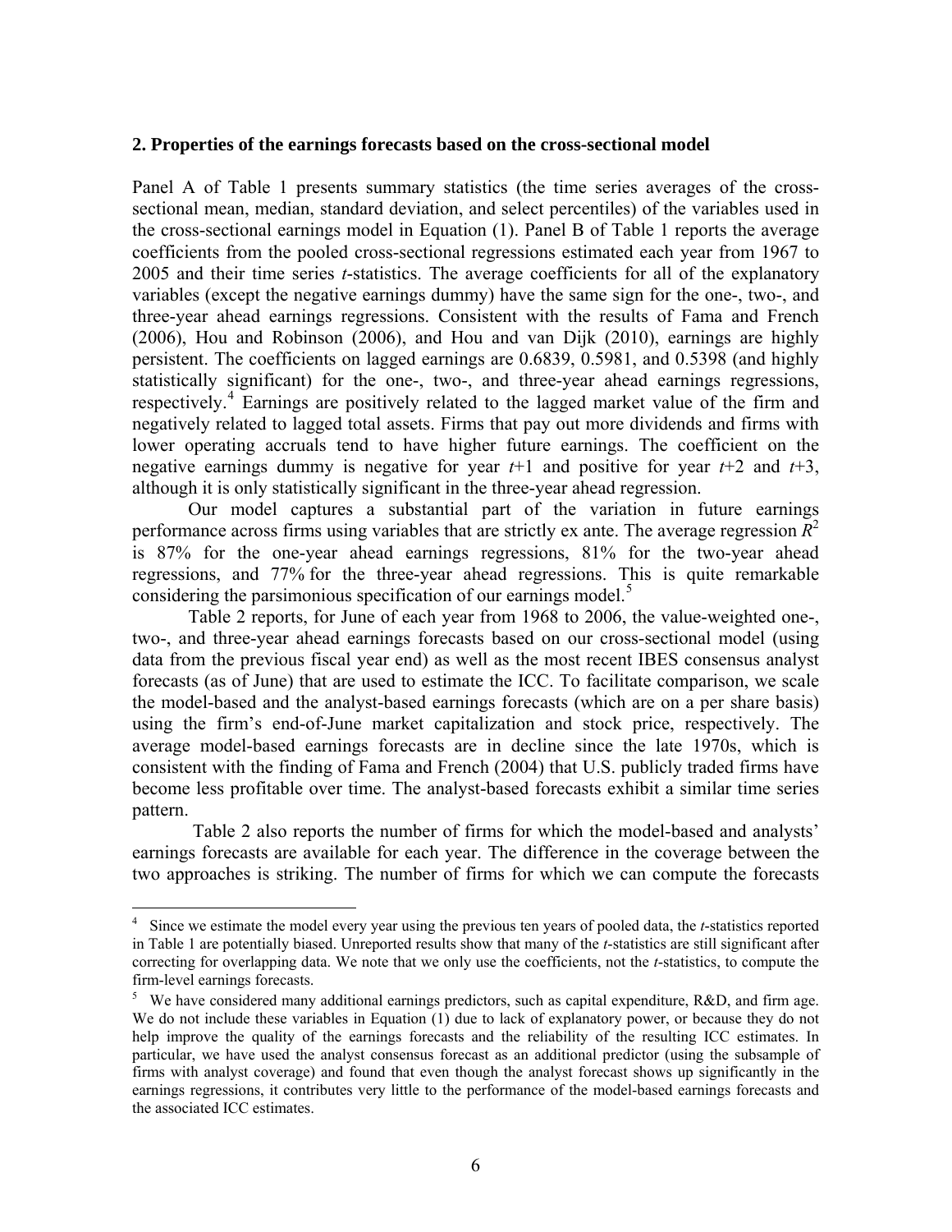## 2. Properties of the earnings forecasts based on the cross-sectional model

Panel A of Table 1 presents summary statistics (the time series averages of the cross-sectional mean, median, standard deviation, and select percentiles) of the variables used in the cross-sectional earnings model in Equation (1). Panel B of Table 1 reports the average coefficients from the pooled cross-sectional regressions estimated each year from 1967 to 2005 and their time series *t*-statistics. The average coefficients for all of the explanatory variables (except the negative earnings dummy) have the same sign for the one-, two-, and three-year ahead earnings regressions. Consistent with the results of Fama and French (2006), Hou and Robinson (2006), and Hou and van Dijk (2010), earnings are highly persistent. The coefficients on lagged earnings are 0.6839, 0.5981, and 0.5398 (and highly statistically significant) for the one-, two-, and three-year ahead earnings regressions, respectively.[4] Earnings are positively related to the lagged market value of the firm and negatively related to lagged total assets. Firms that pay out more dividends and firms with lower operating accruals tend to have higher future earnings. The coefficient on the negative earnings dummy is negative for year $t$+1 and positive for year $t$+2 and $t$+3, although it is only statistically significant in the three-year ahead regression.

Our model captures a substantial part of the variation in future earnings performance across firms using variables that are strictly ex ante. The average regression $R^2$ is 87% for the one-year ahead earnings regressions, 81% for the two-year ahead regressions, and 77% for the three-year ahead regressions. This is quite remarkable considering the parsimonious specification of our earnings model.[5]

Table 2 reports, for June of each year from 1968 to 2006, the value-weighted one-, two-, and three-year ahead earnings forecasts based on our cross-sectional model (using data from the previous fiscal year end) as well as the most recent IBES consensus analyst forecasts (as of June) that are used to estimate the ICC. To facilitate comparison, we scale the model-based and the analyst-based earnings forecasts (which are on a per share basis) using the firm's end-of-June market capitalization and stock price, respectively. The average model-based earnings forecasts are in decline since the late 1970s, which is consistent with the finding of Fama and French (2004) that U.S. publicly traded firms have become less profitable over time. The analyst-based forecasts exhibit a similar time series pattern.

Table 2 also reports the number of firms for which the model-based and analysts' earnings forecasts are available for each year. The difference in the coverage between the two approaches is striking. The number of firms for which we can compute the forecasts

---

[4] Since we estimate the model every year using the previous ten years of pooled data, the *t*-statistics reported in Table 1 are potentially biased. Unreported results show that many of the *t*-statistics are still significant after correcting for overlapping data. We note that we only use the coefficients, not the *t*-statistics, to compute the firm-level earnings forecasts.

[5] We have considered many additional earnings predictors, such as capital expenditure, R&D, and firm age. We do not include these variables in Equation (1) due to lack of explanatory power, or because they do not help improve the quality of the earnings forecasts and the reliability of the resulting ICC estimates. In particular, we have used the analyst consensus forecast as an additional predictor (using the subsample of firms with analyst coverage) and found that even though the analyst forecast shows up significantly in the earnings regressions, it contributes very little to the performance of the model-based earnings forecasts and the associated ICC estimates.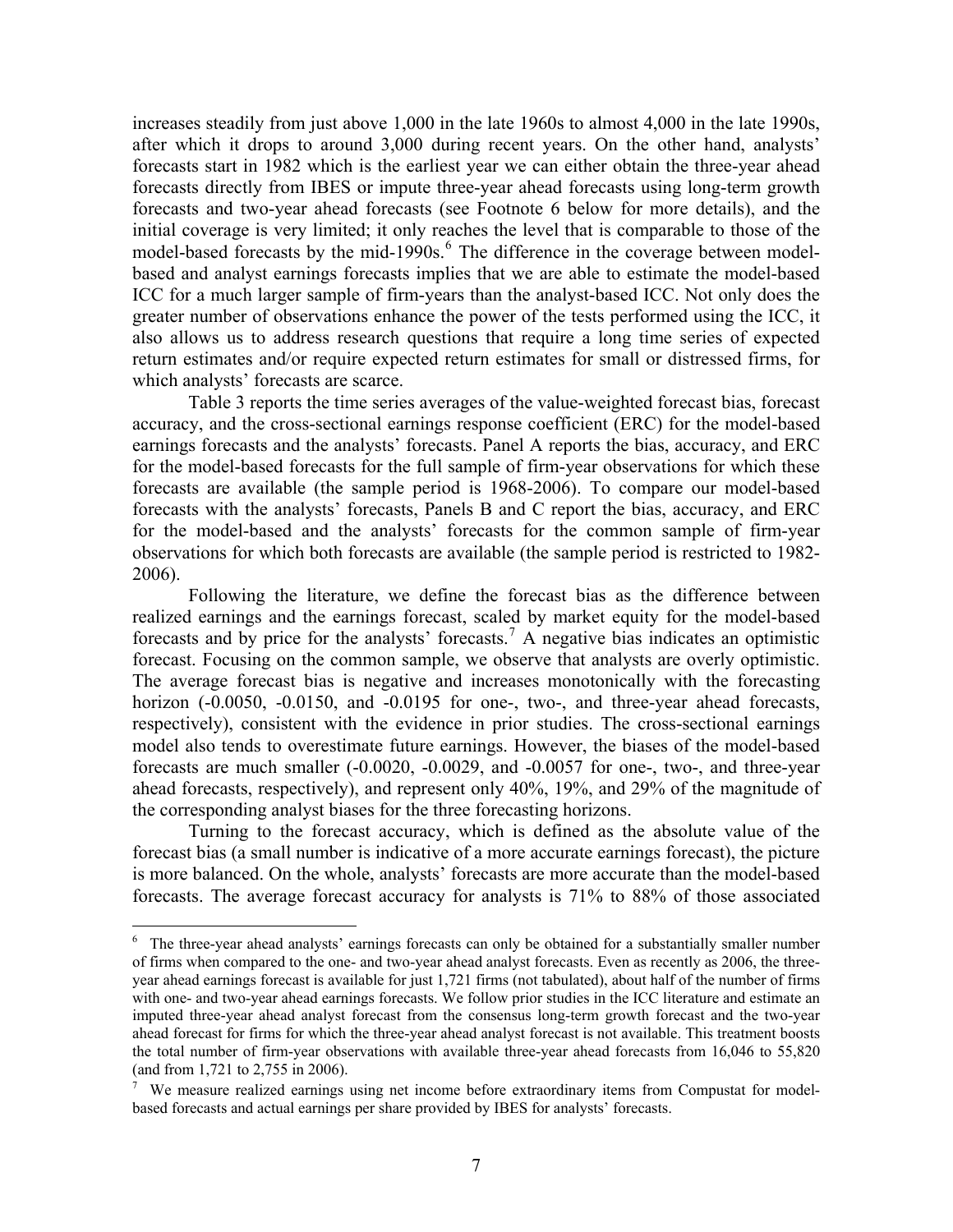increases steadily from just above 1,000 in the late 1960s to almost 4,000 in the late 1990s, after which it drops to around 3,000 during recent years. On the other hand, analysts' forecasts start in 1982 which is the earliest year we can either obtain the three-year ahead forecasts directly from IBES or impute three-year ahead forecasts using long-term growth forecasts and two-year ahead forecasts (see Footnote 6 below for more details), and the initial coverage is very limited; it only reaches the level that is comparable to those of the model-based forecasts by the mid-1990s.[6] The difference in the coverage between model-based and analyst earnings forecasts implies that we are able to estimate the model-based ICC for a much larger sample of firm-years than the analyst-based ICC. Not only does the greater number of observations enhance the power of the tests performed using the ICC, it also allows us to address research questions that require a long time series of expected return estimates and/or require expected return estimates for small or distressed firms, for which analysts' forecasts are scarce.

Table 3 reports the time series averages of the value-weighted forecast bias, forecast accuracy, and the cross-sectional earnings response coefficient (ERC) for the model-based earnings forecasts and the analysts' forecasts. Panel A reports the bias, accuracy, and ERC for the model-based forecasts for the full sample of firm-year observations for which these forecasts are available (the sample period is 1968-2006). To compare our model-based forecasts with the analysts' forecasts, Panels B and C report the bias, accuracy, and ERC for the model-based and the analysts' forecasts for the common sample of firm-year observations for which both forecasts are available (the sample period is restricted to 1982-2006).

Following the literature, we define the forecast bias as the difference between realized earnings and the earnings forecast, scaled by market equity for the model-based forecasts and by price for the analysts' forecasts.[7] A negative bias indicates an optimistic forecast. Focusing on the common sample, we observe that analysts are overly optimistic. The average forecast bias is negative and increases monotonically with the forecasting horizon (-0.0050, -0.0150, and -0.0195 for one-, two-, and three-year ahead forecasts, respectively), consistent with the evidence in prior studies. The cross-sectional earnings model also tends to overestimate future earnings. However, the biases of the model-based forecasts are much smaller (-0.0020, -0.0029, and -0.0057 for one-, two-, and three-year ahead forecasts, respectively), and represent only 40%, 19%, and 29% of the magnitude of the corresponding analyst biases for the three forecasting horizons.

Turning to the forecast accuracy, which is defined as the absolute value of the forecast bias (a small number is indicative of a more accurate earnings forecast), the picture is more balanced. On the whole, analysts' forecasts are more accurate than the model-based forecasts. The average forecast accuracy for analysts is 71% to 88% of those associated

---

[6] The three-year ahead analysts' earnings forecasts can only be obtained for a substantially smaller number of firms when compared to the one- and two-year ahead analyst forecasts. Even as recently as 2006, the three-year ahead earnings forecast is available for just 1,721 firms (not tabulated), about half of the number of firms with one- and two-year ahead earnings forecasts. We follow prior studies in the ICC literature and estimate an imputed three-year ahead analyst forecast from the consensus long-term growth forecast and the two-year ahead forecast for firms for which the three-year ahead analyst forecast is not available. This treatment boosts the total number of firm-year observations with available three-year ahead forecasts from 16,046 to 55,820 (and from 1,721 to 2,755 in 2006).

[7] We measure realized earnings using net income before extraordinary items from Compustat for model-based forecasts and actual earnings per share provided by IBES for analysts' forecasts.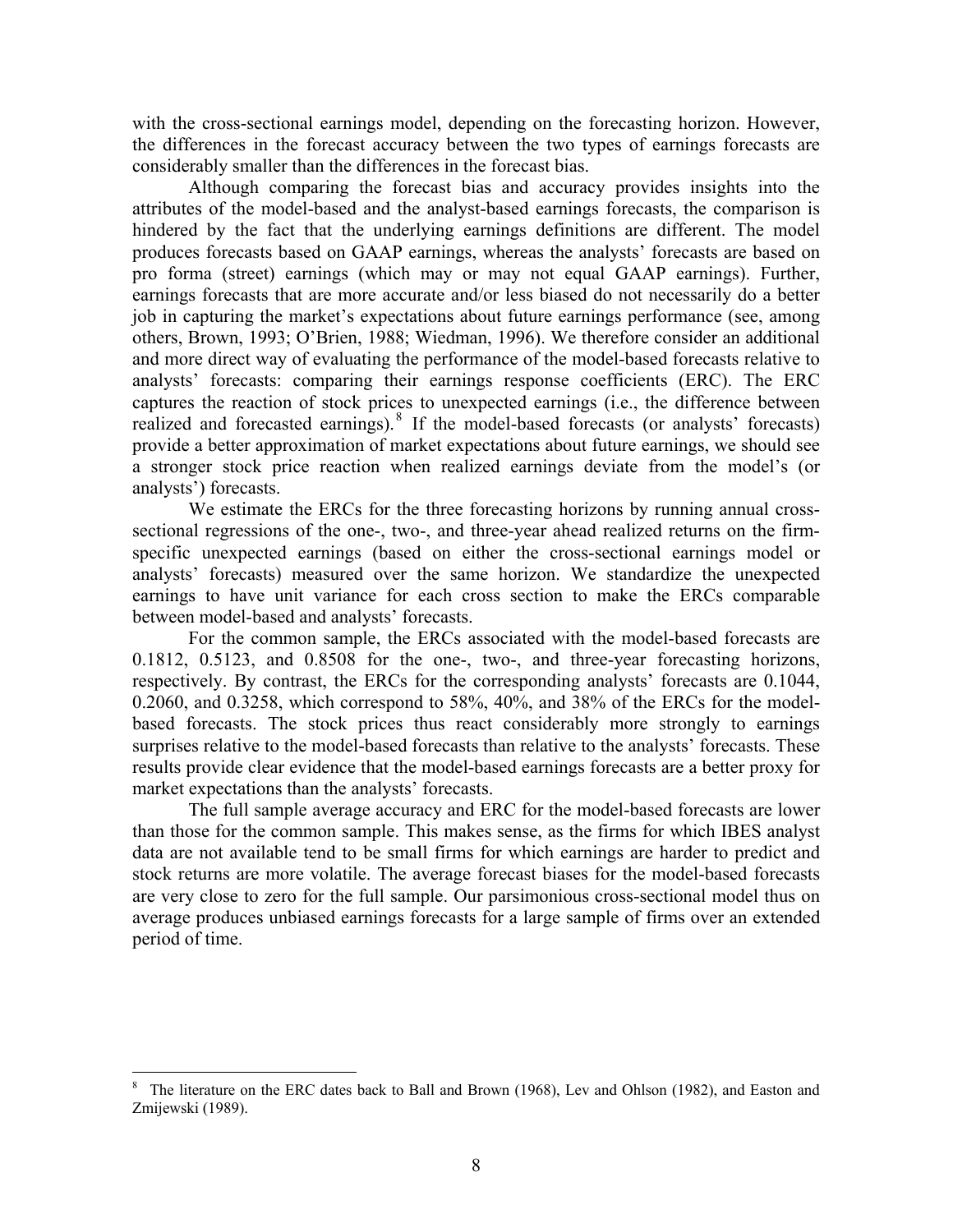with the cross-sectional earnings model, depending on the forecasting horizon. However, the differences in the forecast accuracy between the two types of earnings forecasts are considerably smaller than the differences in the forecast bias.

Although comparing the forecast bias and accuracy provides insights into the attributes of the model-based and the analyst-based earnings forecasts, the comparison is hindered by the fact that the underlying earnings definitions are different. The model produces forecasts based on GAAP earnings, whereas the analysts' forecasts are based on pro forma (street) earnings (which may or may not equal GAAP earnings). Further, earnings forecasts that are more accurate and/or less biased do not necessarily do a better job in capturing the market's expectations about future earnings performance (see, among others, Brown, 1993; O'Brien, 1988; Wiedman, 1996). We therefore consider an additional and more direct way of evaluating the performance of the model-based forecasts relative to analysts' forecasts: comparing their earnings response coefficients (ERC). The ERC captures the reaction of stock prices to unexpected earnings (i.e., the difference between realized and forecasted earnings).[8] If the model-based forecasts (or analysts' forecasts) provide a better approximation of market expectations about future earnings, we should see a stronger stock price reaction when realized earnings deviate from the model's (or analysts') forecasts.

We estimate the ERCs for the three forecasting horizons by running annual cross-sectional regressions of the one-, two-, and three-year ahead realized returns on the firm-specific unexpected earnings (based on either the cross-sectional earnings model or analysts' forecasts) measured over the same horizon. We standardize the unexpected earnings to have unit variance for each cross section to make the ERCs comparable between model-based and analysts' forecasts.

For the common sample, the ERCs associated with the model-based forecasts are 0.1812, 0.5123, and 0.8508 for the one-, two-, and three-year forecasting horizons, respectively. By contrast, the ERCs for the corresponding analysts' forecasts are 0.1044, 0.2060, and 0.3258, which correspond to 58%, 40%, and 38% of the ERCs for the model-based forecasts. The stock prices thus react considerably more strongly to earnings surprises relative to the model-based forecasts than relative to the analysts' forecasts. These results provide clear evidence that the model-based earnings forecasts are a better proxy for market expectations than the analysts' forecasts.

The full sample average accuracy and ERC for the model-based forecasts are lower than those for the common sample. This makes sense, as the firms for which IBES analyst data are not available tend to be small firms for which earnings are harder to predict and stock returns are more volatile. The average forecast biases for the model-based forecasts are very close to zero for the full sample. Our parsimonious cross-sectional model thus on average produces unbiased earnings forecasts for a large sample of firms over an extended period of time.

---

[8] The literature on the ERC dates back to Ball and Brown (1968), Lev and Ohlson (1982), and Easton and Zmijewski (1989).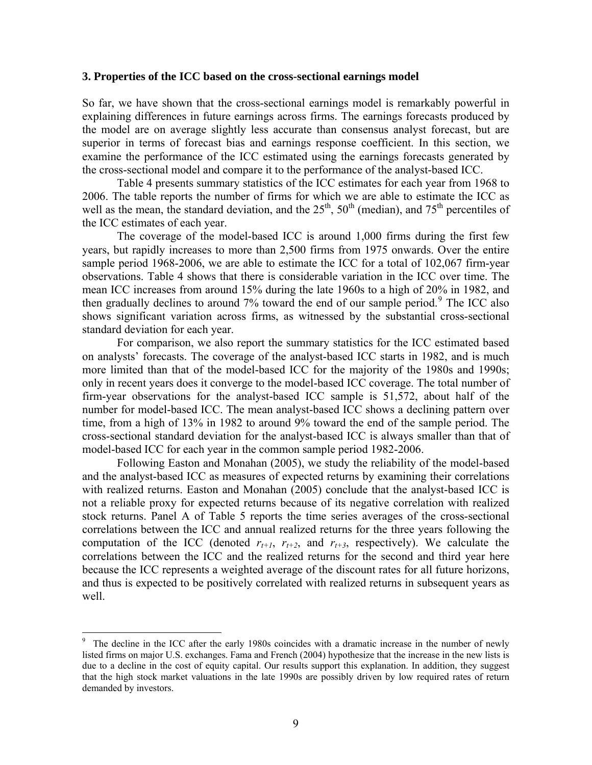### 3. Properties of the ICC based on the cross-sectional earnings model

So far, we have shown that the cross-sectional earnings model is remarkably powerful in explaining differences in future earnings across firms. The earnings forecasts produced by the model are on average slightly less accurate than consensus analyst forecast, but are superior in terms of forecast bias and earnings response coefficient. In this section, we examine the performance of the ICC estimated using the earnings forecasts generated by the cross-sectional model and compare it to the performance of the analyst-based ICC.

Table 4 presents summary statistics of the ICC estimates for each year from 1968 to 2006. The table reports the number of firms for which we are able to estimate the ICC as well as the mean, the standard deviation, and the 25th, 50th (median), and 75th percentiles of the ICC estimates of each year.

The coverage of the model-based ICC is around 1,000 firms during the first few years, but rapidly increases to more than 2,500 firms from 1975 onwards. Over the entire sample period 1968-2006, we are able to estimate the ICC for a total of 102,067 firm-year observations. Table 4 shows that there is considerable variation in the ICC over time. The mean ICC increases from around 15% during the late 1960s to a high of 20% in 1982, and then gradually declines to around 7% toward the end of our sample period.[9] The ICC also shows significant variation across firms, as witnessed by the substantial cross-sectional standard deviation for each year.

For comparison, we also report the summary statistics for the ICC estimated based on analysts' forecasts. The coverage of the analyst-based ICC starts in 1982, and is much more limited than that of the model-based ICC for the majority of the 1980s and 1990s; only in recent years does it converge to the model-based ICC coverage. The total number of firm-year observations for the analyst-based ICC sample is 51,572, about half of the number for model-based ICC. The mean analyst-based ICC shows a declining pattern over time, from a high of 13% in 1982 to around 9% toward the end of the sample period. The cross-sectional standard deviation for the analyst-based ICC is always smaller than that of model-based ICC for each year in the common sample period 1982-2006.

Following Easton and Monahan (2005), we study the reliability of the model-based and the analyst-based ICC as measures of expected returns by examining their correlations with realized returns. Easton and Monahan (2005) conclude that the analyst-based ICC is not a reliable proxy for expected returns because of its negative correlation with realized stock returns. Panel A of Table 5 reports the time series averages of the cross-sectional correlations between the ICC and annual realized returns for the three years following the computation of the ICC (denoted $r_{t+1}$, $r_{t+2}$, and $r_{t+3}$, respectively). We calculate the correlations between the ICC and the realized returns for the second and third year here because the ICC represents a weighted average of the discount rates for all future horizons, and thus is expected to be positively correlated with realized returns in subsequent years as well.

[9] The decline in the ICC after the early 1980s coincides with a dramatic increase in the number of newly listed firms on major U.S. exchanges. Fama and French (2004) hypothesize that the increase in the new lists is due to a decline in the cost of equity capital. Our results support this explanation. In addition, they suggest that the high stock market valuations in the late 1990s are possibly driven by low required rates of return demanded by investors.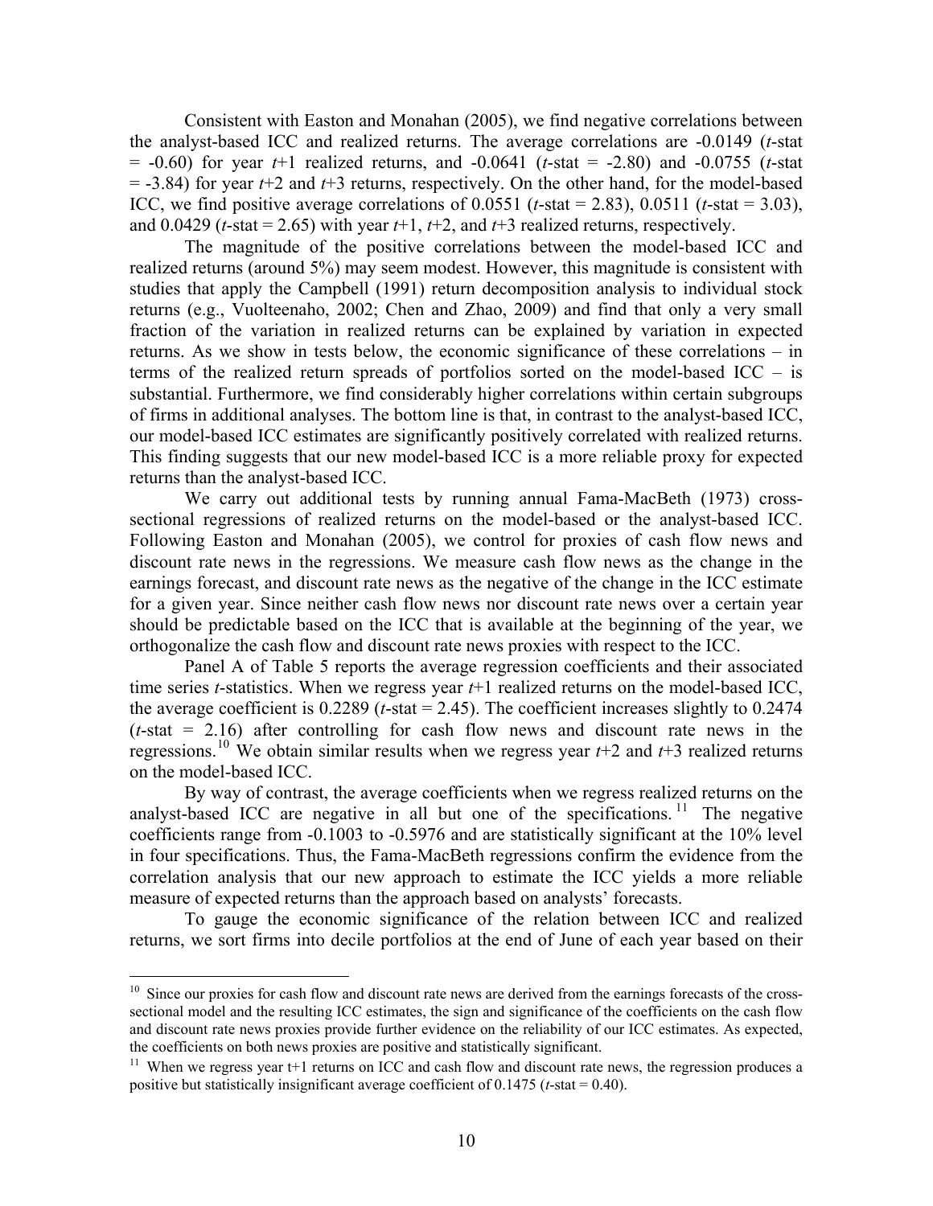Consistent with Easton and Monahan (2005), we find negative correlations between the analyst-based ICC and realized returns. The average correlations are -0.0149 (*t*-stat = -0.60) for year *t*+1 realized returns, and -0.0641 (*t*-stat = -2.80) and -0.0755 (*t*-stat = -3.84) for year *t*+2 and *t*+3 returns, respectively. On the other hand, for the model-based ICC, we find positive average correlations of 0.0551 (*t*-stat = 2.83), 0.0511 (*t*-stat = 3.03), and 0.0429 (*t*-stat = 2.65) with year *t*+1, *t*+2, and *t*+3 realized returns, respectively.

The magnitude of the positive correlations between the model-based ICC and realized returns (around 5%) may seem modest. However, this magnitude is consistent with studies that apply the Campbell (1991) return decomposition analysis to individual stock returns (e.g., Vuolteenaho, 2002; Chen and Zhao, 2009) and find that only a very small fraction of the variation in realized returns can be explained by variation in expected returns. As we show in tests below, the economic significance of these correlations – in terms of the realized return spreads of portfolios sorted on the model-based ICC – is substantial. Furthermore, we find considerably higher correlations within certain subgroups of firms in additional analyses. The bottom line is that, in contrast to the analyst-based ICC, our model-based ICC estimates are significantly positively correlated with realized returns. This finding suggests that our new model-based ICC is a more reliable proxy for expected returns than the analyst-based ICC.

We carry out additional tests by running annual Fama-MacBeth (1973) cross-sectional regressions of realized returns on the model-based or the analyst-based ICC. Following Easton and Monahan (2005), we control for proxies of cash flow news and discount rate news in the regressions. We measure cash flow news as the change in the earnings forecast, and discount rate news as the negative of the change in the ICC estimate for a given year. Since neither cash flow news nor discount rate news over a certain year should be predictable based on the ICC that is available at the beginning of the year, we orthogonalize the cash flow and discount rate news proxies with respect to the ICC.

Panel A of Table 5 reports the average regression coefficients and their associated time series *t*-statistics. When we regress year *t*+1 realized returns on the model-based ICC, the average coefficient is 0.2289 (*t*-stat = 2.45). The coefficient increases slightly to 0.2474 (*t*-stat = 2.16) after controlling for cash flow news and discount rate news in the regressions.[10] We obtain similar results when we regress year *t*+2 and *t*+3 realized returns on the model-based ICC.

By way of contrast, the average coefficients when we regress realized returns on the analyst-based ICC are negative in all but one of the specifications.[11] The negative coefficients range from -0.1003 to -0.5976 and are statistically significant at the 10% level in four specifications. Thus, the Fama-MacBeth regressions confirm the evidence from the correlation analysis that our new approach to estimate the ICC yields a more reliable measure of expected returns than the approach based on analysts' forecasts.

To gauge the economic significance of the relation between ICC and realized returns, we sort firms into decile portfolios at the end of June of each year based on their

---

[10] Since our proxies for cash flow and discount rate news are derived from the earnings forecasts of the cross-sectional model and the resulting ICC estimates, the sign and significance of the coefficients on the cash flow and discount rate news proxies provide further evidence on the reliability of our ICC estimates. As expected, the coefficients on both news proxies are positive and statistically significant.

[11] When we regress year t+1 returns on ICC and cash flow and discount rate news, the regression produces a positive but statistically insignificant average coefficient of 0.1475 (*t*-stat = 0.40).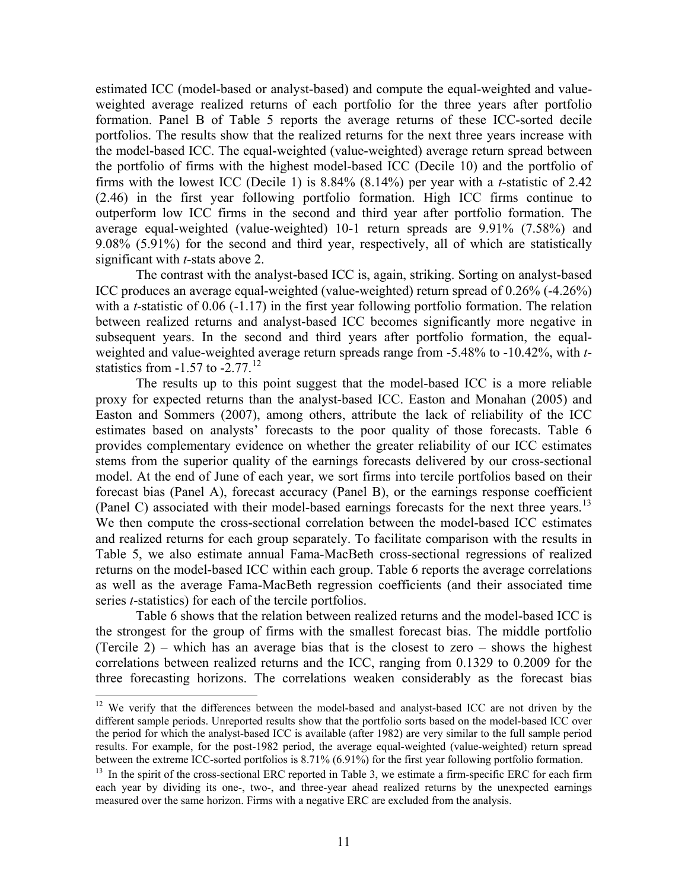estimated ICC (model-based or analyst-based) and compute the equal-weighted and value-weighted average realized returns of each portfolio for the three years after portfolio formation. Panel B of Table 5 reports the average returns of these ICC-sorted decile portfolios. The results show that the realized returns for the next three years increase with the model-based ICC. The equal-weighted (value-weighted) average return spread between the portfolio of firms with the highest model-based ICC (Decile 10) and the portfolio of firms with the lowest ICC (Decile 1) is 8.84% (8.14%) per year with a *t*-statistic of 2.42 (2.46) in the first year following portfolio formation. High ICC firms continue to outperform low ICC firms in the second and third year after portfolio formation. The average equal-weighted (value-weighted) 10-1 return spreads are 9.91% (7.58%) and 9.08% (5.91%) for the second and third year, respectively, all of which are statistically significant with *t*-stats above 2.

The contrast with the analyst-based ICC is, again, striking. Sorting on analyst-based ICC produces an average equal-weighted (value-weighted) return spread of 0.26% (-4.26%) with a *t*-statistic of 0.06 (-1.17) in the first year following portfolio formation. The relation between realized returns and analyst-based ICC becomes significantly more negative in subsequent years. In the second and third years after portfolio formation, the equal-weighted and value-weighted average return spreads range from -5.48% to -10.42%, with *t*-statistics from -1.57 to -2.77.[12]

The results up to this point suggest that the model-based ICC is a more reliable proxy for expected returns than the analyst-based ICC. Easton and Monahan (2005) and Easton and Sommers (2007), among others, attribute the lack of reliability of the ICC estimates based on analysts' forecasts to the poor quality of those forecasts. Table 6 provides complementary evidence on whether the greater reliability of our ICC estimates stems from the superior quality of the earnings forecasts delivered by our cross-sectional model. At the end of June of each year, we sort firms into tercile portfolios based on their forecast bias (Panel A), forecast accuracy (Panel B), or the earnings response coefficient (Panel C) associated with their model-based earnings forecasts for the next three years.[13] We then compute the cross-sectional correlation between the model-based ICC estimates and realized returns for each group separately. To facilitate comparison with the results in Table 5, we also estimate annual Fama-MacBeth cross-sectional regressions of realized returns on the model-based ICC within each group. Table 6 reports the average correlations as well as the average Fama-MacBeth regression coefficients (and their associated time series *t*-statistics) for each of the tercile portfolios.

Table 6 shows that the relation between realized returns and the model-based ICC is the strongest for the group of firms with the smallest forecast bias. The middle portfolio (Tercile 2) – which has an average bias that is the closest to zero – shows the highest correlations between realized returns and the ICC, ranging from 0.1329 to 0.2009 for the three forecasting horizons. The correlations weaken considerably as the forecast bias

---

[12] We verify that the differences between the model-based and analyst-based ICC are not driven by the different sample periods. Unreported results show that the portfolio sorts based on the model-based ICC over the period for which the analyst-based ICC is available (after 1982) are very similar to the full sample period results. For example, for the post-1982 period, the average equal-weighted (value-weighted) return spread between the extreme ICC-sorted portfolios is 8.71% (6.91%) for the first year following portfolio formation.

[13] In the spirit of the cross-sectional ERC reported in Table 3, we estimate a firm-specific ERC for each firm each year by dividing its one-, two-, and three-year ahead realized returns by the unexpected earnings measured over the same horizon. Firms with a negative ERC are excluded from the analysis.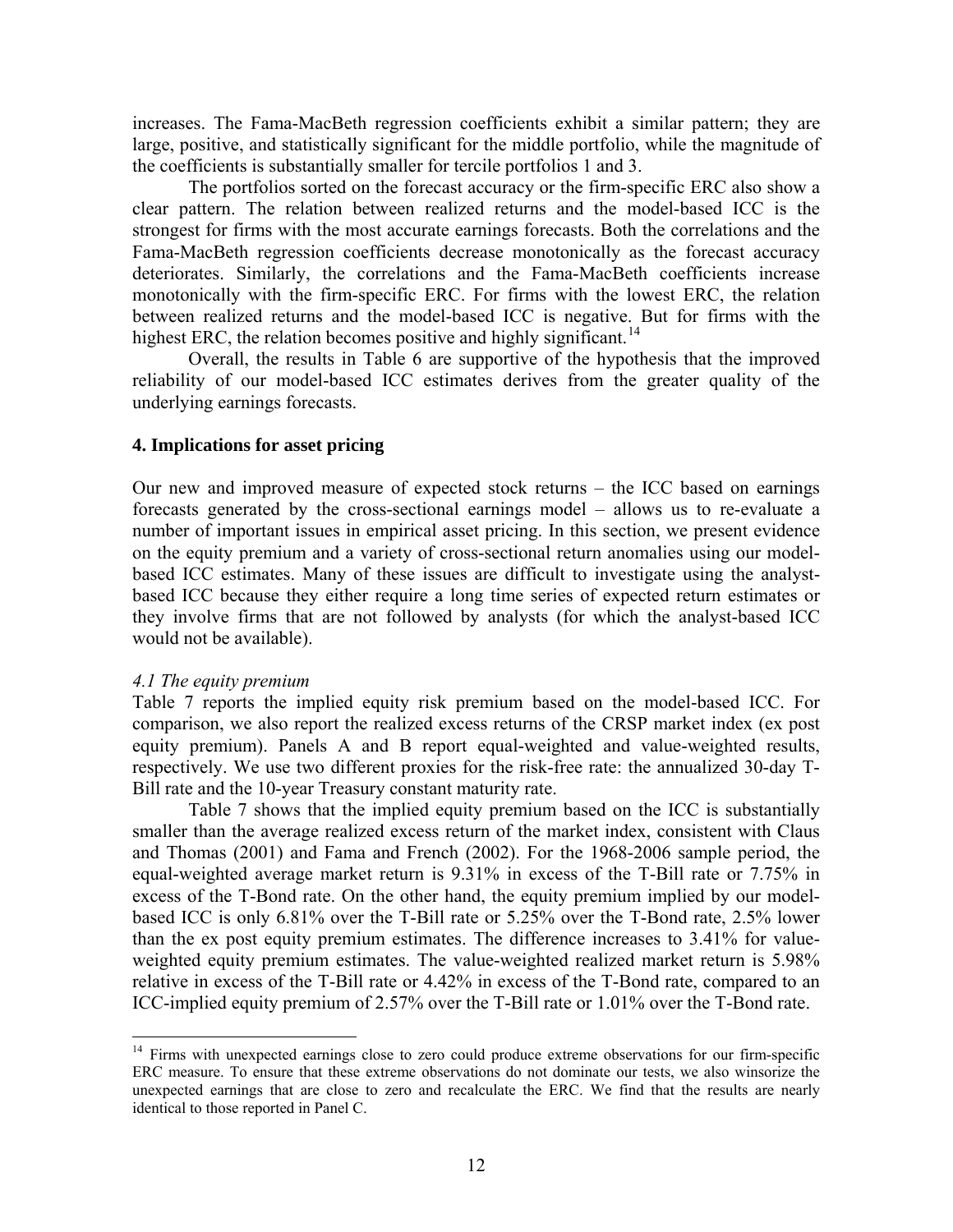increases. The Fama-MacBeth regression coefficients exhibit a similar pattern; they are large, positive, and statistically significant for the middle portfolio, while the magnitude of the coefficients is substantially smaller for tercile portfolios 1 and 3.

The portfolios sorted on the forecast accuracy or the firm-specific ERC also show a clear pattern. The relation between realized returns and the model-based ICC is the strongest for firms with the most accurate earnings forecasts. Both the correlations and the Fama-MacBeth regression coefficients decrease monotonically as the forecast accuracy deteriorates. Similarly, the correlations and the Fama-MacBeth coefficients increase monotonically with the firm-specific ERC. For firms with the lowest ERC, the relation between realized returns and the model-based ICC is negative. But for firms with the highest ERC, the relation becomes positive and highly significant.[14]

Overall, the results in Table 6 are supportive of the hypothesis that the improved reliability of our model-based ICC estimates derives from the greater quality of the underlying earnings forecasts.

## 4. Implications for asset pricing

Our new and improved measure of expected stock returns – the ICC based on earnings forecasts generated by the cross-sectional earnings model – allows us to re-evaluate a number of important issues in empirical asset pricing. In this section, we present evidence on the equity premium and a variety of cross-sectional return anomalies using our model-based ICC estimates. Many of these issues are difficult to investigate using the analyst-based ICC because they either require a long time series of expected return estimates or they involve firms that are not followed by analysts (for which the analyst-based ICC would not be available).

### *4.1 The equity premium*

Table 7 reports the implied equity risk premium based on the model-based ICC. For comparison, we also report the realized excess returns of the CRSP market index (ex post equity premium). Panels A and B report equal-weighted and value-weighted results, respectively. We use two different proxies for the risk-free rate: the annualized 30-day T-Bill rate and the 10-year Treasury constant maturity rate.

Table 7 shows that the implied equity premium based on the ICC is substantially smaller than the average realized excess return of the market index, consistent with Claus and Thomas (2001) and Fama and French (2002). For the 1968-2006 sample period, the equal-weighted average market return is 9.31% in excess of the T-Bill rate or 7.75% in excess of the T-Bond rate. On the other hand, the equity premium implied by our model-based ICC is only 6.81% over the T-Bill rate or 5.25% over the T-Bond rate, 2.5% lower than the ex post equity premium estimates. The difference increases to 3.41% for value-weighted equity premium estimates. The value-weighted realized market return is 5.98% relative in excess of the T-Bill rate or 4.42% in excess of the T-Bond rate, compared to an ICC-implied equity premium of 2.57% over the T-Bill rate or 1.01% over the T-Bond rate.

---

[14] Firms with unexpected earnings close to zero could produce extreme observations for our firm-specific ERC measure. To ensure that these extreme observations do not dominate our tests, we also winsorize the unexpected earnings that are close to zero and recalculate the ERC. We find that the results are nearly identical to those reported in Panel C.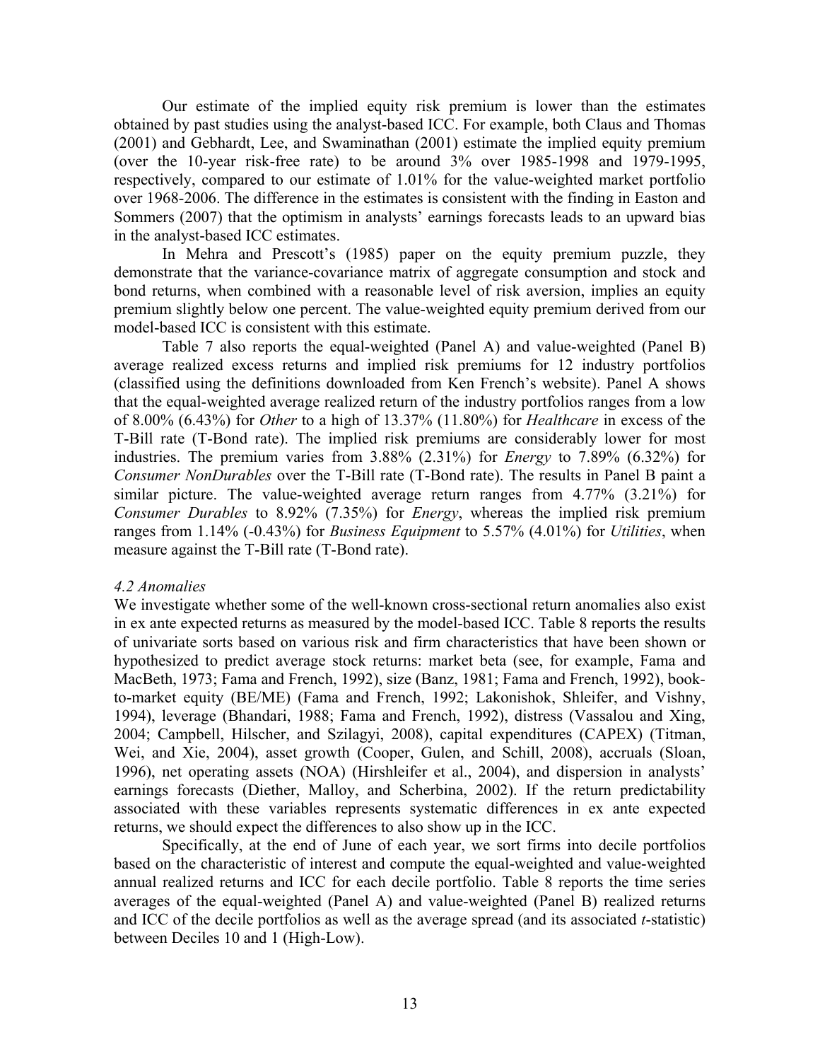Our estimate of the implied equity risk premium is lower than the estimates obtained by past studies using the analyst-based ICC. For example, both Claus and Thomas (2001) and Gebhardt, Lee, and Swaminathan (2001) estimate the implied equity premium (over the 10-year risk-free rate) to be around 3% over 1985-1998 and 1979-1995, respectively, compared to our estimate of 1.01% for the value-weighted market portfolio over 1968-2006. The difference in the estimates is consistent with the finding in Easton and Sommers (2007) that the optimism in analysts' earnings forecasts leads to an upward bias in the analyst-based ICC estimates.

In Mehra and Prescott's (1985) paper on the equity premium puzzle, they demonstrate that the variance-covariance matrix of aggregate consumption and stock and bond returns, when combined with a reasonable level of risk aversion, implies an equity premium slightly below one percent. The value-weighted equity premium derived from our model-based ICC is consistent with this estimate.

Table 7 also reports the equal-weighted (Panel A) and value-weighted (Panel B) average realized excess returns and implied risk premiums for 12 industry portfolios (classified using the definitions downloaded from Ken French's website). Panel A shows that the equal-weighted average realized return of the industry portfolios ranges from a low of 8.00% (6.43%) for *Other* to a high of 13.37% (11.80%) for *Healthcare* in excess of the T-Bill rate (T-Bond rate). The implied risk premiums are considerably lower for most industries. The premium varies from 3.88% (2.31%) for *Energy* to 7.89% (6.32%) for *Consumer NonDurables* over the T-Bill rate (T-Bond rate). The results in Panel B paint a similar picture. The value-weighted average return ranges from 4.77% (3.21%) for *Consumer Durables* to 8.92% (7.35%) for *Energy*, whereas the implied risk premium ranges from 1.14% (-0.43%) for *Business Equipment* to 5.57% (4.01%) for *Utilities*, when measure against the T-Bill rate (T-Bond rate).

*4.2 Anomalies*

We investigate whether some of the well-known cross-sectional return anomalies also exist in ex ante expected returns as measured by the model-based ICC. Table 8 reports the results of univariate sorts based on various risk and firm characteristics that have been shown or hypothesized to predict average stock returns: market beta (see, for example, Fama and MacBeth, 1973; Fama and French, 1992), size (Banz, 1981; Fama and French, 1992), book-to-market equity (BE/ME) (Fama and French, 1992; Lakonishok, Shleifer, and Vishny, 1994), leverage (Bhandari, 1988; Fama and French, 1992), distress (Vassalou and Xing, 2004; Campbell, Hilscher, and Szilagyi, 2008), capital expenditures (CAPEX) (Titman, Wei, and Xie, 2004), asset growth (Cooper, Gulen, and Schill, 2008), accruals (Sloan, 1996), net operating assets (NOA) (Hirshleifer et al., 2004), and dispersion in analysts' earnings forecasts (Diether, Malloy, and Scherbina, 2002). If the return predictability associated with these variables represents systematic differences in ex ante expected returns, we should expect the differences to also show up in the ICC.

Specifically, at the end of June of each year, we sort firms into decile portfolios based on the characteristic of interest and compute the equal-weighted and value-weighted annual realized returns and ICC for each decile portfolio. Table 8 reports the time series averages of the equal-weighted (Panel A) and value-weighted (Panel B) realized returns and ICC of the decile portfolios as well as the average spread (and its associated *t*-statistic) between Deciles 10 and 1 (High-Low).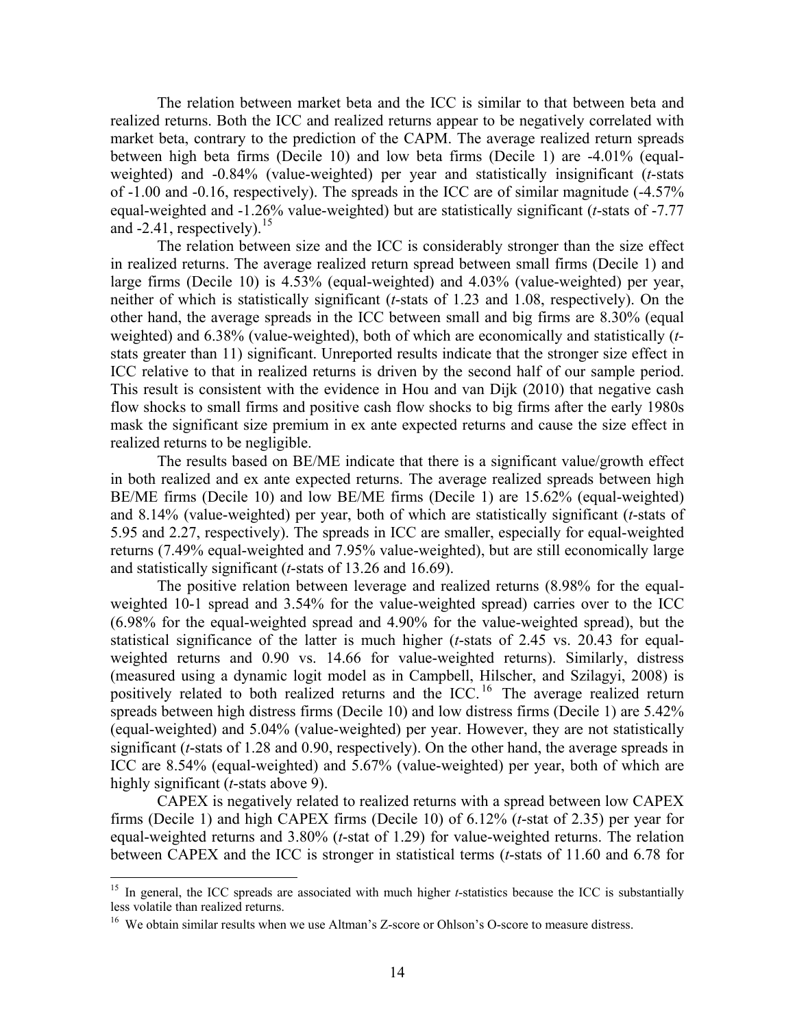The relation between market beta and the ICC is similar to that between beta and realized returns. Both the ICC and realized returns appear to be negatively correlated with market beta, contrary to the prediction of the CAPM. The average realized return spreads between high beta firms (Decile 10) and low beta firms (Decile 1) are -4.01% (equal-weighted) and -0.84% (value-weighted) per year and statistically insignificant (*t*-stats of -1.00 and -0.16, respectively). The spreads in the ICC are of similar magnitude (-4.57% equal-weighted and -1.26% value-weighted) but are statistically significant (*t*-stats of -7.77 and -2.41, respectively).[15]

The relation between size and the ICC is considerably stronger than the size effect in realized returns. The average realized return spread between small firms (Decile 1) and large firms (Decile 10) is 4.53% (equal-weighted) and 4.03% (value-weighted) per year, neither of which is statistically significant (*t*-stats of 1.23 and 1.08, respectively). On the other hand, the average spreads in the ICC between small and big firms are 8.30% (equal weighted) and 6.38% (value-weighted), both of which are economically and statistically (*t*-stats greater than 11) significant. Unreported results indicate that the stronger size effect in ICC relative to that in realized returns is driven by the second half of our sample period. This result is consistent with the evidence in Hou and van Dijk (2010) that negative cash flow shocks to small firms and positive cash flow shocks to big firms after the early 1980s mask the significant size premium in ex ante expected returns and cause the size effect in realized returns to be negligible.

The results based on BE/ME indicate that there is a significant value/growth effect in both realized and ex ante expected returns. The average realized spreads between high BE/ME firms (Decile 10) and low BE/ME firms (Decile 1) are 15.62% (equal-weighted) and 8.14% (value-weighted) per year, both of which are statistically significant (*t*-stats of 5.95 and 2.27, respectively). The spreads in ICC are smaller, especially for equal-weighted returns (7.49% equal-weighted and 7.95% value-weighted), but are still economically large and statistically significant (*t*-stats of 13.26 and 16.69).

The positive relation between leverage and realized returns (8.98% for the equal-weighted 10-1 spread and 3.54% for the value-weighted spread) carries over to the ICC (6.98% for the equal-weighted spread and 4.90% for the value-weighted spread), but the statistical significance of the latter is much higher (*t*-stats of 2.45 vs. 20.43 for equal-weighted returns and 0.90 vs. 14.66 for value-weighted returns). Similarly, distress (measured using a dynamic logit model as in Campbell, Hilscher, and Szilagyi, 2008) is positively related to both realized returns and the ICC.[16] The average realized return spreads between high distress firms (Decile 10) and low distress firms (Decile 1) are 5.42% (equal-weighted) and 5.04% (value-weighted) per year. However, they are not statistically significant (*t*-stats of 1.28 and 0.90, respectively). On the other hand, the average spreads in ICC are 8.54% (equal-weighted) and 5.67% (value-weighted) per year, both of which are highly significant (*t*-stats above 9).

CAPEX is negatively related to realized returns with a spread between low CAPEX firms (Decile 1) and high CAPEX firms (Decile 10) of 6.12% (*t*-stat of 2.35) per year for equal-weighted returns and 3.80% (*t*-stat of 1.29) for value-weighted returns. The relation between CAPEX and the ICC is stronger in statistical terms (*t*-stats of 11.60 and 6.78 for

---

[15] In general, the ICC spreads are associated with much higher *t*-statistics because the ICC is substantially less volatile than realized returns.

[16] We obtain similar results when we use Altman's Z-score or Ohlson's O-score to measure distress.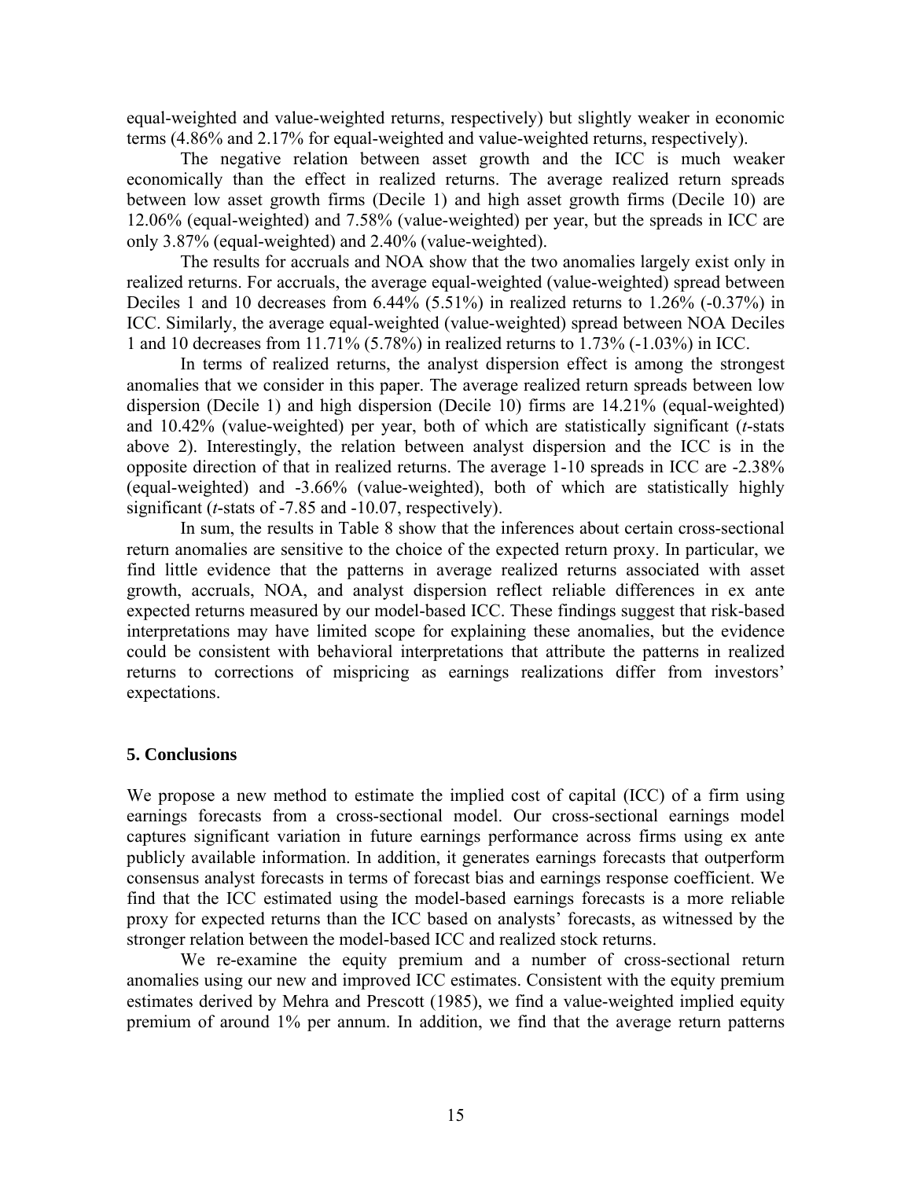equal-weighted and value-weighted returns, respectively) but slightly weaker in economic terms (4.86% and 2.17% for equal-weighted and value-weighted returns, respectively).

The negative relation between asset growth and the ICC is much weaker economically than the effect in realized returns. The average realized return spreads between low asset growth firms (Decile 1) and high asset growth firms (Decile 10) are 12.06% (equal-weighted) and 7.58% (value-weighted) per year, but the spreads in ICC are only 3.87% (equal-weighted) and 2.40% (value-weighted).

The results for accruals and NOA show that the two anomalies largely exist only in realized returns. For accruals, the average equal-weighted (value-weighted) spread between Deciles 1 and 10 decreases from 6.44% (5.51%) in realized returns to 1.26% (-0.37%) in ICC. Similarly, the average equal-weighted (value-weighted) spread between NOA Deciles 1 and 10 decreases from 11.71% (5.78%) in realized returns to 1.73% (-1.03%) in ICC.

In terms of realized returns, the analyst dispersion effect is among the strongest anomalies that we consider in this paper. The average realized return spreads between low dispersion (Decile 1) and high dispersion (Decile 10) firms are 14.21% (equal-weighted) and 10.42% (value-weighted) per year, both of which are statistically significant (*t*-stats above 2). Interestingly, the relation between analyst dispersion and the ICC is in the opposite direction of that in realized returns. The average 1-10 spreads in ICC are -2.38% (equal-weighted) and -3.66% (value-weighted), both of which are statistically highly significant (*t*-stats of -7.85 and -10.07, respectively).

In sum, the results in Table 8 show that the inferences about certain cross-sectional return anomalies are sensitive to the choice of the expected return proxy. In particular, we find little evidence that the patterns in average realized returns associated with asset growth, accruals, NOA, and analyst dispersion reflect reliable differences in ex ante expected returns measured by our model-based ICC. These findings suggest that risk-based interpretations may have limited scope for explaining these anomalies, but the evidence could be consistent with behavioral interpretations that attribute the patterns in realized returns to corrections of mispricing as earnings realizations differ from investors' expectations.

## 5. Conclusions

We propose a new method to estimate the implied cost of capital (ICC) of a firm using earnings forecasts from a cross-sectional model. Our cross-sectional earnings model captures significant variation in future earnings performance across firms using ex ante publicly available information. In addition, it generates earnings forecasts that outperform consensus analyst forecasts in terms of forecast bias and earnings response coefficient. We find that the ICC estimated using the model-based earnings forecasts is a more reliable proxy for expected returns than the ICC based on analysts' forecasts, as witnessed by the stronger relation between the model-based ICC and realized stock returns.

We re-examine the equity premium and a number of cross-sectional return anomalies using our new and improved ICC estimates. Consistent with the equity premium estimates derived by Mehra and Prescott (1985), we find a value-weighted implied equity premium of around 1% per annum. In addition, we find that the average return patterns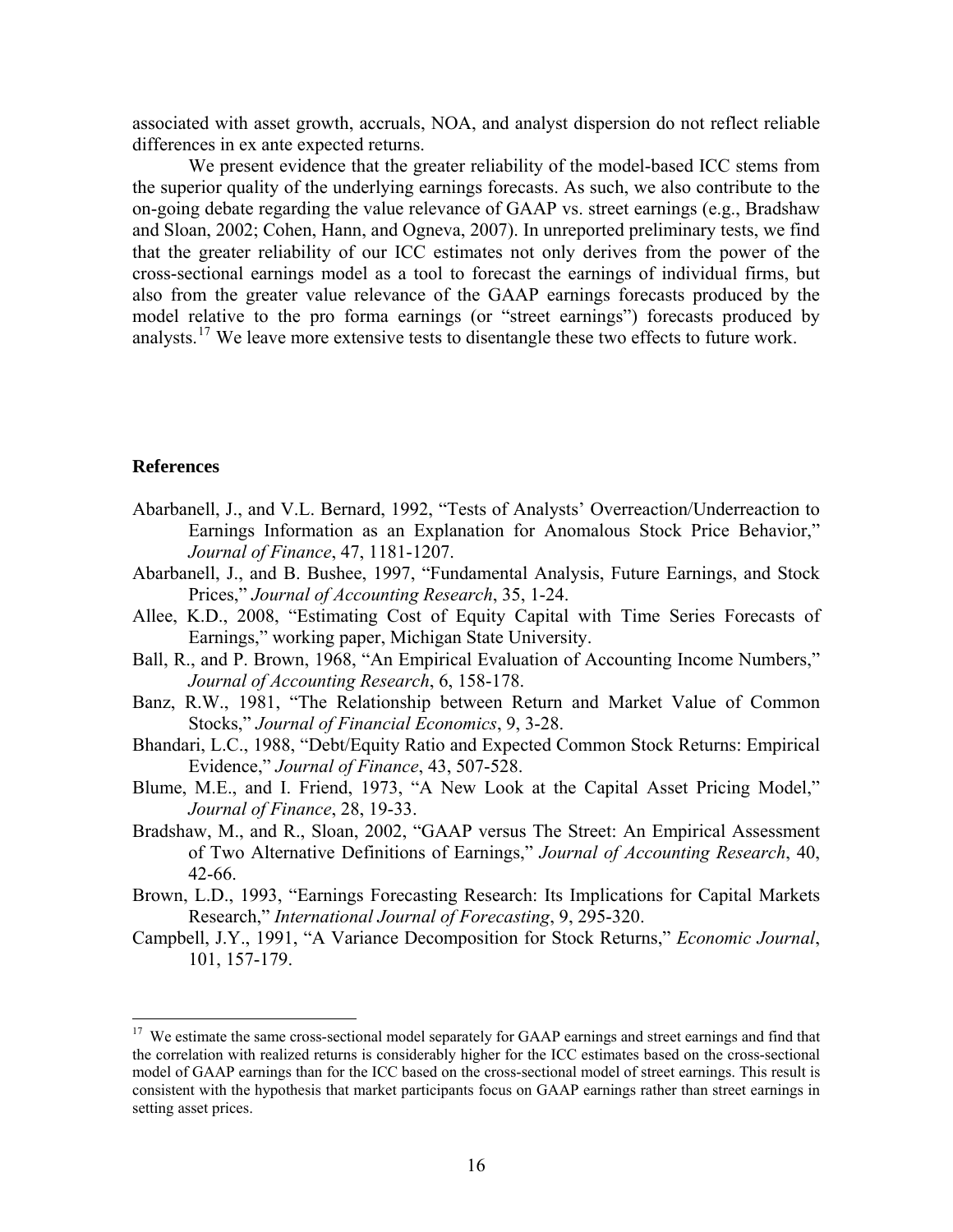associated with asset growth, accruals, NOA, and analyst dispersion do not reflect reliable differences in ex ante expected returns.

We present evidence that the greater reliability of the model-based ICC stems from the superior quality of the underlying earnings forecasts. As such, we also contribute to the on-going debate regarding the value relevance of GAAP vs. street earnings (e.g., Bradshaw and Sloan, 2002; Cohen, Hann, and Ogneva, 2007). In unreported preliminary tests, we find that the greater reliability of our ICC estimates not only derives from the power of the cross-sectional earnings model as a tool to forecast the earnings of individual firms, but also from the greater value relevance of the GAAP earnings forecasts produced by the model relative to the pro forma earnings (or "street earnings") forecasts produced by analysts.[17] We leave more extensive tests to disentangle these two effects to future work.

### References

Abarbanell, J., and V.L. Bernard, 1992, "Tests of Analysts' Overreaction/Underreaction to Earnings Information as an Explanation for Anomalous Stock Price Behavior," *Journal of Finance*, 47, 1181-1207.

Abarbanell, J., and B. Bushee, 1997, "Fundamental Analysis, Future Earnings, and Stock Prices," *Journal of Accounting Research*, 35, 1-24.

Allee, K.D., 2008, "Estimating Cost of Equity Capital with Time Series Forecasts of Earnings," working paper, Michigan State University.

Ball, R., and P. Brown, 1968, "An Empirical Evaluation of Accounting Income Numbers," *Journal of Accounting Research*, 6, 158-178.

Banz, R.W., 1981, "The Relationship between Return and Market Value of Common Stocks," *Journal of Financial Economics*, 9, 3-28.

Bhandari, L.C., 1988, "Debt/Equity Ratio and Expected Common Stock Returns: Empirical Evidence," *Journal of Finance*, 43, 507-528.

Blume, M.E., and I. Friend, 1973, "A New Look at the Capital Asset Pricing Model," *Journal of Finance*, 28, 19-33.

Bradshaw, M., and R., Sloan, 2002, "GAAP versus The Street: An Empirical Assessment of Two Alternative Definitions of Earnings," *Journal of Accounting Research*, 40, 42-66.

Brown, L.D., 1993, "Earnings Forecasting Research: Its Implications for Capital Markets Research," *International Journal of Forecasting*, 9, 295-320.

Campbell, J.Y., 1991, "A Variance Decomposition for Stock Returns," *Economic Journal*, 101, 157-179.

---

[17] We estimate the same cross-sectional model separately for GAAP earnings and street earnings and find that the correlation with realized returns is considerably higher for the ICC estimates based on the cross-sectional model of GAAP earnings than for the ICC based on the cross-sectional model of street earnings. This result is consistent with the hypothesis that market participants focus on GAAP earnings rather than street earnings in setting asset prices.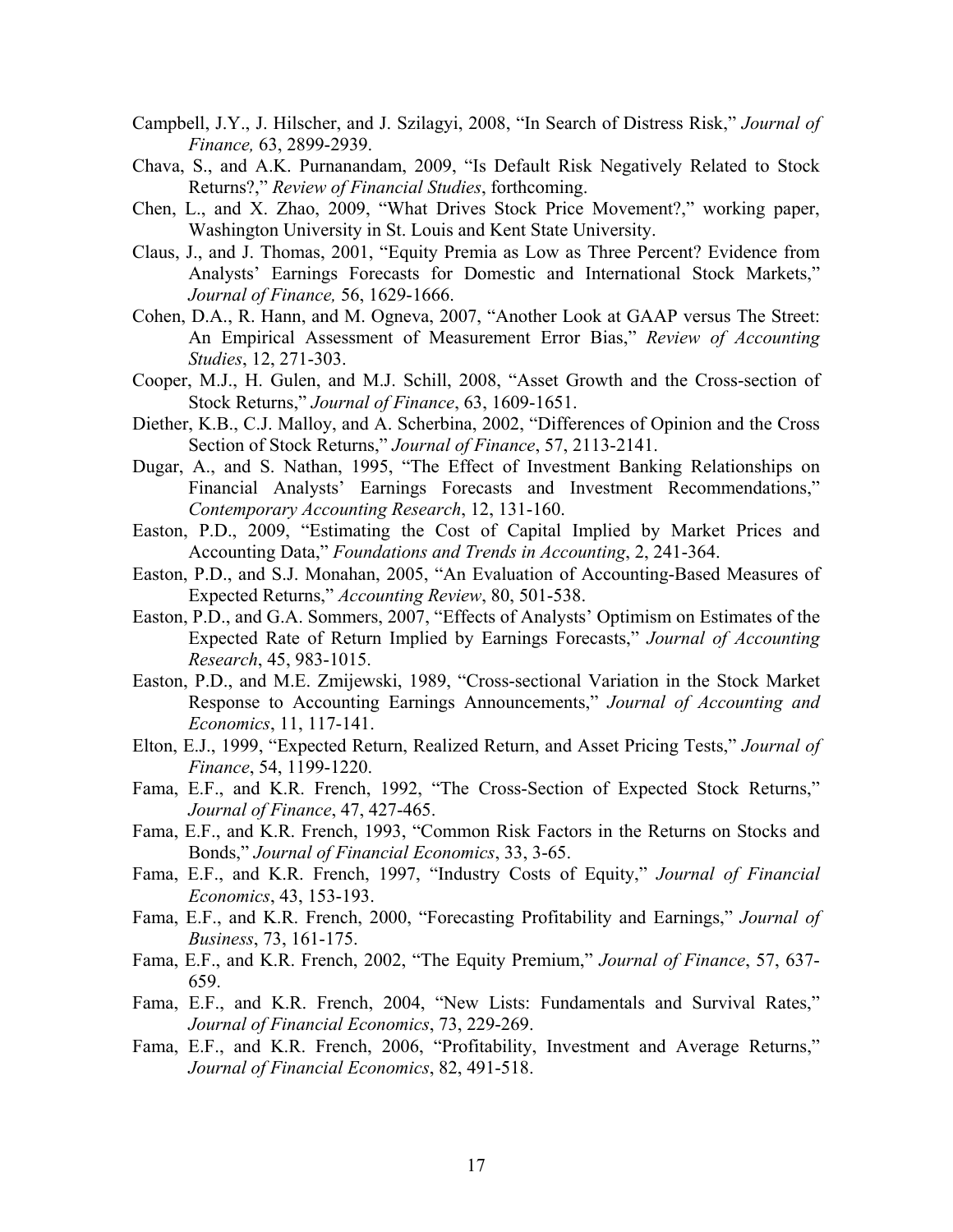Campbell, J.Y., J. Hilscher, and J. Szilagyi, 2008, "In Search of Distress Risk," *Journal of Finance,* 63, 2899-2939.

Chava, S., and A.K. Purnanandam, 2009, "Is Default Risk Negatively Related to Stock Returns?," *Review of Financial Studies*, forthcoming.

Chen, L., and X. Zhao, 2009, "What Drives Stock Price Movement?," working paper, Washington University in St. Louis and Kent State University.

Claus, J., and J. Thomas, 2001, "Equity Premia as Low as Three Percent? Evidence from Analysts' Earnings Forecasts for Domestic and International Stock Markets," *Journal of Finance,* 56, 1629-1666.

Cohen, D.A., R. Hann, and M. Ogneva, 2007, "Another Look at GAAP versus The Street: An Empirical Assessment of Measurement Error Bias," *Review of Accounting Studies*, 12, 271-303.

Cooper, M.J., H. Gulen, and M.J. Schill, 2008, "Asset Growth and the Cross-section of Stock Returns," *Journal of Finance*, 63, 1609-1651.

Diether, K.B., C.J. Malloy, and A. Scherbina, 2002, "Differences of Opinion and the Cross Section of Stock Returns," *Journal of Finance*, 57, 2113-2141.

Dugar, A., and S. Nathan, 1995, "The Effect of Investment Banking Relationships on Financial Analysts' Earnings Forecasts and Investment Recommendations," *Contemporary Accounting Research*, 12, 131-160.

Easton, P.D., 2009, "Estimating the Cost of Capital Implied by Market Prices and Accounting Data," *Foundations and Trends in Accounting*, 2, 241-364.

Easton, P.D., and S.J. Monahan, 2005, "An Evaluation of Accounting-Based Measures of Expected Returns," *Accounting Review*, 80, 501-538.

Easton, P.D., and G.A. Sommers, 2007, "Effects of Analysts' Optimism on Estimates of the Expected Rate of Return Implied by Earnings Forecasts," *Journal of Accounting Research*, 45, 983-1015.

Easton, P.D., and M.E. Zmijewski, 1989, "Cross-sectional Variation in the Stock Market Response to Accounting Earnings Announcements," *Journal of Accounting and Economics*, 11, 117-141.

Elton, E.J., 1999, "Expected Return, Realized Return, and Asset Pricing Tests," *Journal of Finance*, 54, 1199-1220.

Fama, E.F., and K.R. French, 1992, "The Cross-Section of Expected Stock Returns," *Journal of Finance*, 47, 427-465.

Fama, E.F., and K.R. French, 1993, "Common Risk Factors in the Returns on Stocks and Bonds," *Journal of Financial Economics*, 33, 3-65.

Fama, E.F., and K.R. French, 1997, "Industry Costs of Equity," *Journal of Financial Economics*, 43, 153-193.

Fama, E.F., and K.R. French, 2000, "Forecasting Profitability and Earnings," *Journal of Business*, 73, 161-175.

Fama, E.F., and K.R. French, 2002, "The Equity Premium," *Journal of Finance*, 57, 637-659.

Fama, E.F., and K.R. French, 2004, "New Lists: Fundamentals and Survival Rates," *Journal of Financial Economics*, 73, 229-269.

Fama, E.F., and K.R. French, 2006, "Profitability, Investment and Average Returns," *Journal of Financial Economics*, 82, 491-518.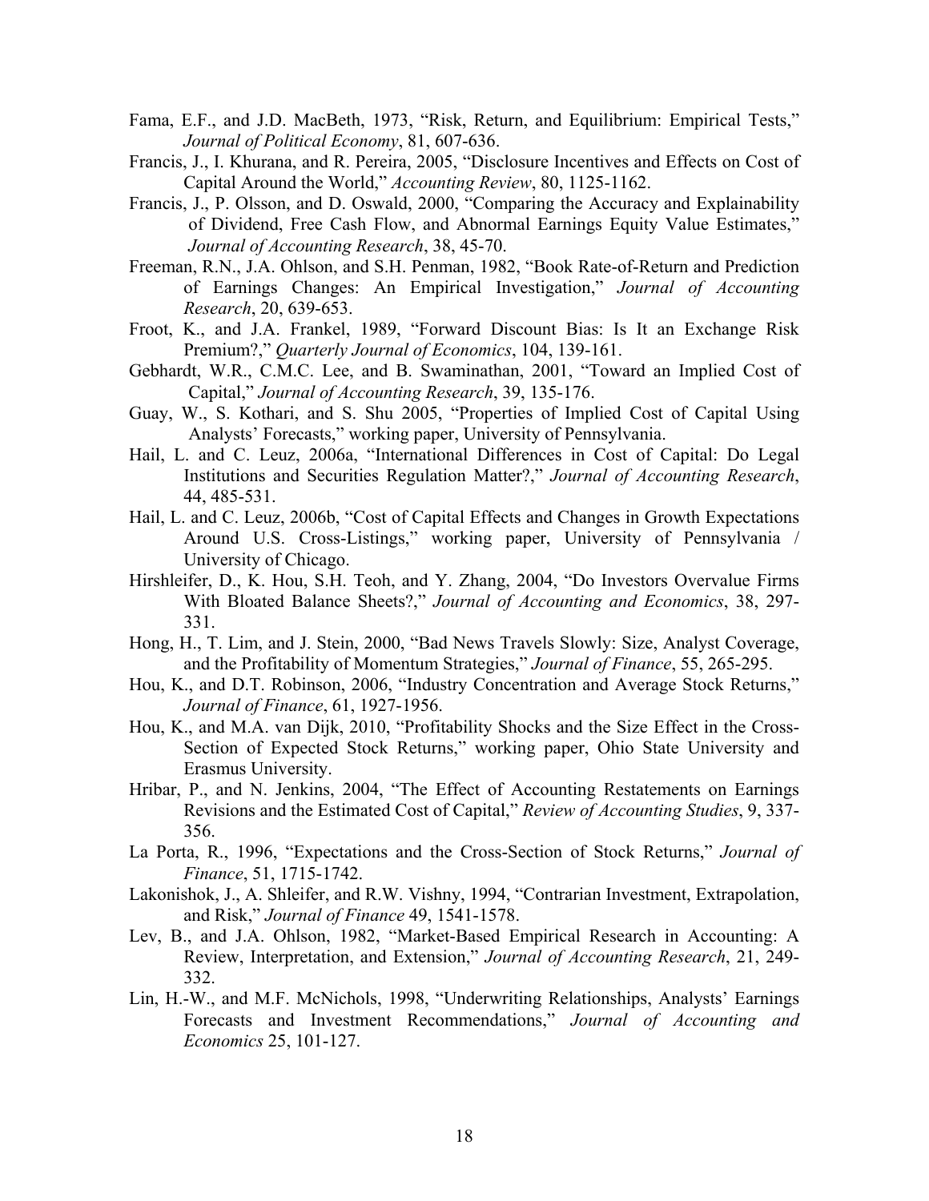Fama, E.F., and J.D. MacBeth, 1973, "Risk, Return, and Equilibrium: Empirical Tests," *Journal of Political Economy*, 81, 607-636.

Francis, J., I. Khurana, and R. Pereira, 2005, "Disclosure Incentives and Effects on Cost of Capital Around the World," *Accounting Review*, 80, 1125-1162.

Francis, J., P. Olsson, and D. Oswald, 2000, "Comparing the Accuracy and Explainability of Dividend, Free Cash Flow, and Abnormal Earnings Equity Value Estimates," *Journal of Accounting Research*, 38, 45-70.

Freeman, R.N., J.A. Ohlson, and S.H. Penman, 1982, "Book Rate-of-Return and Prediction of Earnings Changes: An Empirical Investigation," *Journal of Accounting Research*, 20, 639-653.

Froot, K., and J.A. Frankel, 1989, "Forward Discount Bias: Is It an Exchange Risk Premium?," *Quarterly Journal of Economics*, 104, 139-161.

Gebhardt, W.R., C.M.C. Lee, and B. Swaminathan, 2001, "Toward an Implied Cost of Capital," *Journal of Accounting Research*, 39, 135-176.

Guay, W., S. Kothari, and S. Shu 2005, "Properties of Implied Cost of Capital Using Analysts' Forecasts," working paper, University of Pennsylvania.

Hail, L. and C. Leuz, 2006a, "International Differences in Cost of Capital: Do Legal Institutions and Securities Regulation Matter?," *Journal of Accounting Research*, 44, 485-531.

Hail, L. and C. Leuz, 2006b, "Cost of Capital Effects and Changes in Growth Expectations Around U.S. Cross-Listings," working paper, University of Pennsylvania / University of Chicago.

Hirshleifer, D., K. Hou, S.H. Teoh, and Y. Zhang, 2004, "Do Investors Overvalue Firms With Bloated Balance Sheets?," *Journal of Accounting and Economics*, 38, 297-331.

Hong, H., T. Lim, and J. Stein, 2000, "Bad News Travels Slowly: Size, Analyst Coverage, and the Profitability of Momentum Strategies," *Journal of Finance*, 55, 265-295.

Hou, K., and D.T. Robinson, 2006, "Industry Concentration and Average Stock Returns," *Journal of Finance*, 61, 1927-1956.

Hou, K., and M.A. van Dijk, 2010, "Profitability Shocks and the Size Effect in the Cross-Section of Expected Stock Returns," working paper, Ohio State University and Erasmus University.

Hribar, P., and N. Jenkins, 2004, "The Effect of Accounting Restatements on Earnings Revisions and the Estimated Cost of Capital," *Review of Accounting Studies*, 9, 337-356.

La Porta, R., 1996, "Expectations and the Cross-Section of Stock Returns," *Journal of Finance*, 51, 1715-1742.

Lakonishok, J., A. Shleifer, and R.W. Vishny, 1994, "Contrarian Investment, Extrapolation, and Risk," *Journal of Finance* 49, 1541-1578.

Lev, B., and J.A. Ohlson, 1982, "Market-Based Empirical Research in Accounting: A Review, Interpretation, and Extension," *Journal of Accounting Research*, 21, 249-332.

Lin, H.-W., and M.F. McNichols, 1998, "Underwriting Relationships, Analysts' Earnings Forecasts and Investment Recommendations," *Journal of Accounting and Economics* 25, 101-127.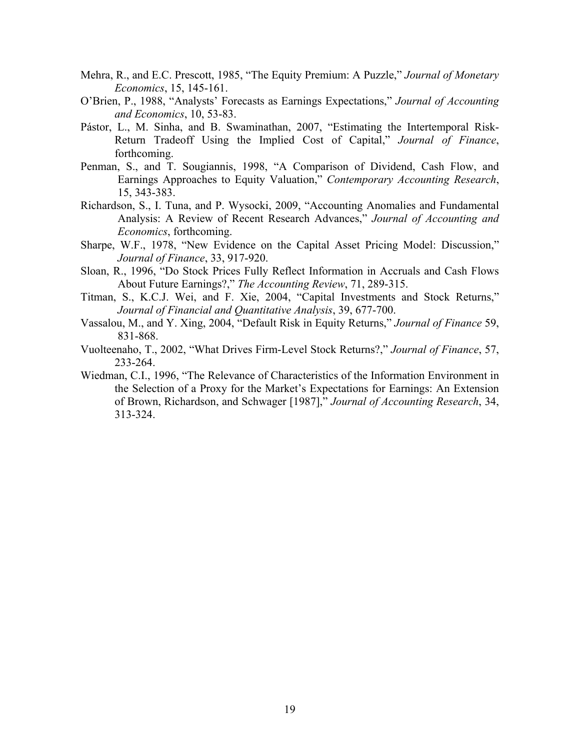Mehra, R., and E.C. Prescott, 1985, "The Equity Premium: A Puzzle," *Journal of Monetary Economics*, 15, 145-161.

O'Brien, P., 1988, "Analysts' Forecasts as Earnings Expectations," *Journal of Accounting and Economics*, 10, 53-83.

Pástor, L., M. Sinha, and B. Swaminathan, 2007, "Estimating the Intertemporal Risk-Return Tradeoff Using the Implied Cost of Capital," *Journal of Finance*, forthcoming.

Penman, S., and T. Sougiannis, 1998, "A Comparison of Dividend, Cash Flow, and Earnings Approaches to Equity Valuation," *Contemporary Accounting Research*, 15, 343-383.

Richardson, S., I. Tuna, and P. Wysocki, 2009, "Accounting Anomalies and Fundamental Analysis: A Review of Recent Research Advances," *Journal of Accounting and Economics*, forthcoming.

Sharpe, W.F., 1978, "New Evidence on the Capital Asset Pricing Model: Discussion," *Journal of Finance*, 33, 917-920.

Sloan, R., 1996, "Do Stock Prices Fully Reflect Information in Accruals and Cash Flows About Future Earnings?," *The Accounting Review*, 71, 289-315.

Titman, S., K.C.J. Wei, and F. Xie, 2004, "Capital Investments and Stock Returns," *Journal of Financial and Quantitative Analysis*, 39, 677-700.

Vassalou, M., and Y. Xing, 2004, "Default Risk in Equity Returns," *Journal of Finance* 59, 831-868.

Vuolteenaho, T., 2002, "What Drives Firm-Level Stock Returns?," *Journal of Finance*, 57, 233-264.

Wiedman, C.I., 1996, "The Relevance of Characteristics of the Information Environment in the Selection of a Proxy for the Market's Expectations for Earnings: An Extension of Brown, Richardson, and Schwager [1987]," *Journal of Accounting Research*, 34, 313-324.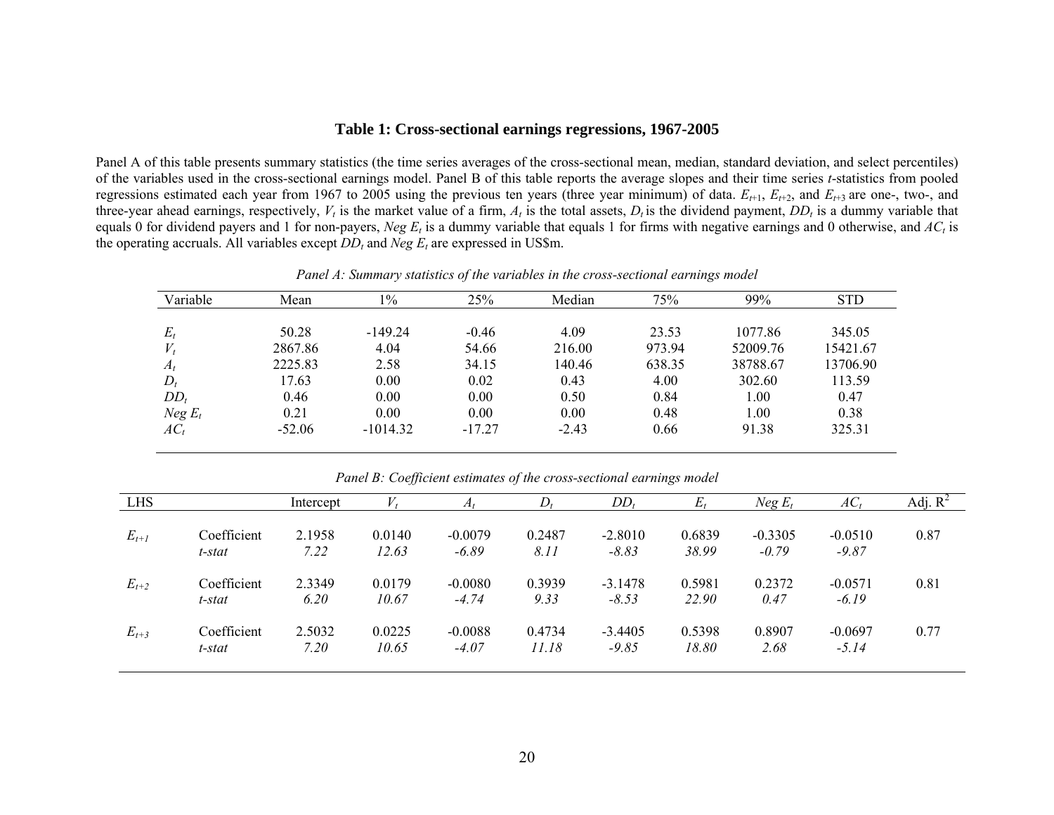### Table 1: Cross-sectional earnings regressions, 1967-2005

Panel A of this table presents summary statistics (the time series averages of the cross-sectional mean, median, standard deviation, and select percentiles) of the variables used in the cross-sectional earnings model. Panel B of this table reports the average slopes and their time series *t*-statistics from pooled regressions estimated each year from 1967 to 2005 using the previous ten years (three year minimum) of data. $E_{t+1}$, $E_{t+2}$, and $E_{t+3}$ are one-, two-, and three-year ahead earnings, respectively, $V_t$ is the market value of a firm, $A_t$ is the total assets, $D_t$ is the dividend payment, $DD_t$ is a dummy variable that equals 0 for dividend payers and 1 for non-payers, $Neg\ E_t$ is a dummy variable that equals 1 for firms with negative earnings and 0 otherwise, and $AC_t$ is the operating accruals. All variables except $DD_t$ and $Neg\ E_t$ are expressed in US$m.

*Panel A: Summary statistics of the variables in the cross-sectional earnings model*

| Variable | Mean | 1% | 25% | Median | 75% | 99% | STD |
|---|---|---|---|---|---|---|---|
| $E_t$ | 50.28 | -149.24 | -0.46 | 4.09 | 23.53 | 1077.86 | 345.05 |
| $V_t$ | 2867.86 | 4.04 | 54.66 | 216.00 | 973.94 | 52009.76 | 15421.67 |
| $A_t$ | 2225.83 | 2.58 | 34.15 | 140.46 | 638.35 | 38788.67 | 13706.90 |
| $D_t$ | 17.63 | 0.00 | 0.02 | 0.43 | 4.00 | 302.60 | 113.59 |
| $DD_t$ | 0.46 | 0.00 | 0.00 | 0.50 | 0.84 | 1.00 | 0.47 |
| $Neg\ E_t$ | 0.21 | 0.00 | 0.00 | 0.00 | 0.48 | 1.00 | 0.38 |
| $AC_t$ | -52.06 | -1014.32 | -17.27 | -2.43 | 0.66 | 91.38 | 325.31 |

*Panel B: Coefficient estimates of the cross-sectional earnings model*

| LHS | | Intercept | $V_t$ | $A_t$ | $D_t$ | $DD_t$ | $E_t$ | $Neg\ E_t$ | $AC_t$ | Adj. $R^2$ |
|---|---|---|---|---|---|---|---|---|---|---|
| $E_{t+1}$ | Coefficient | 2.1958 | 0.0140 | -0.0079 | 0.2487 | -2.8010 | 0.6839 | -0.3305 | -0.0510 | 0.87 |
| | *t-stat* | *7.22* | *12.63* | *-6.89* | *8.11* | *-8.83* | *38.99* | *-0.79* | *-9.87* | |
| $E_{t+2}$ | Coefficient | 2.3349 | 0.0179 | -0.0080 | 0.3939 | -3.1478 | 0.5981 | 0.2372 | -0.0571 | 0.81 |
| | *t-stat* | *6.20* | *10.67* | *-4.74* | *9.33* | *-8.53* | *22.90* | *0.47* | *-6.19* | |
| $E_{t+3}$ | Coefficient | 2.5032 | 0.0225 | -0.0088 | 0.4734 | -3.4405 | 0.5398 | 0.8907 | -0.0697 | 0.77 |
| | *t-stat* | *7.20* | *10.65* | *-4.07* | *11.18* | *-9.85* | *18.80* | *2.68* | *-5.14* | |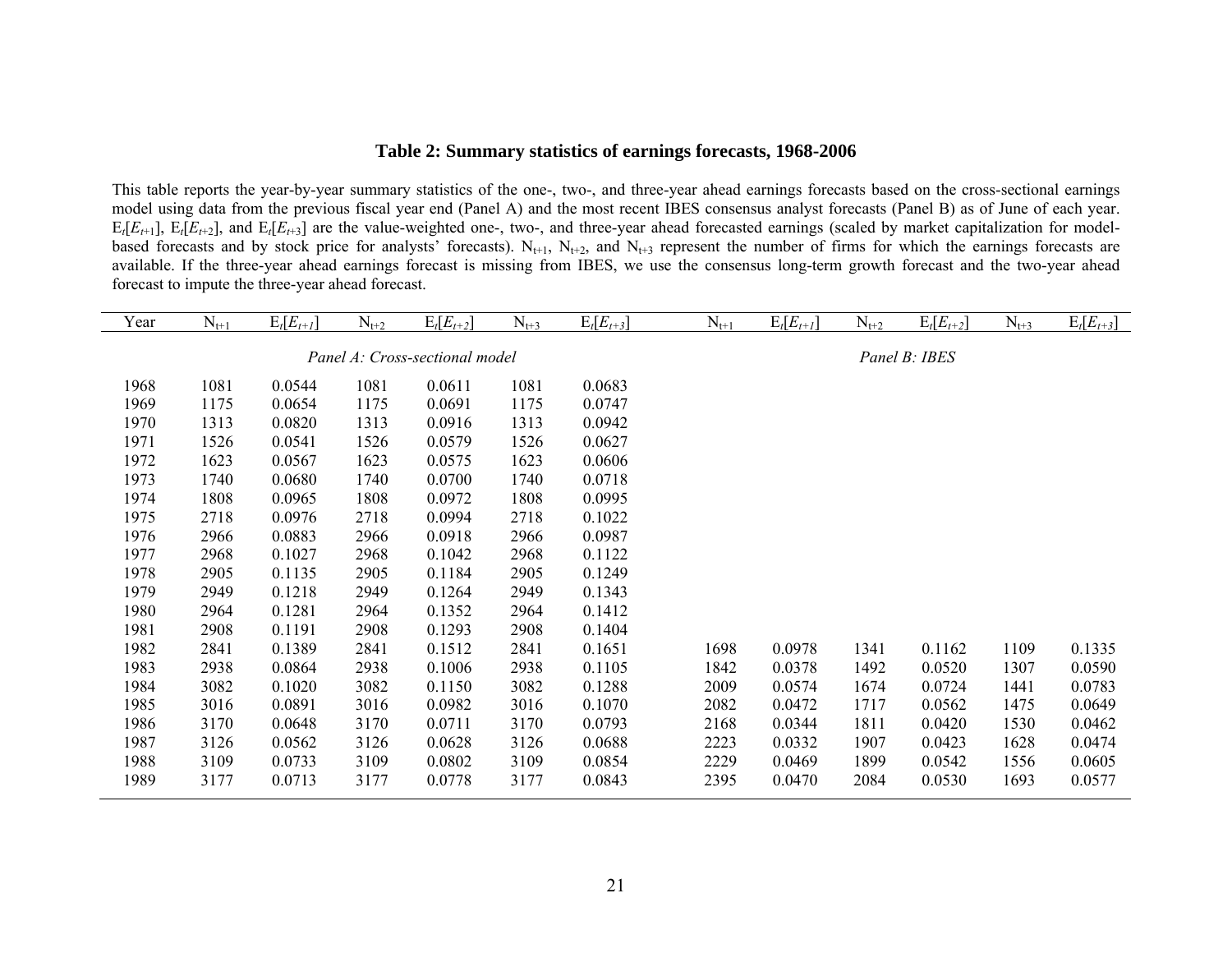## Table 2: Summary statistics of earnings forecasts, 1968-2006

This table reports the year-by-year summary statistics of the one-, two-, and three-year ahead earnings forecasts based on the cross-sectional earnings model using data from the previous fiscal year end (Panel A) and the most recent IBES consensus analyst forecasts (Panel B) as of June of each year. $E_t[E_{t+1}]$, $E_t[E_{t+2}]$, and $E_t[E_{t+3}]$ are the value-weighted one-, two-, and three-year ahead forecasted earnings (scaled by market capitalization for model-based forecasts and by stock price for analysts' forecasts). $N_{t+1}$, $N_{t+2}$, and $N_{t+3}$ represent the number of firms for which the earnings forecasts are available. If the three-year ahead earnings forecast is missing from IBES, we use the consensus long-term growth forecast and the two-year ahead forecast to impute the three-year ahead forecast.

| Year | $N_{t+1}$ | $E_t[E_{t+1}]$ | $N_{t+2}$ | $E_t[E_{t+2}]$ | $N_{t+3}$ | $E_t[E_{t+3}]$ | $N_{t+1}$ | $E_t[E_{t+1}]$ | $N_{t+2}$ | $E_t[E_{t+2}]$ | $N_{t+3}$ | $E_t[E_{t+3}]$ |
|---|---|---|---|---|---|---|---|---|---|---|---|---|
| | *Panel A: Cross-sectional model* | | | | | | *Panel B: IBES* | | | | | |
| 1968 | 1081 | 0.0544 | 1081 | 0.0611 | 1081 | 0.0683 | | | | | | |
| 1969 | 1175 | 0.0654 | 1175 | 0.0691 | 1175 | 0.0747 | | | | | | |
| 1970 | 1313 | 0.0820 | 1313 | 0.0916 | 1313 | 0.0942 | | | | | | |
| 1971 | 1526 | 0.0541 | 1526 | 0.0579 | 1526 | 0.0627 | | | | | | |
| 1972 | 1623 | 0.0567 | 1623 | 0.0575 | 1623 | 0.0606 | | | | | | |
| 1973 | 1740 | 0.0680 | 1740 | 0.0700 | 1740 | 0.0718 | | | | | | |
| 1974 | 1808 | 0.0965 | 1808 | 0.0972 | 1808 | 0.0995 | | | | | | |
| 1975 | 2718 | 0.0976 | 2718 | 0.0994 | 2718 | 0.1022 | | | | | | |
| 1976 | 2966 | 0.0883 | 2966 | 0.0918 | 2966 | 0.0987 | | | | | | |
| 1977 | 2968 | 0.1027 | 2968 | 0.1042 | 2968 | 0.1122 | | | | | | |
| 1978 | 2905 | 0.1135 | 2905 | 0.1184 | 2905 | 0.1249 | | | | | | |
| 1979 | 2949 | 0.1218 | 2949 | 0.1264 | 2949 | 0.1343 | | | | | | |
| 1980 | 2964 | 0.1281 | 2964 | 0.1352 | 2964 | 0.1412 | | | | | | |
| 1981 | 2908 | 0.1191 | 2908 | 0.1293 | 2908 | 0.1404 | | | | | | |
| 1982 | 2841 | 0.1389 | 2841 | 0.1512 | 2841 | 0.1651 | 1698 | 0.0978 | 1341 | 0.1162 | 1109 | 0.1335 |
| 1983 | 2938 | 0.0864 | 2938 | 0.1006 | 2938 | 0.1105 | 1842 | 0.0378 | 1492 | 0.0520 | 1307 | 0.0590 |
| 1984 | 3082 | 0.1020 | 3082 | 0.1150 | 3082 | 0.1288 | 2009 | 0.0574 | 1674 | 0.0724 | 1441 | 0.0783 |
| 1985 | 3016 | 0.0891 | 3016 | 0.0982 | 3016 | 0.1070 | 2082 | 0.0472 | 1717 | 0.0562 | 1475 | 0.0649 |
| 1986 | 3170 | 0.0648 | 3170 | 0.0711 | 3170 | 0.0793 | 2168 | 0.0344 | 1811 | 0.0420 | 1530 | 0.0462 |
| 1987 | 3126 | 0.0562 | 3126 | 0.0628 | 3126 | 0.0688 | 2223 | 0.0332 | 1907 | 0.0423 | 1628 | 0.0474 |
| 1988 | 3109 | 0.0733 | 3109 | 0.0802 | 3109 | 0.0854 | 2229 | 0.0469 | 1899 | 0.0542 | 1556 | 0.0605 |
| 1989 | 3177 | 0.0713 | 3177 | 0.0778 | 3177 | 0.0843 | 2395 | 0.0470 | 2084 | 0.0530 | 1693 | 0.0577 |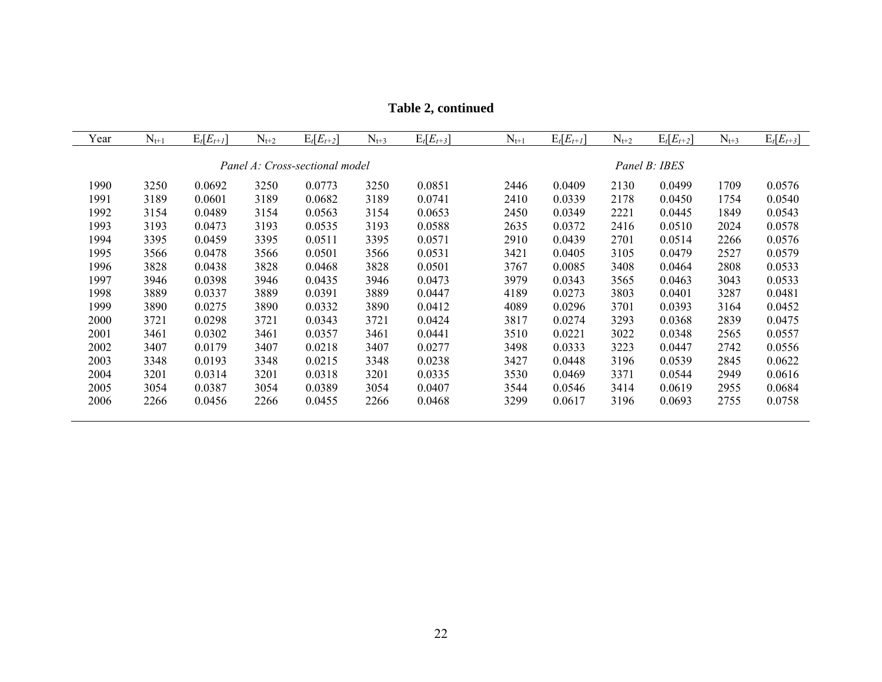**Table 2, continued**

| Year | $N_{t+1}$ | $E_t[E_{t+1}]$ | $N_{t+2}$ | $E_t[E_{t+2}]$ | $N_{t+3}$ | $E_t[E_{t+3}]$ | $N_{t+1}$ | $E_t[E_{t+1}]$ | $N_{t+2}$ | $E_t[E_{t+2}]$ | $N_{t+3}$ | $E_t[E_{t+3}]$ |
|---|---|---|---|---|---|---|---|---|---|---|---|---|
| | *Panel A: Cross-sectional model* | | | | | | *Panel B: IBES* | | | | | |
| 1990 | 3250 | 0.0692 | 3250 | 0.0773 | 3250 | 0.0851 | 2446 | 0.0409 | 2130 | 0.0499 | 1709 | 0.0576 |
| 1991 | 3189 | 0.0601 | 3189 | 0.0682 | 3189 | 0.0741 | 2410 | 0.0339 | 2178 | 0.0450 | 1754 | 0.0540 |
| 1992 | 3154 | 0.0489 | 3154 | 0.0563 | 3154 | 0.0653 | 2450 | 0.0349 | 2221 | 0.0445 | 1849 | 0.0543 |
| 1993 | 3193 | 0.0473 | 3193 | 0.0535 | 3193 | 0.0588 | 2635 | 0.0372 | 2416 | 0.0510 | 2024 | 0.0578 |
| 1994 | 3395 | 0.0459 | 3395 | 0.0511 | 3395 | 0.0571 | 2910 | 0.0439 | 2701 | 0.0514 | 2266 | 0.0576 |
| 1995 | 3566 | 0.0478 | 3566 | 0.0501 | 3566 | 0.0531 | 3421 | 0.0405 | 3105 | 0.0479 | 2527 | 0.0579 |
| 1996 | 3828 | 0.0438 | 3828 | 0.0468 | 3828 | 0.0501 | 3767 | 0.0085 | 3408 | 0.0464 | 2808 | 0.0533 |
| 1997 | 3946 | 0.0398 | 3946 | 0.0435 | 3946 | 0.0473 | 3979 | 0.0343 | 3565 | 0.0463 | 3043 | 0.0533 |
| 1998 | 3889 | 0.0337 | 3889 | 0.0391 | 3889 | 0.0447 | 4189 | 0.0273 | 3803 | 0.0401 | 3287 | 0.0481 |
| 1999 | 3890 | 0.0275 | 3890 | 0.0332 | 3890 | 0.0412 | 4089 | 0.0296 | 3701 | 0.0393 | 3164 | 0.0452 |
| 2000 | 3721 | 0.0298 | 3721 | 0.0343 | 3721 | 0.0424 | 3817 | 0.0274 | 3293 | 0.0368 | 2839 | 0.0475 |
| 2001 | 3461 | 0.0302 | 3461 | 0.0357 | 3461 | 0.0441 | 3510 | 0.0221 | 3022 | 0.0348 | 2565 | 0.0557 |
| 2002 | 3407 | 0.0179 | 3407 | 0.0218 | 3407 | 0.0277 | 3498 | 0.0333 | 3223 | 0.0447 | 2742 | 0.0556 |
| 2003 | 3348 | 0.0193 | 3348 | 0.0215 | 3348 | 0.0238 | 3427 | 0.0448 | 3196 | 0.0539 | 2845 | 0.0622 |
| 2004 | 3201 | 0.0314 | 3201 | 0.0318 | 3201 | 0.0335 | 3530 | 0.0469 | 3371 | 0.0544 | 2949 | 0.0616 |
| 2005 | 3054 | 0.0387 | 3054 | 0.0389 | 3054 | 0.0407 | 3544 | 0.0546 | 3414 | 0.0619 | 2955 | 0.0684 |
| 2006 | 2266 | 0.0456 | 2266 | 0.0455 | 2266 | 0.0468 | 3299 | 0.0617 | 3196 | 0.0693 | 2755 | 0.0758 |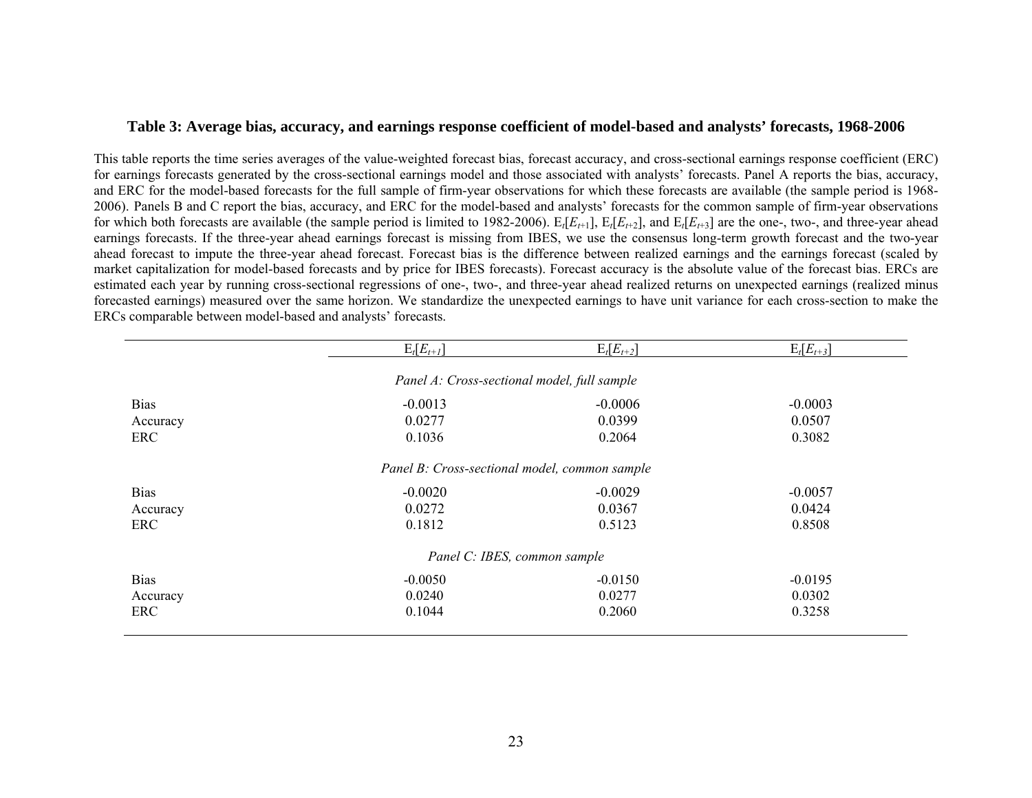### Table 3: Average bias, accuracy, and earnings response coefficient of model-based and analysts' forecasts, 1968-2006

This table reports the time series averages of the value-weighted forecast bias, forecast accuracy, and cross-sectional earnings response coefficient (ERC) for earnings forecasts generated by the cross-sectional earnings model and those associated with analysts' forecasts. Panel A reports the bias, accuracy, and ERC for the model-based forecasts for the full sample of firm-year observations for which these forecasts are available (the sample period is 1968-2006). Panels B and C report the bias, accuracy, and ERC for the model-based and analysts' forecasts for the common sample of firm-year observations for which both forecasts are available (the sample period is limited to 1982-2006). $E_t[E_{t+1}]$, $E_t[E_{t+2}]$, and $E_t[E_{t+3}]$ are the one-, two-, and three-year ahead earnings forecasts. If the three-year ahead earnings forecast is missing from IBES, we use the consensus long-term growth forecast and the two-year ahead forecast to impute the three-year ahead forecast. Forecast bias is the difference between realized earnings and the earnings forecast (scaled by market capitalization for model-based forecasts and by price for IBES forecasts). Forecast accuracy is the absolute value of the forecast bias. ERCs are estimated each year by running cross-sectional regressions of one-, two-, and three-year ahead realized returns on unexpected earnings (realized minus forecasted earnings) measured over the same horizon. We standardize the unexpected earnings to have unit variance for each cross-section to make the ERCs comparable between model-based and analysts' forecasts.

| | $E_t[E_{t+1}]$ | $E_t[E_{t+2}]$ | $E_t[E_{t+3}]$ |
|---|---|---|---|
| | *Panel A: Cross-sectional model, full sample* | | |
| Bias | -0.0013 | -0.0006 | -0.0003 |
| Accuracy | 0.0277 | 0.0399 | 0.0507 |
| ERC | 0.1036 | 0.2064 | 0.3082 |
| | *Panel B: Cross-sectional model, common sample* | | |
| Bias | -0.0020 | -0.0029 | -0.0057 |
| Accuracy | 0.0272 | 0.0367 | 0.0424 |
| ERC | 0.1812 | 0.5123 | 0.8508 |
| | *Panel C: IBES, common sample* | | |
| Bias | -0.0050 | -0.0150 | -0.0195 |
| Accuracy | 0.0240 | 0.0277 | 0.0302 |
| ERC | 0.1044 | 0.2060 | 0.3258 |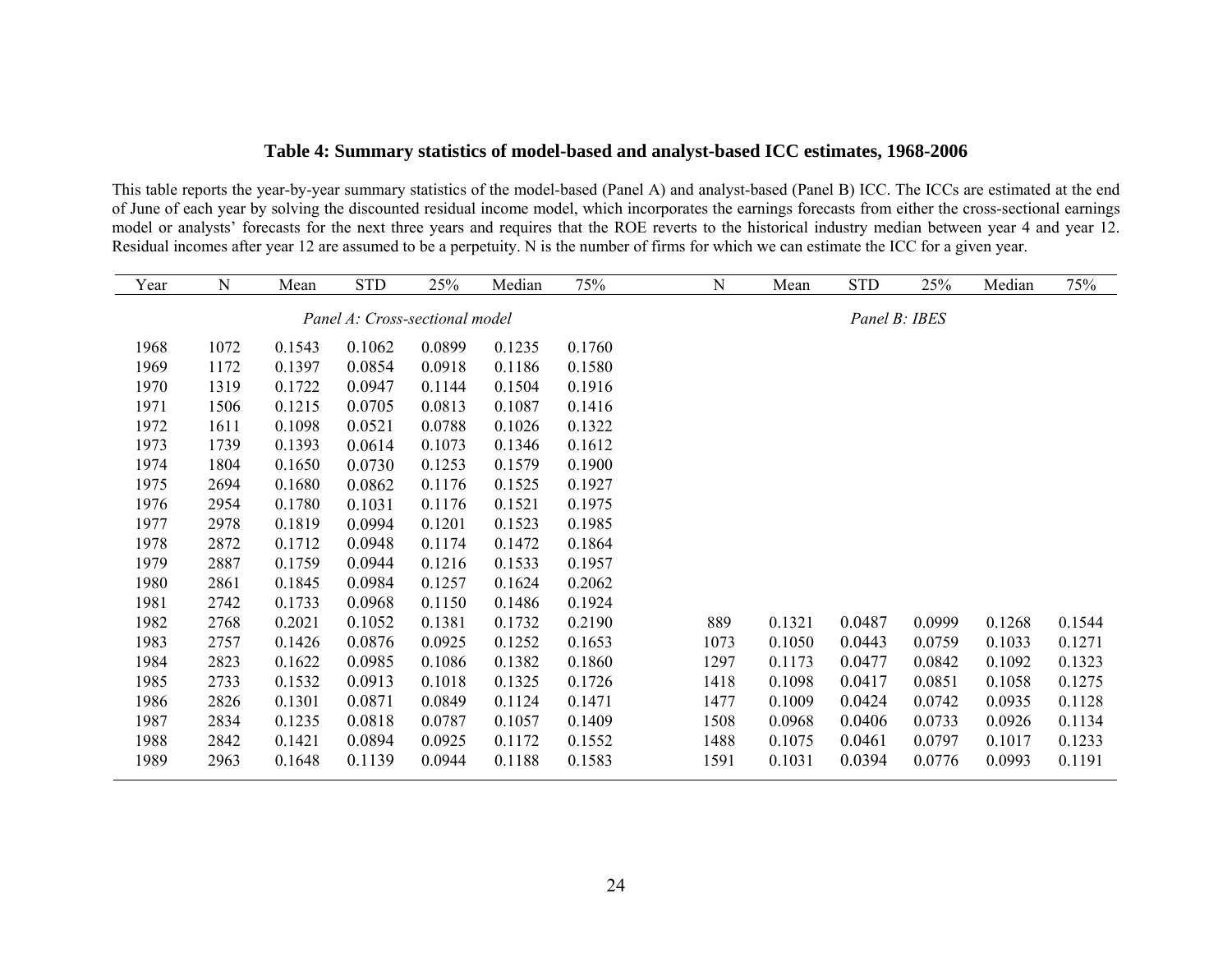### Table 4: Summary statistics of model-based and analyst-based ICC estimates, 1968-2006

This table reports the year-by-year summary statistics of the model-based (Panel A) and analyst-based (Panel B) ICC. The ICCs are estimated at the end of June of each year by solving the discounted residual income model, which incorporates the earnings forecasts from either the cross-sectional earnings model or analysts' forecasts for the next three years and requires that the ROE reverts to the historical industry median between year 4 and year 12. Residual incomes after year 12 are assumed to be a perpetuity. N is the number of firms for which we can estimate the ICC for a given year.

| Year | N | Mean | STD | 25% | Median | 75% | N | Mean | STD | 25% | Median | 75% |
|---|---|---|---|---|---|---|---|---|---|---|---|---|
| | *Panel A: Cross-sectional model* | | | | | | *Panel B: IBES* | | | | | |
| 1968 | 1072 | 0.1543 | 0.1062 | 0.0899 | 0.1235 | 0.1760 | | | | | | |
| 1969 | 1172 | 0.1397 | 0.0854 | 0.0918 | 0.1186 | 0.1580 | | | | | | |
| 1970 | 1319 | 0.1722 | 0.0947 | 0.1144 | 0.1504 | 0.1916 | | | | | | |
| 1971 | 1506 | 0.1215 | 0.0705 | 0.0813 | 0.1087 | 0.1416 | | | | | | |
| 1972 | 1611 | 0.1098 | 0.0521 | 0.0788 | 0.1026 | 0.1322 | | | | | | |
| 1973 | 1739 | 0.1393 | 0.0614 | 0.1073 | 0.1346 | 0.1612 | | | | | | |
| 1974 | 1804 | 0.1650 | 0.0730 | 0.1253 | 0.1579 | 0.1900 | | | | | | |
| 1975 | 2694 | 0.1680 | 0.0862 | 0.1176 | 0.1525 | 0.1927 | | | | | | |
| 1976 | 2954 | 0.1780 | 0.1031 | 0.1176 | 0.1521 | 0.1975 | | | | | | |
| 1977 | 2978 | 0.1819 | 0.0994 | 0.1201 | 0.1523 | 0.1985 | | | | | | |
| 1978 | 2872 | 0.1712 | 0.0948 | 0.1174 | 0.1472 | 0.1864 | | | | | | |
| 1979 | 2887 | 0.1759 | 0.0944 | 0.1216 | 0.1533 | 0.1957 | | | | | | |
| 1980 | 2861 | 0.1845 | 0.0984 | 0.1257 | 0.1624 | 0.2062 | | | | | | |
| 1981 | 2742 | 0.1733 | 0.0968 | 0.1150 | 0.1486 | 0.1924 | | | | | | |
| 1982 | 2768 | 0.2021 | 0.1052 | 0.1381 | 0.1732 | 0.2190 | 889 | 0.1321 | 0.0487 | 0.0999 | 0.1268 | 0.1544 |
| 1983 | 2757 | 0.1426 | 0.0876 | 0.0925 | 0.1252 | 0.1653 | 1073 | 0.1050 | 0.0443 | 0.0759 | 0.1033 | 0.1271 |
| 1984 | 2823 | 0.1622 | 0.0985 | 0.1086 | 0.1382 | 0.1860 | 1297 | 0.1173 | 0.0477 | 0.0842 | 0.1092 | 0.1323 |
| 1985 | 2733 | 0.1532 | 0.0913 | 0.1018 | 0.1325 | 0.1726 | 1418 | 0.1098 | 0.0417 | 0.0851 | 0.1058 | 0.1275 |
| 1986 | 2826 | 0.1301 | 0.0871 | 0.0849 | 0.1124 | 0.1471 | 1477 | 0.1009 | 0.0424 | 0.0742 | 0.0935 | 0.1128 |
| 1987 | 2834 | 0.1235 | 0.0818 | 0.0787 | 0.1057 | 0.1409 | 1508 | 0.0968 | 0.0406 | 0.0733 | 0.0926 | 0.1134 |
| 1988 | 2842 | 0.1421 | 0.0894 | 0.0925 | 0.1172 | 0.1552 | 1488 | 0.1075 | 0.0461 | 0.0797 | 0.1017 | 0.1233 |
| 1989 | 2963 | 0.1648 | 0.1139 | 0.0944 | 0.1188 | 0.1583 | 1591 | 0.1031 | 0.0394 | 0.0776 | 0.0993 | 0.1191 |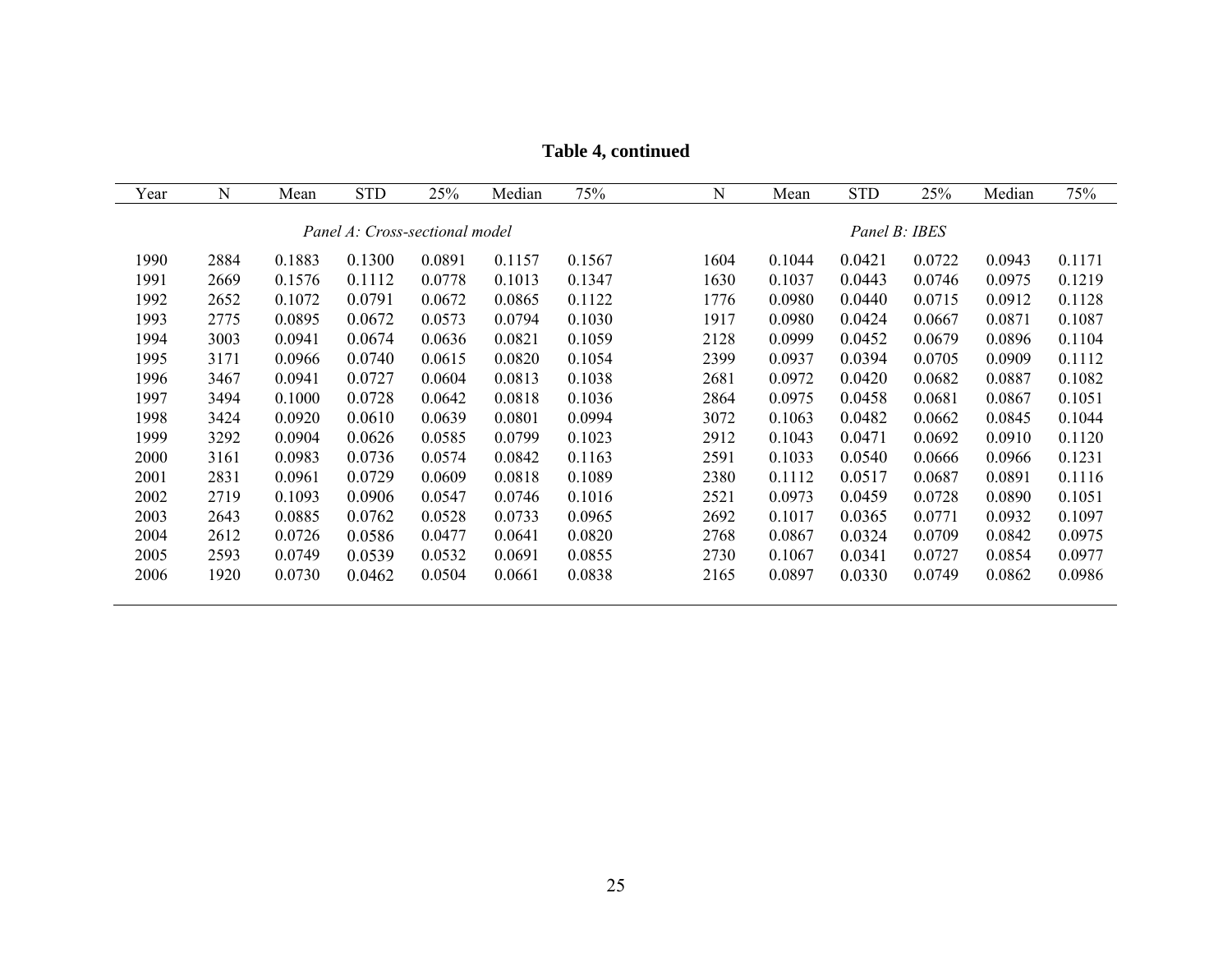**Table 4, continued**

| Year | N | Mean | STD | 25% | Median | 75% | N | Mean | STD | 25% | Median | 75% |
|---|---|---|---|---|---|---|---|---|---|---|---|---|
| | | | *Panel A: Cross-sectional model* | | | | | | *Panel B: IBES* | | | |
| 1990 | 2884 | 0.1883 | 0.1300 | 0.0891 | 0.1157 | 0.1567 | 1604 | 0.1044 | 0.0421 | 0.0722 | 0.0943 | 0.1171 |
| 1991 | 2669 | 0.1576 | 0.1112 | 0.0778 | 0.1013 | 0.1347 | 1630 | 0.1037 | 0.0443 | 0.0746 | 0.0975 | 0.1219 |
| 1992 | 2652 | 0.1072 | 0.0791 | 0.0672 | 0.0865 | 0.1122 | 1776 | 0.0980 | 0.0440 | 0.0715 | 0.0912 | 0.1128 |
| 1993 | 2775 | 0.0895 | 0.0672 | 0.0573 | 0.0794 | 0.1030 | 1917 | 0.0980 | 0.0424 | 0.0667 | 0.0871 | 0.1087 |
| 1994 | 3003 | 0.0941 | 0.0674 | 0.0636 | 0.0821 | 0.1059 | 2128 | 0.0999 | 0.0452 | 0.0679 | 0.0896 | 0.1104 |
| 1995 | 3171 | 0.0966 | 0.0740 | 0.0615 | 0.0820 | 0.1054 | 2399 | 0.0937 | 0.0394 | 0.0705 | 0.0909 | 0.1112 |
| 1996 | 3467 | 0.0941 | 0.0727 | 0.0604 | 0.0813 | 0.1038 | 2681 | 0.0972 | 0.0420 | 0.0682 | 0.0887 | 0.1082 |
| 1997 | 3494 | 0.1000 | 0.0728 | 0.0642 | 0.0818 | 0.1036 | 2864 | 0.0975 | 0.0458 | 0.0681 | 0.0867 | 0.1051 |
| 1998 | 3424 | 0.0920 | 0.0610 | 0.0639 | 0.0801 | 0.0994 | 3072 | 0.1063 | 0.0482 | 0.0662 | 0.0845 | 0.1044 |
| 1999 | 3292 | 0.0904 | 0.0626 | 0.0585 | 0.0799 | 0.1023 | 2912 | 0.1043 | 0.0471 | 0.0692 | 0.0910 | 0.1120 |
| 2000 | 3161 | 0.0983 | 0.0736 | 0.0574 | 0.0842 | 0.1163 | 2591 | 0.1033 | 0.0540 | 0.0666 | 0.0966 | 0.1231 |
| 2001 | 2831 | 0.0961 | 0.0729 | 0.0609 | 0.0818 | 0.1089 | 2380 | 0.1112 | 0.0517 | 0.0687 | 0.0891 | 0.1116 |
| 2002 | 2719 | 0.1093 | 0.0906 | 0.0547 | 0.0746 | 0.1016 | 2521 | 0.0973 | 0.0459 | 0.0728 | 0.0890 | 0.1051 |
| 2003 | 2643 | 0.0885 | 0.0762 | 0.0528 | 0.0733 | 0.0965 | 2692 | 0.1017 | 0.0365 | 0.0771 | 0.0932 | 0.1097 |
| 2004 | 2612 | 0.0726 | 0.0586 | 0.0477 | 0.0641 | 0.0820 | 2768 | 0.0867 | 0.0324 | 0.0709 | 0.0842 | 0.0975 |
| 2005 | 2593 | 0.0749 | 0.0539 | 0.0532 | 0.0691 | 0.0855 | 2730 | 0.1067 | 0.0341 | 0.0727 | 0.0854 | 0.0977 |
| 2006 | 1920 | 0.0730 | 0.0462 | 0.0504 | 0.0661 | 0.0838 | 2165 | 0.0897 | 0.0330 | 0.0749 | 0.0862 | 0.0986 |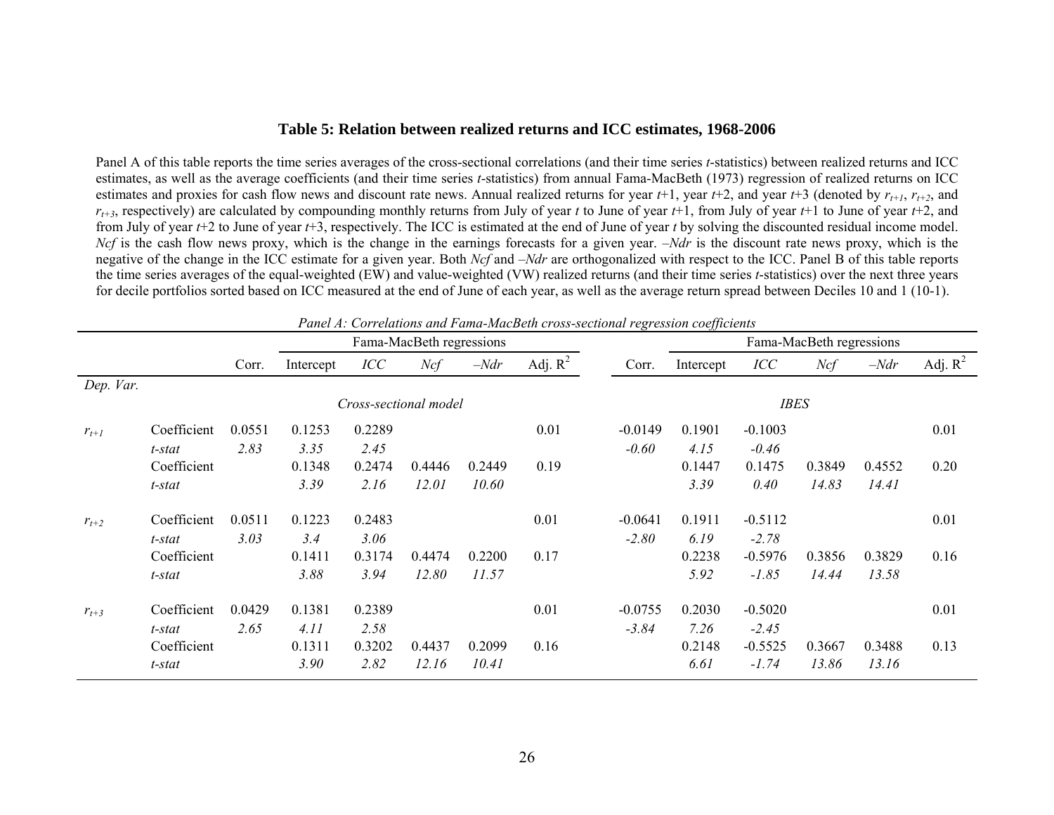**Table 5: Relation between realized returns and ICC estimates, 1968-2006**

Panel A of this table reports the time series averages of the cross-sectional correlations (and their time series *t*-statistics) between realized returns and ICC estimates, as well as the average coefficients (and their time series *t*-statistics) from annual Fama-MacBeth (1973) regression of realized returns on ICC estimates and proxies for cash flow news and discount rate news. Annual realized returns for year *t*+1, year *t*+2, and year *t*+3 (denoted by $r_{t+1}$, $r_{t+2}$, and $r_{t+3}$, respectively) are calculated by compounding monthly returns from July of year *t* to June of year *t*+1, from July of year *t*+1 to June of year *t*+2, and from July of year *t*+2 to June of year *t*+3, respectively. The ICC is estimated at the end of June of year *t* by solving the discounted residual income model. *Ncf* is the cash flow news proxy, which is the change in the earnings forecasts for a given year. –*Ndr* is the discount rate news proxy, which is the negative of the change in the ICC estimate for a given year. Both *Ncf* and –*Ndr* are orthogonalized with respect to the ICC. Panel B of this table reports the time series averages of the equal-weighted (EW) and value-weighted (VW) realized returns (and their time series *t*-statistics) over the next three years for decile portfolios sorted based on ICC measured at the end of June of each year, as well as the average return spread between Deciles 10 and 1 (10-1).

*Panel A: Correlations and Fama-MacBeth cross-sectional regression coefficients*

| | | Corr. | Fama-MacBeth regressions | | | | | Corr. | Fama-MacBeth regressions | | | | |
|---|---|---|---|---|---|---|---|---|---|---|---|---|---|
| | | | Intercept | *ICC* | *Ncf* | –*Ndr* | Adj. $R^2$ | | Intercept | *ICC* | *Ncf* | –*Ndr* | Adj. $R^2$ |
| *Dep. Var.* | | | | | | | | | | | | | |
| | | *Cross-sectional model* | | | | | | *IBES* | | | | | |
| $r_{t+1}$ | Coefficient | 0.0551 | 0.1253 | 0.2289 | | | 0.01 | -0.0149 | 0.1901 | -0.1003 | | | 0.01 |
| | *t-stat* | *2.83* | *3.35* | *2.45* | | | | *-0.60* | *4.15* | *-0.46* | | | |
| | Coefficient | | 0.1348 | 0.2474 | 0.4446 | 0.2449 | 0.19 | | 0.1447 | 0.1475 | 0.3849 | 0.4552 | 0.20 |
| | *t-stat* | | *3.39* | *2.16* | *12.01* | *10.60* | | | *3.39* | *0.40* | *14.83* | *14.41* | |
| $r_{t+2}$ | Coefficient | 0.0511 | 0.1223 | 0.2483 | | | 0.01 | -0.0641 | 0.1911 | -0.5112 | | | 0.01 |
| | *t-stat* | *3.03* | *3.4* | *3.06* | | | | *-2.80* | *6.19* | *-2.78* | | | |
| | Coefficient | | 0.1411 | 0.3174 | 0.4474 | 0.2200 | 0.17 | | 0.2238 | -0.5976 | 0.3856 | 0.3829 | 0.16 |
| | *t-stat* | | *3.88* | *3.94* | *12.80* | *11.57* | | | *5.92* | *-1.85* | *14.44* | *13.58* | |
| $r_{t+3}$ | Coefficient | 0.0429 | 0.1381 | 0.2389 | | | 0.01 | -0.0755 | 0.2030 | -0.5020 | | | 0.01 |
| | *t-stat* | *2.65* | *4.11* | *2.58* | | | | *-3.84* | *7.26* | *-2.45* | | | |
| | Coefficient | | 0.1311 | 0.3202 | 0.4437 | 0.2099 | 0.16 | | 0.2148 | -0.5525 | 0.3667 | 0.3488 | 0.13 |
| | *t-stat* | | *3.90* | *2.82* | *12.16* | *10.41* | | | *6.61* | *-1.74* | *13.86* | *13.16* | |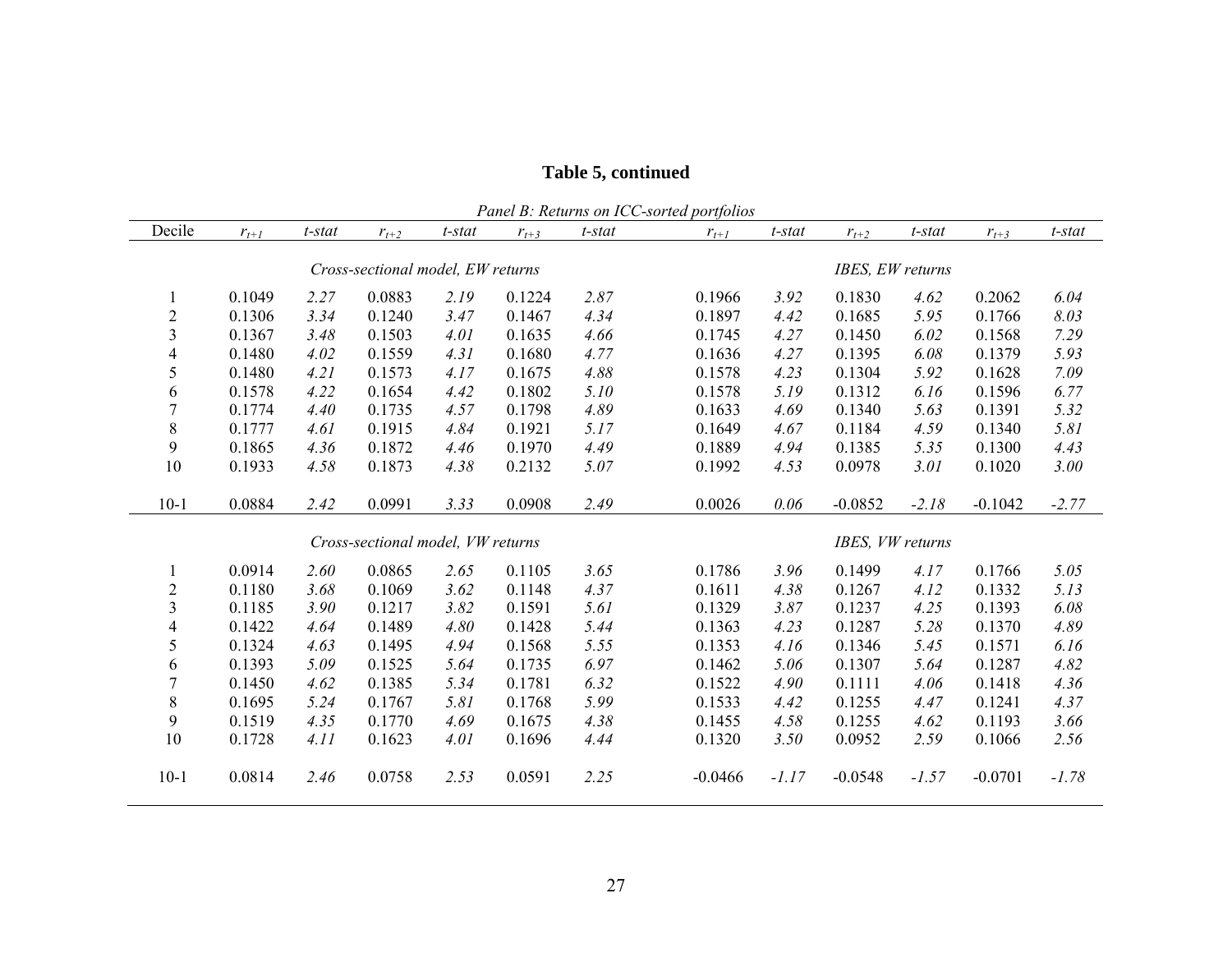**Table 5, continued**

*Panel B: Returns on ICC-sorted portfolios*

| Decile | $r_{t+1}$ | *t-stat* | $r_{t+2}$ | *t-stat* | $r_{t+3}$ | *t-stat* | $r_{t+1}$ | *t-stat* | $r_{t+2}$ | *t-stat* | $r_{t+3}$ | *t-stat* |
|---|---|---|---|---|---|---|---|---|---|---|---|---|
| | *Cross-sectional model, EW returns* | | | | | | *IBES, EW returns* | | | | | |
| 1 | 0.1049 | *2.27* | 0.0883 | *2.19* | 0.1224 | *2.87* | 0.1966 | *3.92* | 0.1830 | *4.62* | 0.2062 | *6.04* |
| 2 | 0.1306 | *3.34* | 0.1240 | *3.47* | 0.1467 | *4.34* | 0.1897 | *4.42* | 0.1685 | *5.95* | 0.1766 | *8.03* |
| 3 | 0.1367 | *3.48* | 0.1503 | *4.01* | 0.1635 | *4.66* | 0.1745 | *4.27* | 0.1450 | *6.02* | 0.1568 | *7.29* |
| 4 | 0.1480 | *4.02* | 0.1559 | *4.31* | 0.1680 | *4.77* | 0.1636 | *4.27* | 0.1395 | *6.08* | 0.1379 | *5.93* |
| 5 | 0.1480 | *4.21* | 0.1573 | *4.17* | 0.1675 | *4.88* | 0.1578 | *4.23* | 0.1304 | *5.92* | 0.1628 | *7.09* |
| 6 | 0.1578 | *4.22* | 0.1654 | *4.42* | 0.1802 | *5.10* | 0.1578 | *5.19* | 0.1312 | *6.16* | 0.1596 | *6.77* |
| 7 | 0.1774 | *4.40* | 0.1735 | *4.57* | 0.1798 | *4.89* | 0.1633 | *4.69* | 0.1340 | *5.63* | 0.1391 | *5.32* |
| 8 | 0.1777 | *4.61* | 0.1915 | *4.84* | 0.1921 | *5.17* | 0.1649 | *4.67* | 0.1184 | *4.59* | 0.1340 | *5.81* |
| 9 | 0.1865 | *4.36* | 0.1872 | *4.46* | 0.1970 | *4.49* | 0.1889 | *4.94* | 0.1385 | *5.35* | 0.1300 | *4.43* |
| 10 | 0.1933 | *4.58* | 0.1873 | *4.38* | 0.2132 | *5.07* | 0.1992 | *4.53* | 0.0978 | *3.01* | 0.1020 | *3.00* |
| 10-1 | 0.0884 | *2.42* | 0.0991 | *3.33* | 0.0908 | *2.49* | 0.0026 | *0.06* | -0.0852 | *-2.18* | -0.1042 | *-2.77* |
| | *Cross-sectional model, VW returns* | | | | | | *IBES, VW returns* | | | | | |
| 1 | 0.0914 | *2.60* | 0.0865 | *2.65* | 0.1105 | *3.65* | 0.1786 | *3.96* | 0.1499 | *4.17* | 0.1766 | *5.05* |
| 2 | 0.1180 | *3.68* | 0.1069 | *3.62* | 0.1148 | *4.37* | 0.1611 | *4.38* | 0.1267 | *4.12* | 0.1332 | *5.13* |
| 3 | 0.1185 | *3.90* | 0.1217 | *3.82* | 0.1591 | *5.61* | 0.1329 | *3.87* | 0.1237 | *4.25* | 0.1393 | *6.08* |
| 4 | 0.1422 | *4.64* | 0.1489 | *4.80* | 0.1428 | *5.44* | 0.1363 | *4.23* | 0.1287 | *5.28* | 0.1370 | *4.89* |
| 5 | 0.1324 | *4.63* | 0.1495 | *4.94* | 0.1568 | *5.55* | 0.1353 | *4.16* | 0.1346 | *5.45* | 0.1571 | *6.16* |
| 6 | 0.1393 | *5.09* | 0.1525 | *5.64* | 0.1735 | *6.97* | 0.1462 | *5.06* | 0.1307 | *5.64* | 0.1287 | *4.82* |
| 7 | 0.1450 | *4.62* | 0.1385 | *5.34* | 0.1781 | *6.32* | 0.1522 | *4.90* | 0.1111 | *4.06* | 0.1418 | *4.36* |
| 8 | 0.1695 | *5.24* | 0.1767 | *5.81* | 0.1768 | *5.99* | 0.1533 | *4.42* | 0.1255 | *4.47* | 0.1241 | *4.37* |
| 9 | 0.1519 | *4.35* | 0.1770 | *4.69* | 0.1675 | *4.38* | 0.1455 | *4.58* | 0.1255 | *4.62* | 0.1193 | *3.66* |
| 10 | 0.1728 | *4.11* | 0.1623 | *4.01* | 0.1696 | *4.44* | 0.1320 | *3.50* | 0.0952 | *2.59* | 0.1066 | *2.56* |
| 10-1 | 0.0814 | *2.46* | 0.0758 | *2.53* | 0.0591 | *2.25* | -0.0466 | *-1.17* | -0.0548 | *-1.57* | -0.0701 | *-1.78* |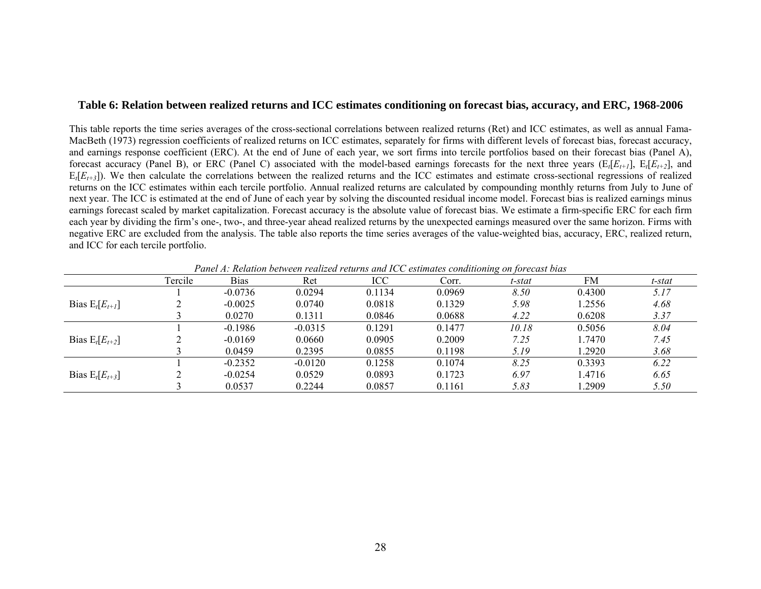**Table 6: Relation between realized returns and ICC estimates conditioning on forecast bias, accuracy, and ERC, 1968-2006**

This table reports the time series averages of the cross-sectional correlations between realized returns (Ret) and ICC estimates, as well as annual Fama-MacBeth (1973) regression coefficients of realized returns on ICC estimates, separately for firms with different levels of forecast bias, forecast accuracy, and earnings response coefficient (ERC). At the end of June of each year, we sort firms into tercile portfolios based on their forecast bias (Panel A), forecast accuracy (Panel B), or ERC (Panel C) associated with the model-based earnings forecasts for the next three years ($E_t[E_{t+1}]$, $E_t[E_{t+2}]$, and $E_t[E_{t+3}]$). We then calculate the correlations between the realized returns and the ICC estimates and estimate cross-sectional regressions of realized returns on the ICC estimates within each tercile portfolio. Annual realized returns are calculated by compounding monthly returns from July to June of next year. The ICC is estimated at the end of June of each year by solving the discounted residual income model. Forecast bias is realized earnings minus earnings forecast scaled by market capitalization. Forecast accuracy is the absolute value of forecast bias. We estimate a firm-specific ERC for each firm each year by dividing the firm's one-, two-, and three-year ahead realized returns by the unexpected earnings measured over the same horizon. Firms with negative ERC are excluded from the analysis. The table also reports the time series averages of the value-weighted bias, accuracy, ERC, realized return, and ICC for each tercile portfolio.

*Panel A: Relation between realized returns and ICC estimates conditioning on forecast bias*

| | Tercile | Bias | Ret | ICC | Corr. | *t-stat* | FM | *t-stat* |
|---|---|---|---|---|---|---|---|---|
| Bias $E_t[E_{t+1}]$ | 1 | -0.0736 | 0.0294 | 0.1134 | 0.0969 | *8.50* | 0.4300 | *5.17* |
| | 2 | -0.0025 | 0.0740 | 0.0818 | 0.1329 | *5.98* | 1.2556 | *4.68* |
| | 3 | 0.0270 | 0.1311 | 0.0846 | 0.0688 | *4.22* | 0.6208 | *3.37* |
| Bias $E_t[E_{t+2}]$ | 1 | -0.1986 | -0.0315 | 0.1291 | 0.1477 | *10.18* | 0.5056 | *8.04* |
| | 2 | -0.0169 | 0.0660 | 0.0905 | 0.2009 | *7.25* | 1.7470 | *7.45* |
| | 3 | 0.0459 | 0.2395 | 0.0855 | 0.1198 | *5.19* | 1.2920 | *3.68* |
| Bias $E_t[E_{t+3}]$ | 1 | -0.2352 | -0.0120 | 0.1258 | 0.1074 | *8.25* | 0.3393 | *6.22* |
| | 2 | -0.0254 | 0.0529 | 0.0893 | 0.1723 | *6.97* | 1.4716 | *6.65* |
| | 3 | 0.0537 | 0.2244 | 0.0857 | 0.1161 | *5.83* | 1.2909 | *5.50* |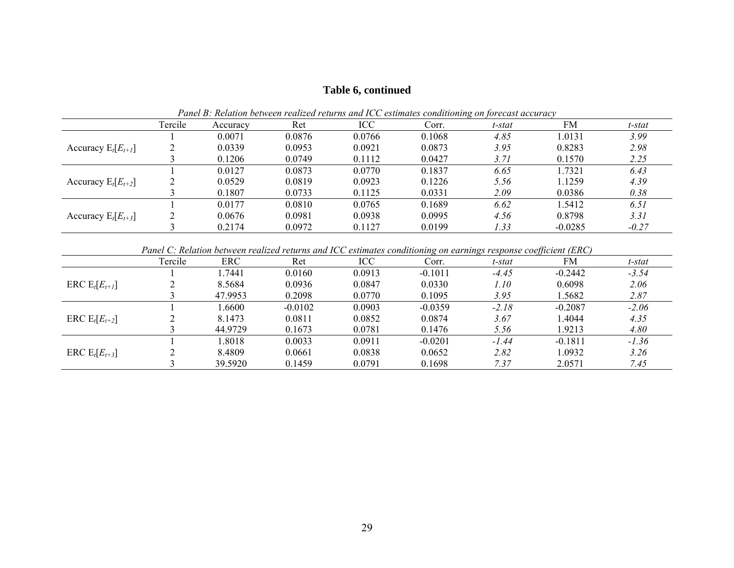**Table 6, continued**

*Panel B: Relation between realized returns and ICC estimates conditioning on forecast accuracy*

| | Tercile | Accuracy | Ret | ICC | Corr. | *t-stat* | FM | *t-stat* |
|---|---|---|---|---|---|---|---|---|
| | 1 | 0.0071 | 0.0876 | 0.0766 | 0.1068 | *4.85* | 1.0131 | *3.99* |
| Accuracy $E_t[E_{t+1}]$ | 2 | 0.0339 | 0.0953 | 0.0921 | 0.0873 | *3.95* | 0.8283 | *2.98* |
| | 3 | 0.1206 | 0.0749 | 0.1112 | 0.0427 | *3.71* | 0.1570 | *2.25* |
| | 1 | 0.0127 | 0.0873 | 0.0770 | 0.1837 | *6.65* | 1.7321 | *6.43* |
| Accuracy $E_t[E_{t+2}]$ | 2 | 0.0529 | 0.0819 | 0.0923 | 0.1226 | *5.56* | 1.1259 | *4.39* |
| | 3 | 0.1807 | 0.0733 | 0.1125 | 0.0331 | *2.09* | 0.0386 | *0.38* |
| | 1 | 0.0177 | 0.0810 | 0.0765 | 0.1689 | *6.62* | 1.5412 | *6.51* |
| Accuracy $E_t[E_{t+3}]$ | 2 | 0.0676 | 0.0981 | 0.0938 | 0.0995 | *4.56* | 0.8798 | *3.31* |
| | 3 | 0.2174 | 0.0972 | 0.1127 | 0.0199 | *1.33* | -0.0285 | *-0.27* |

*Panel C: Relation between realized returns and ICC estimates conditioning on earnings response coefficient (ERC)*

| | Tercile | ERC | Ret | ICC | Corr. | *t-stat* | FM | *t-stat* |
|---|---|---|---|---|---|---|---|---|
| | 1 | 1.7441 | 0.0160 | 0.0913 | -0.1011 | *-4.45* | -0.2442 | *-3.54* |
| ERC $E_t[E_{t+1}]$ | 2 | 8.5684 | 0.0936 | 0.0847 | 0.0330 | *1.10* | 0.6098 | *2.06* |
| | 3 | 47.9953 | 0.2098 | 0.0770 | 0.1095 | *3.95* | 1.5682 | *2.87* |
| | 1 | 1.6600 | -0.0102 | 0.0903 | -0.0359 | *-2.18* | -0.2087 | *-2.06* |
| ERC $E_t[E_{t+2}]$ | 2 | 8.1473 | 0.0811 | 0.0852 | 0.0874 | *3.67* | 1.4044 | *4.35* |
| | 3 | 44.9729 | 0.1673 | 0.0781 | 0.1476 | *5.56* | 1.9213 | *4.80* |
| | 1 | 1.8018 | 0.0033 | 0.0911 | -0.0201 | *-1.44* | -0.1811 | *-1.36* |
| ERC $E_t[E_{t+3}]$ | 2 | 8.4809 | 0.0661 | 0.0838 | 0.0652 | *2.82* | 1.0932 | *3.26* |
| | 3 | 39.5920 | 0.1459 | 0.0791 | 0.1698 | *7.37* | 2.0571 | *7.45* |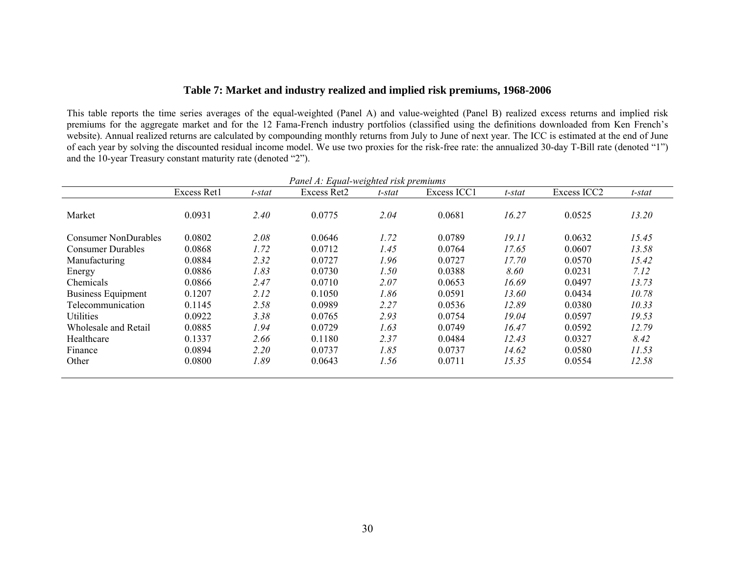## Table 7: Market and industry realized and implied risk premiums, 1968-2006

This table reports the time series averages of the equal-weighted (Panel A) and value-weighted (Panel B) realized excess returns and implied risk premiums for the aggregate market and for the 12 Fama-French industry portfolios (classified using the definitions downloaded from Ken French's website). Annual realized returns are calculated by compounding monthly returns from July to June of next year. The ICC is estimated at the end of June of each year by solving the discounted residual income model. We use two proxies for the risk-free rate: the annualized 30-day T-Bill rate (denoted "1") and the 10-year Treasury constant maturity rate (denoted "2").

*Panel A: Equal-weighted risk premiums*

| | Excess Ret1 | *t-stat* | Excess Ret2 | *t-stat* | Excess ICC1 | *t-stat* | Excess ICC2 | *t-stat* |
|---|---|---|---|---|---|---|---|---|
| Market | 0.0931 | *2.40* | 0.0775 | *2.04* | 0.0681 | *16.27* | 0.0525 | *13.20* |
| Consumer NonDurables | 0.0802 | *2.08* | 0.0646 | *1.72* | 0.0789 | *19.11* | 0.0632 | *15.45* |
| Consumer Durables | 0.0868 | *1.72* | 0.0712 | *1.45* | 0.0764 | *17.65* | 0.0607 | *13.58* |
| Manufacturing | 0.0884 | *2.32* | 0.0727 | *1.96* | 0.0727 | *17.70* | 0.0570 | *15.42* |
| Energy | 0.0886 | *1.83* | 0.0730 | *1.50* | 0.0388 | *8.60* | 0.0231 | *7.12* |
| Chemicals | 0.0866 | *2.47* | 0.0710 | *2.07* | 0.0653 | *16.69* | 0.0497 | *13.73* |
| Business Equipment | 0.1207 | *2.12* | 0.1050 | *1.86* | 0.0591 | *13.60* | 0.0434 | *10.78* |
| Telecommunication | 0.1145 | *2.58* | 0.0989 | *2.27* | 0.0536 | *12.89* | 0.0380 | *10.33* |
| Utilities | 0.0922 | *3.38* | 0.0765 | *2.93* | 0.0754 | *19.04* | 0.0597 | *19.53* |
| Wholesale and Retail | 0.0885 | *1.94* | 0.0729 | *1.63* | 0.0749 | *16.47* | 0.0592 | *12.79* |
| Healthcare | 0.1337 | *2.66* | 0.1180 | *2.37* | 0.0484 | *12.43* | 0.0327 | *8.42* |
| Finance | 0.0894 | *2.20* | 0.0737 | *1.85* | 0.0737 | *14.62* | 0.0580 | *11.53* |
| Other | 0.0800 | *1.89* | 0.0643 | *1.56* | 0.0711 | *15.35* | 0.0554 | *12.58* |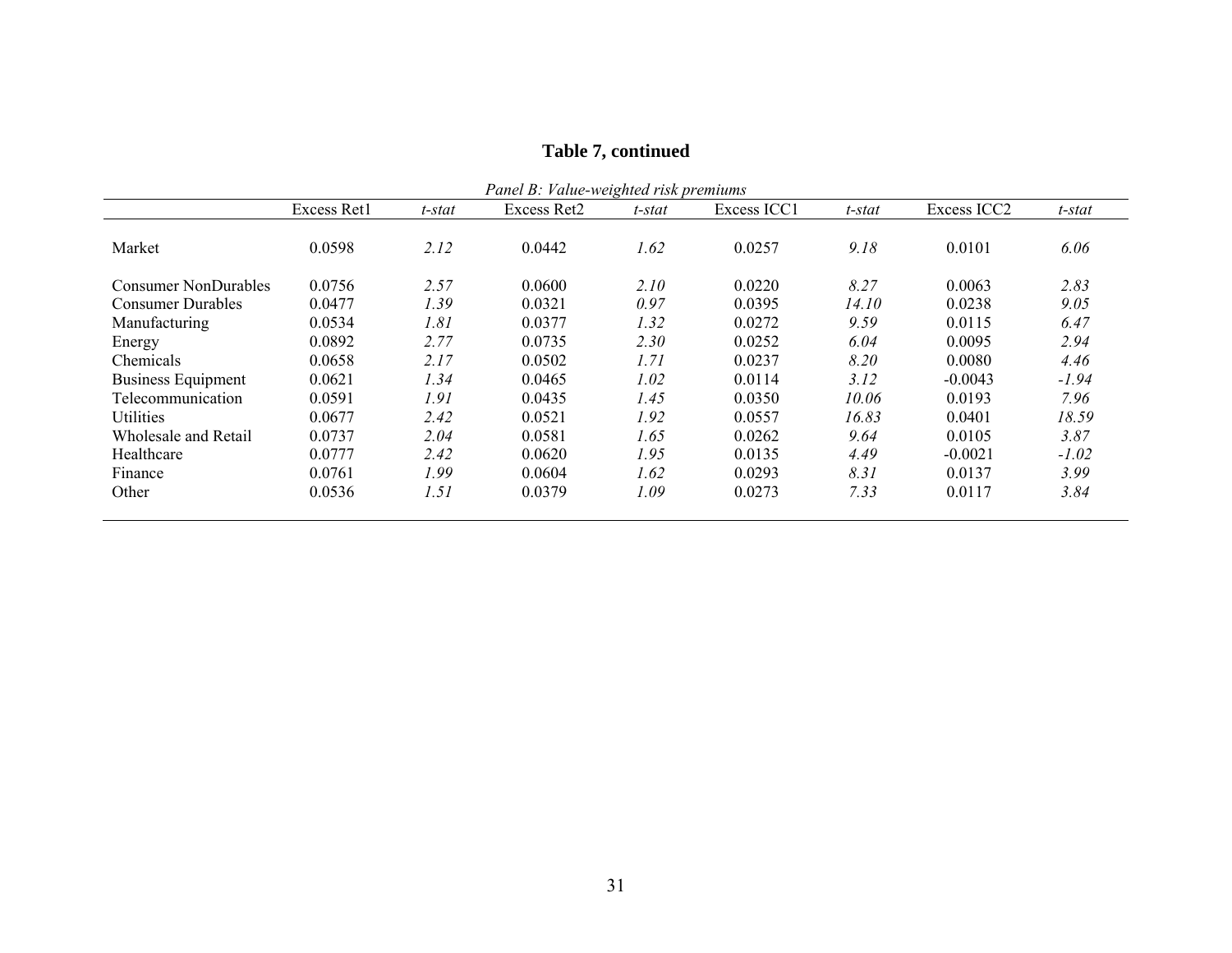**Table 7, continued**

*Panel B: Value-weighted risk premiums*

| | Excess Ret1 | *t-stat* | Excess Ret2 | *t-stat* | Excess ICC1 | *t-stat* | Excess ICC2 | *t-stat* |
|---|---|---|---|---|---|---|---|---|
| Market | 0.0598 | *2.12* | 0.0442 | *1.62* | 0.0257 | *9.18* | 0.0101 | *6.06* |
| Consumer NonDurables | 0.0756 | *2.57* | 0.0600 | *2.10* | 0.0220 | *8.27* | 0.0063 | *2.83* |
| Consumer Durables | 0.0477 | *1.39* | 0.0321 | *0.97* | 0.0395 | *14.10* | 0.0238 | *9.05* |
| Manufacturing | 0.0534 | *1.81* | 0.0377 | *1.32* | 0.0272 | *9.59* | 0.0115 | *6.47* |
| Energy | 0.0892 | *2.77* | 0.0735 | *2.30* | 0.0252 | *6.04* | 0.0095 | *2.94* |
| Chemicals | 0.0658 | *2.17* | 0.0502 | *1.71* | 0.0237 | *8.20* | 0.0080 | *4.46* |
| Business Equipment | 0.0621 | *1.34* | 0.0465 | *1.02* | 0.0114 | *3.12* | -0.0043 | *-1.94* |
| Telecommunication | 0.0591 | *1.91* | 0.0435 | *1.45* | 0.0350 | *10.06* | 0.0193 | *7.96* |
| Utilities | 0.0677 | *2.42* | 0.0521 | *1.92* | 0.0557 | *16.83* | 0.0401 | *18.59* |
| Wholesale and Retail | 0.0737 | *2.04* | 0.0581 | *1.65* | 0.0262 | *9.64* | 0.0105 | *3.87* |
| Healthcare | 0.0777 | *2.42* | 0.0620 | *1.95* | 0.0135 | *4.49* | -0.0021 | *-1.02* |
| Finance | 0.0761 | *1.99* | 0.0604 | *1.62* | 0.0293 | *8.31* | 0.0137 | *3.99* |
| Other | 0.0536 | *1.51* | 0.0379 | *1.09* | 0.0273 | *7.33* | 0.0117 | *3.84* |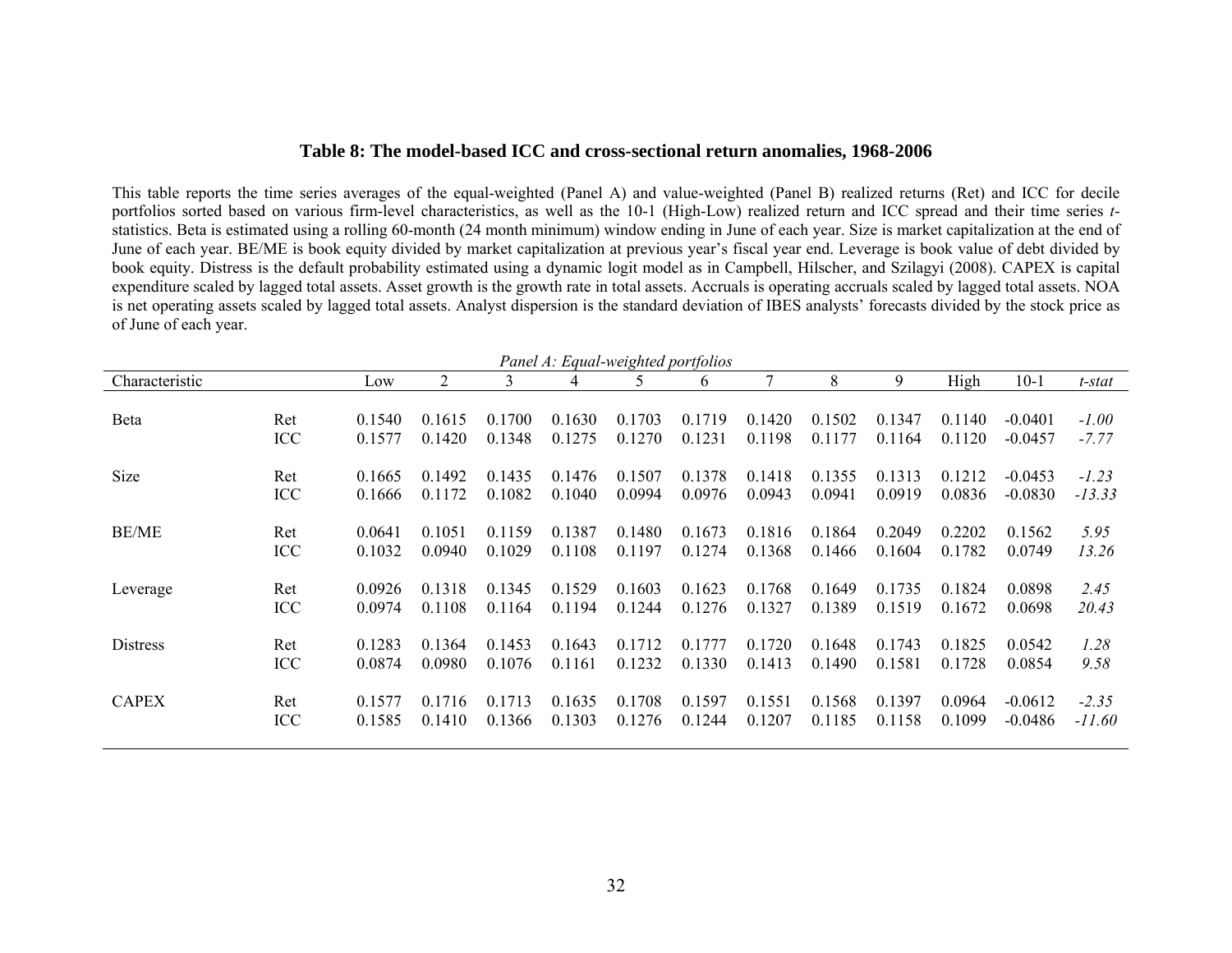**Table 8: The model-based ICC and cross-sectional return anomalies, 1968-2006**

This table reports the time series averages of the equal-weighted (Panel A) and value-weighted (Panel B) realized returns (Ret) and ICC for decile portfolios sorted based on various firm-level characteristics, as well as the 10-1 (High-Low) realized return and ICC spread and their time series *t*-statistics. Beta is estimated using a rolling 60-month (24 month minimum) window ending in June of each year. Size is market capitalization at the end of June of each year. BE/ME is book equity divided by market capitalization at previous year's fiscal year end. Leverage is book value of debt divided by book equity. Distress is the default probability estimated using a dynamic logit model as in Campbell, Hilscher, and Szilagyi (2008). CAPEX is capital expenditure scaled by lagged total assets. Asset growth is the growth rate in total assets. Accruals is operating accruals scaled by lagged total assets. NOA is net operating assets scaled by lagged total assets. Analyst dispersion is the standard deviation of IBES analysts' forecasts divided by the stock price as of June of each year.

*Panel A: Equal-weighted portfolios*

| Characteristic | | Low | 2 | 3 | 4 | 5 | 6 | 7 | 8 | 9 | High | 10-1 | *t-stat* |
|---|---|---|---|---|---|---|---|---|---|---|---|---|---|
| Beta | Ret | 0.1540 | 0.1615 | 0.1700 | 0.1630 | 0.1703 | 0.1719 | 0.1420 | 0.1502 | 0.1347 | 0.1140 | -0.0401 | *-1.00* |
| | ICC | 0.1577 | 0.1420 | 0.1348 | 0.1275 | 0.1270 | 0.1231 | 0.1198 | 0.1177 | 0.1164 | 0.1120 | -0.0457 | *-7.77* |
| Size | Ret | 0.1665 | 0.1492 | 0.1435 | 0.1476 | 0.1507 | 0.1378 | 0.1418 | 0.1355 | 0.1313 | 0.1212 | -0.0453 | *-1.23* |
| | ICC | 0.1666 | 0.1172 | 0.1082 | 0.1040 | 0.0994 | 0.0976 | 0.0943 | 0.0941 | 0.0919 | 0.0836 | -0.0830 | *-13.33* |
| BE/ME | Ret | 0.0641 | 0.1051 | 0.1159 | 0.1387 | 0.1480 | 0.1673 | 0.1816 | 0.1864 | 0.2049 | 0.2202 | 0.1562 | *5.95* |
| | ICC | 0.1032 | 0.0940 | 0.1029 | 0.1108 | 0.1197 | 0.1274 | 0.1368 | 0.1466 | 0.1604 | 0.1782 | 0.0749 | *13.26* |
| Leverage | Ret | 0.0926 | 0.1318 | 0.1345 | 0.1529 | 0.1603 | 0.1623 | 0.1768 | 0.1649 | 0.1735 | 0.1824 | 0.0898 | *2.45* |
| | ICC | 0.0974 | 0.1108 | 0.1164 | 0.1194 | 0.1244 | 0.1276 | 0.1327 | 0.1389 | 0.1519 | 0.1672 | 0.0698 | *20.43* |
| Distress | Ret | 0.1283 | 0.1364 | 0.1453 | 0.1643 | 0.1712 | 0.1777 | 0.1720 | 0.1648 | 0.1743 | 0.1825 | 0.0542 | *1.28* |
| | ICC | 0.0874 | 0.0980 | 0.1076 | 0.1161 | 0.1232 | 0.1330 | 0.1413 | 0.1490 | 0.1581 | 0.1728 | 0.0854 | *9.58* |
| CAPEX | Ret | 0.1577 | 0.1716 | 0.1713 | 0.1635 | 0.1708 | 0.1597 | 0.1551 | 0.1568 | 0.1397 | 0.0964 | -0.0612 | *-2.35* |
| | ICC | 0.1585 | 0.1410 | 0.1366 | 0.1303 | 0.1276 | 0.1244 | 0.1207 | 0.1185 | 0.1158 | 0.1099 | -0.0486 | *-11.60* |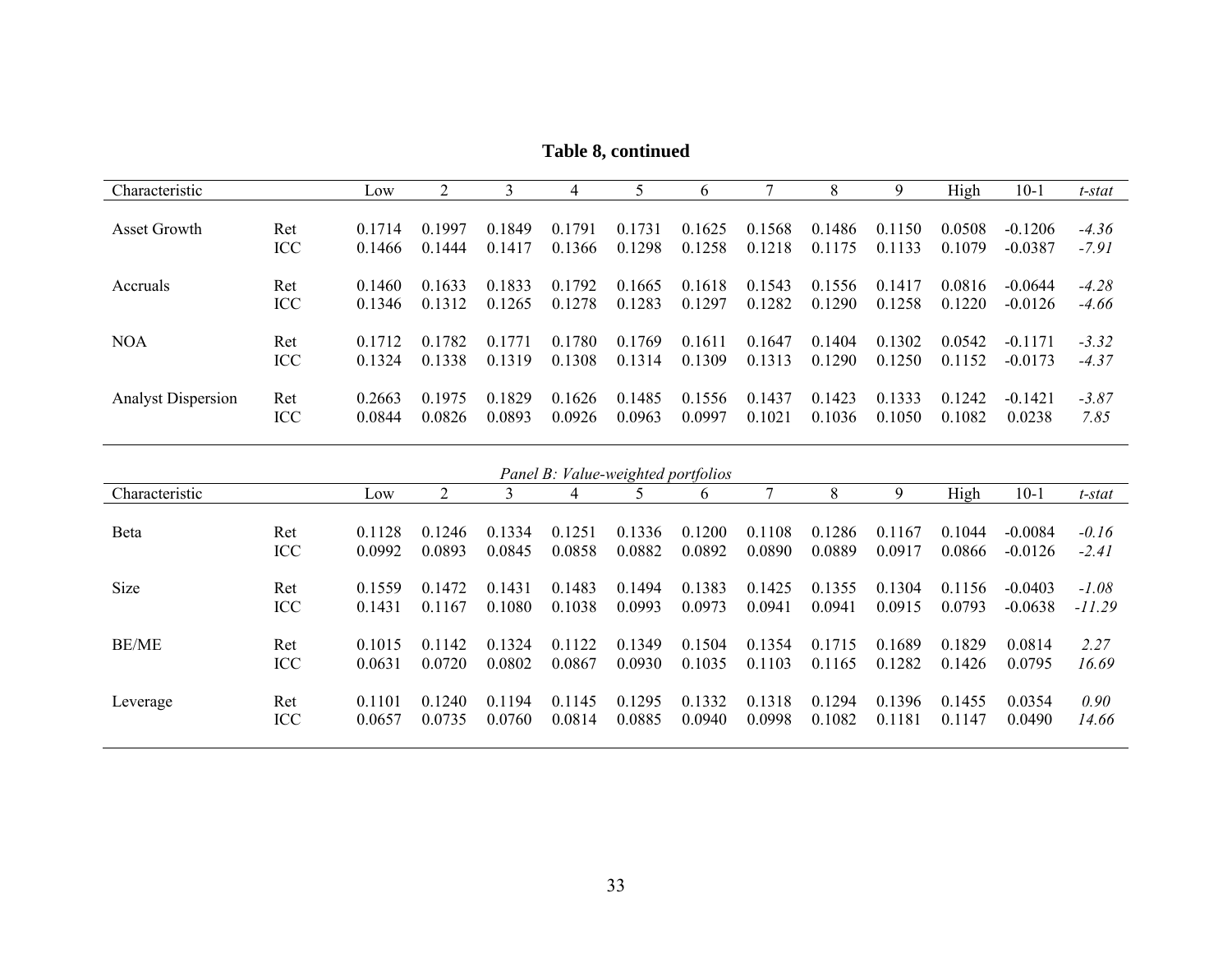**Table 8, continued**

| Characteristic | | Low | 2 | 3 | 4 | 5 | 6 | 7 | 8 | 9 | High | 10-1 | *t-stat* |
|---|---|---|---|---|---|---|---|---|---|---|---|---|---|
| Asset Growth | Ret | 0.1714 | 0.1997 | 0.1849 | 0.1791 | 0.1731 | 0.1625 | 0.1568 | 0.1486 | 0.1150 | 0.0508 | -0.1206 | *-4.36* |
| | ICC | 0.1466 | 0.1444 | 0.1417 | 0.1366 | 0.1298 | 0.1258 | 0.1218 | 0.1175 | 0.1133 | 0.1079 | -0.0387 | *-7.91* |
| Accruals | Ret | 0.1460 | 0.1633 | 0.1833 | 0.1792 | 0.1665 | 0.1618 | 0.1543 | 0.1556 | 0.1417 | 0.0816 | -0.0644 | *-4.28* |
| | ICC | 0.1346 | 0.1312 | 0.1265 | 0.1278 | 0.1283 | 0.1297 | 0.1282 | 0.1290 | 0.1258 | 0.1220 | -0.0126 | *-4.66* |
| NOA | Ret | 0.1712 | 0.1782 | 0.1771 | 0.1780 | 0.1769 | 0.1611 | 0.1647 | 0.1404 | 0.1302 | 0.0542 | -0.1171 | *-3.32* |
| | ICC | 0.1324 | 0.1338 | 0.1319 | 0.1308 | 0.1314 | 0.1309 | 0.1313 | 0.1290 | 0.1250 | 0.1152 | -0.0173 | *-4.37* |
| Analyst Dispersion | Ret | 0.2663 | 0.1975 | 0.1829 | 0.1626 | 0.1485 | 0.1556 | 0.1437 | 0.1423 | 0.1333 | 0.1242 | -0.1421 | *-3.87* |
| | ICC | 0.0844 | 0.0826 | 0.0893 | 0.0926 | 0.0963 | 0.0997 | 0.1021 | 0.1036 | 0.1050 | 0.1082 | 0.0238 | *7.85* |

*Panel B: Value-weighted portfolios*

| Characteristic | | Low | 2 | 3 | 4 | 5 | 6 | 7 | 8 | 9 | High | 10-1 | *t-stat* |
|---|---|---|---|---|---|---|---|---|---|---|---|---|---|
| Beta | Ret | 0.1128 | 0.1246 | 0.1334 | 0.1251 | 0.1336 | 0.1200 | 0.1108 | 0.1286 | 0.1167 | 0.1044 | -0.0084 | *-0.16* |
| | ICC | 0.0992 | 0.0893 | 0.0845 | 0.0858 | 0.0882 | 0.0892 | 0.0890 | 0.0889 | 0.0917 | 0.0866 | -0.0126 | *-2.41* |
| Size | Ret | 0.1559 | 0.1472 | 0.1431 | 0.1483 | 0.1494 | 0.1383 | 0.1425 | 0.1355 | 0.1304 | 0.1156 | -0.0403 | *-1.08* |
| | ICC | 0.1431 | 0.1167 | 0.1080 | 0.1038 | 0.0993 | 0.0973 | 0.0941 | 0.0941 | 0.0915 | 0.0793 | -0.0638 | *-11.29* |
| BE/ME | Ret | 0.1015 | 0.1142 | 0.1324 | 0.1122 | 0.1349 | 0.1504 | 0.1354 | 0.1715 | 0.1689 | 0.1829 | 0.0814 | *2.27* |
| | ICC | 0.0631 | 0.0720 | 0.0802 | 0.0867 | 0.0930 | 0.1035 | 0.1103 | 0.1165 | 0.1282 | 0.1426 | 0.0795 | *16.69* |
| Leverage | Ret | 0.1101 | 0.1240 | 0.1194 | 0.1145 | 0.1295 | 0.1332 | 0.1318 | 0.1294 | 0.1396 | 0.1455 | 0.0354 | *0.90* |
| | ICC | 0.0657 | 0.0735 | 0.0760 | 0.0814 | 0.0885 | 0.0940 | 0.0998 | 0.1082 | 0.1181 | 0.1147 | 0.0490 | *14.66* |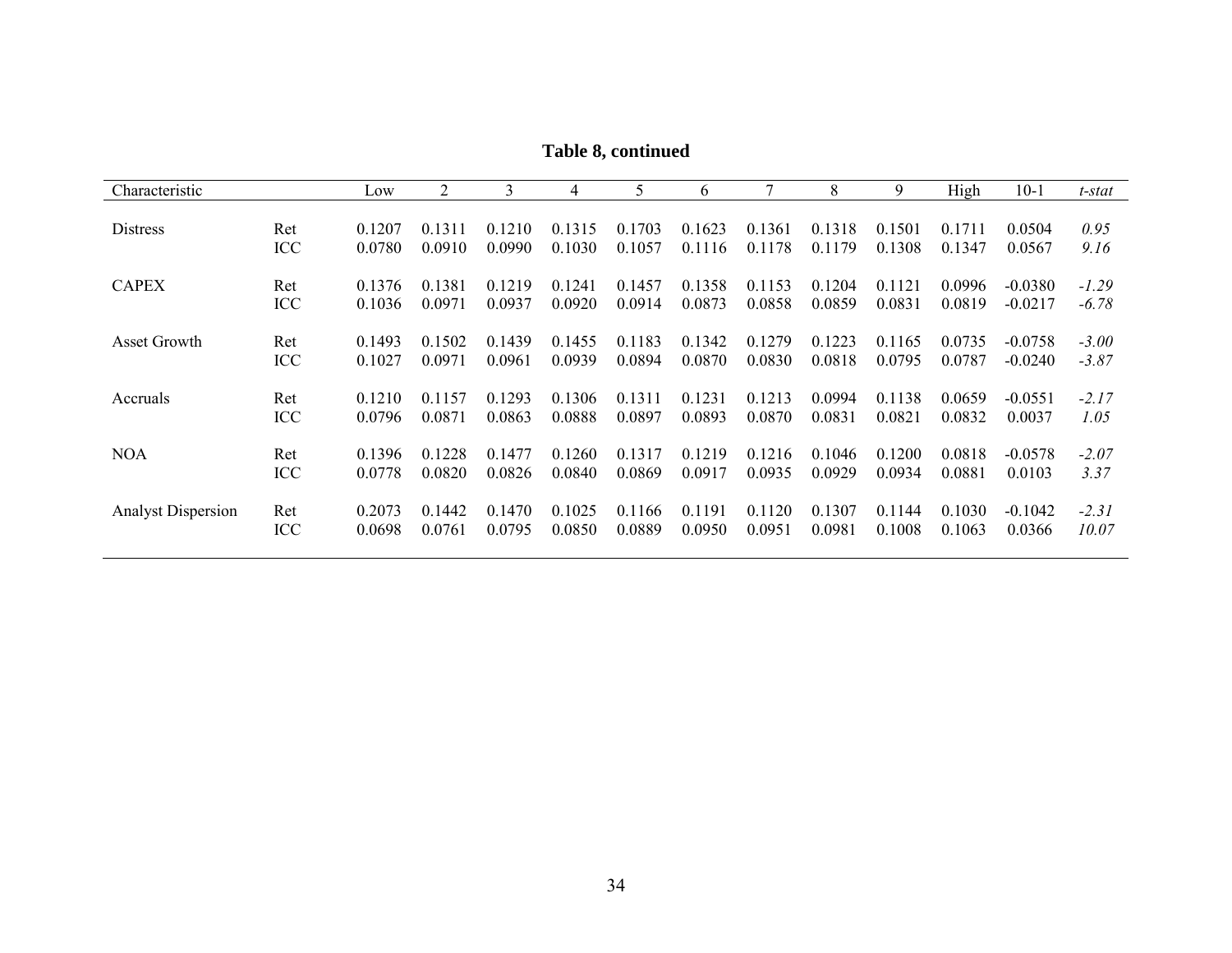**Table 8, continued**

| Characteristic | | Low | 2 | 3 | 4 | 5 | 6 | 7 | 8 | 9 | High | 10-1 | *t-stat* |
|---|---|---|---|---|---|---|---|---|---|---|---|---|---|
| Distress | Ret | 0.1207 | 0.1311 | 0.1210 | 0.1315 | 0.1703 | 0.1623 | 0.1361 | 0.1318 | 0.1501 | 0.1711 | 0.0504 | *0.95* |
| | ICC | 0.0780 | 0.0910 | 0.0990 | 0.1030 | 0.1057 | 0.1116 | 0.1178 | 0.1179 | 0.1308 | 0.1347 | 0.0567 | *9.16* |
| CAPEX | Ret | 0.1376 | 0.1381 | 0.1219 | 0.1241 | 0.1457 | 0.1358 | 0.1153 | 0.1204 | 0.1121 | 0.0996 | -0.0380 | *-1.29* |
| | ICC | 0.1036 | 0.0971 | 0.0937 | 0.0920 | 0.0914 | 0.0873 | 0.0858 | 0.0859 | 0.0831 | 0.0819 | -0.0217 | *-6.78* |
| Asset Growth | Ret | 0.1493 | 0.1502 | 0.1439 | 0.1455 | 0.1183 | 0.1342 | 0.1279 | 0.1223 | 0.1165 | 0.0735 | -0.0758 | *-3.00* |
| | ICC | 0.1027 | 0.0971 | 0.0961 | 0.0939 | 0.0894 | 0.0870 | 0.0830 | 0.0818 | 0.0795 | 0.0787 | -0.0240 | *-3.87* |
| Accruals | Ret | 0.1210 | 0.1157 | 0.1293 | 0.1306 | 0.1311 | 0.1231 | 0.1213 | 0.0994 | 0.1138 | 0.0659 | -0.0551 | *-2.17* |
| | ICC | 0.0796 | 0.0871 | 0.0863 | 0.0888 | 0.0897 | 0.0893 | 0.0870 | 0.0831 | 0.0821 | 0.0832 | 0.0037 | *1.05* |
| NOA | Ret | 0.1396 | 0.1228 | 0.1477 | 0.1260 | 0.1317 | 0.1219 | 0.1216 | 0.1046 | 0.1200 | 0.0818 | -0.0578 | *-2.07* |
| | ICC | 0.0778 | 0.0820 | 0.0826 | 0.0840 | 0.0869 | 0.0917 | 0.0935 | 0.0929 | 0.0934 | 0.0881 | 0.0103 | *3.37* |
| Analyst Dispersion | Ret | 0.2073 | 0.1442 | 0.1470 | 0.1025 | 0.1166 | 0.1191 | 0.1120 | 0.1307 | 0.1144 | 0.1030 | -0.1042 | *-2.31* |
| | ICC | 0.0698 | 0.0761 | 0.0795 | 0.0850 | 0.0889 | 0.0950 | 0.0951 | 0.0981 | 0.1008 | 0.1063 | 0.0366 | *10.07* |